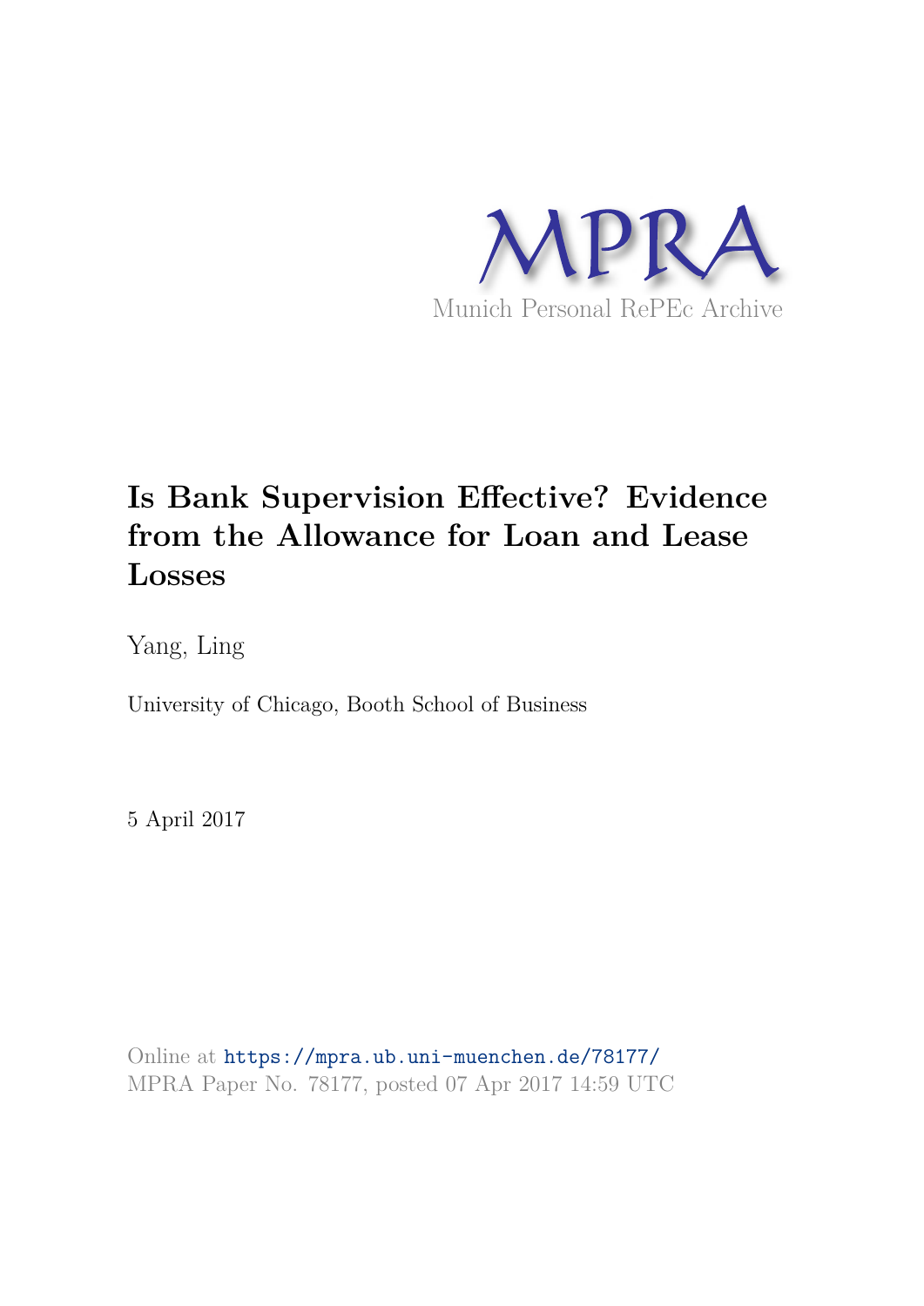MPRA

Munich Personal RePEc Archive

# Is Bank Supervision Effective? Evidence from the Allowance for Loan and Lease Losses

Yang, Ling

University of Chicago, Booth School of Business

5 April 2017

Online at https://mpra.ub.uni-muenchen.de/78177/
MPRA Paper No. 78177, posted 07 Apr 2017 14:59 UTC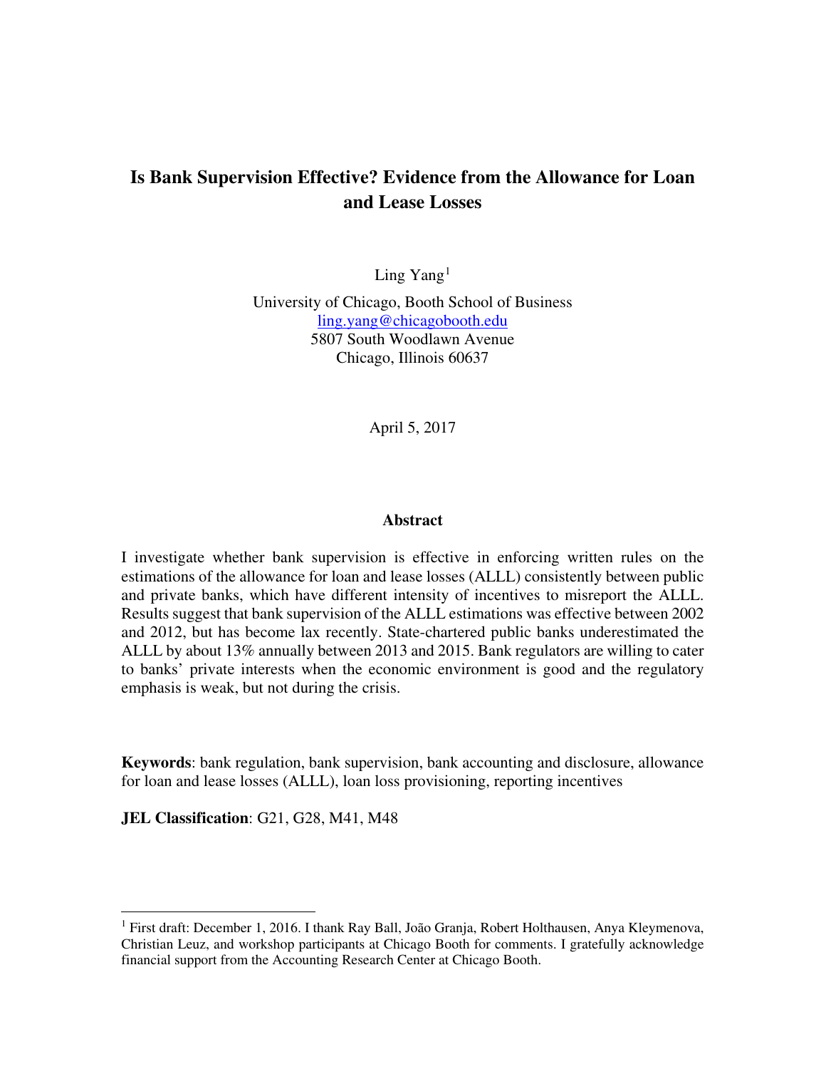# Is Bank Supervision Effective? Evidence from the Allowance for Loan and Lease Losses

Ling Yang[1]

University of Chicago, Booth School of Business
ling.yang@chicagobooth.edu
5807 South Woodlawn Avenue
Chicago, Illinois 60637

April 5, 2017

## Abstract

I investigate whether bank supervision is effective in enforcing written rules on the estimations of the allowance for loan and lease losses (ALLL) consistently between public and private banks, which have different intensity of incentives to misreport the ALLL. Results suggest that bank supervision of the ALLL estimations was effective between 2002 and 2012, but has become lax recently. State-chartered public banks underestimated the ALLL by about 13% annually between 2013 and 2015. Bank regulators are willing to cater to banks' private interests when the economic environment is good and the regulatory emphasis is weak, but not during the crisis.

**Keywords**: bank regulation, bank supervision, bank accounting and disclosure, allowance for loan and lease losses (ALLL), loan loss provisioning, reporting incentives

**JEL Classification**: G21, G28, M41, M48

---

[1] First draft: December 1, 2016. I thank Ray Ball, João Granja, Robert Holthausen, Anya Kleymenova, Christian Leuz, and workshop participants at Chicago Booth for comments. I gratefully acknowledge financial support from the Accounting Research Center at Chicago Booth.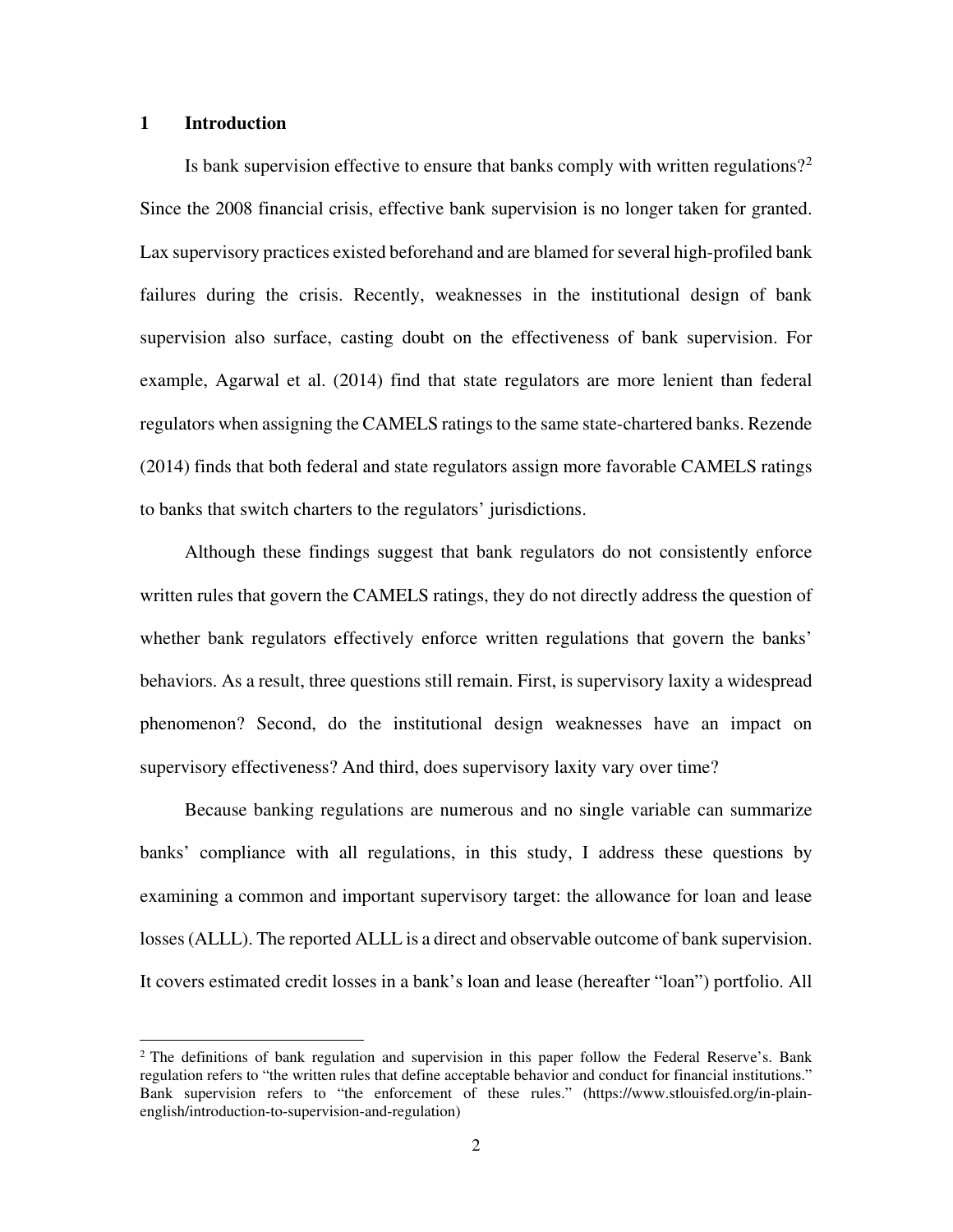# 1 Introduction

Is bank supervision effective to ensure that banks comply with written regulations?[2] Since the 2008 financial crisis, effective bank supervision is no longer taken for granted. Lax supervisory practices existed beforehand and are blamed for several high-profiled bank failures during the crisis. Recently, weaknesses in the institutional design of bank supervision also surface, casting doubt on the effectiveness of bank supervision. For example, Agarwal et al. (2014) find that state regulators are more lenient than federal regulators when assigning the CAMELS ratings to the same state-chartered banks. Rezende (2014) finds that both federal and state regulators assign more favorable CAMELS ratings to banks that switch charters to the regulators' jurisdictions.

Although these findings suggest that bank regulators do not consistently enforce written rules that govern the CAMELS ratings, they do not directly address the question of whether bank regulators effectively enforce written regulations that govern the banks' behaviors. As a result, three questions still remain. First, is supervisory laxity a widespread phenomenon? Second, do the institutional design weaknesses have an impact on supervisory effectiveness? And third, does supervisory laxity vary over time?

Because banking regulations are numerous and no single variable can summarize banks' compliance with all regulations, in this study, I address these questions by examining a common and important supervisory target: the allowance for loan and lease losses (ALLL). The reported ALLL is a direct and observable outcome of bank supervision. It covers estimated credit losses in a bank's loan and lease (hereafter "loan") portfolio. All

[2] The definitions of bank regulation and supervision in this paper follow the Federal Reserve's. Bank regulation refers to "the written rules that define acceptable behavior and conduct for financial institutions." Bank supervision refers to "the enforcement of these rules." (https://www.stlouisfed.org/in-plain-english/introduction-to-supervision-and-regulation)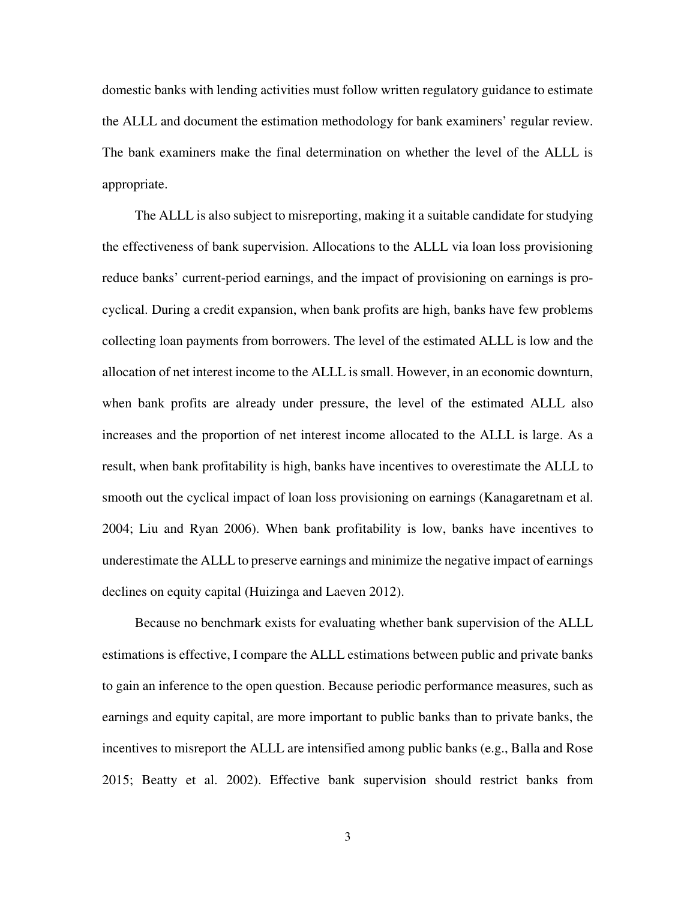domestic banks with lending activities must follow written regulatory guidance to estimate the ALLL and document the estimation methodology for bank examiners' regular review. The bank examiners make the final determination on whether the level of the ALLL is appropriate.

The ALLL is also subject to misreporting, making it a suitable candidate for studying the effectiveness of bank supervision. Allocations to the ALLL via loan loss provisioning reduce banks' current-period earnings, and the impact of provisioning on earnings is pro-cyclical. During a credit expansion, when bank profits are high, banks have few problems collecting loan payments from borrowers. The level of the estimated ALLL is low and the allocation of net interest income to the ALLL is small. However, in an economic downturn, when bank profits are already under pressure, the level of the estimated ALLL also increases and the proportion of net interest income allocated to the ALLL is large. As a result, when bank profitability is high, banks have incentives to overestimate the ALLL to smooth out the cyclical impact of loan loss provisioning on earnings (Kanagaretnam et al. 2004; Liu and Ryan 2006). When bank profitability is low, banks have incentives to underestimate the ALLL to preserve earnings and minimize the negative impact of earnings declines on equity capital (Huizinga and Laeven 2012).

Because no benchmark exists for evaluating whether bank supervision of the ALLL estimations is effective, I compare the ALLL estimations between public and private banks to gain an inference to the open question. Because periodic performance measures, such as earnings and equity capital, are more important to public banks than to private banks, the incentives to misreport the ALLL are intensified among public banks (e.g., Balla and Rose 2015; Beatty et al. 2002). Effective bank supervision should restrict banks from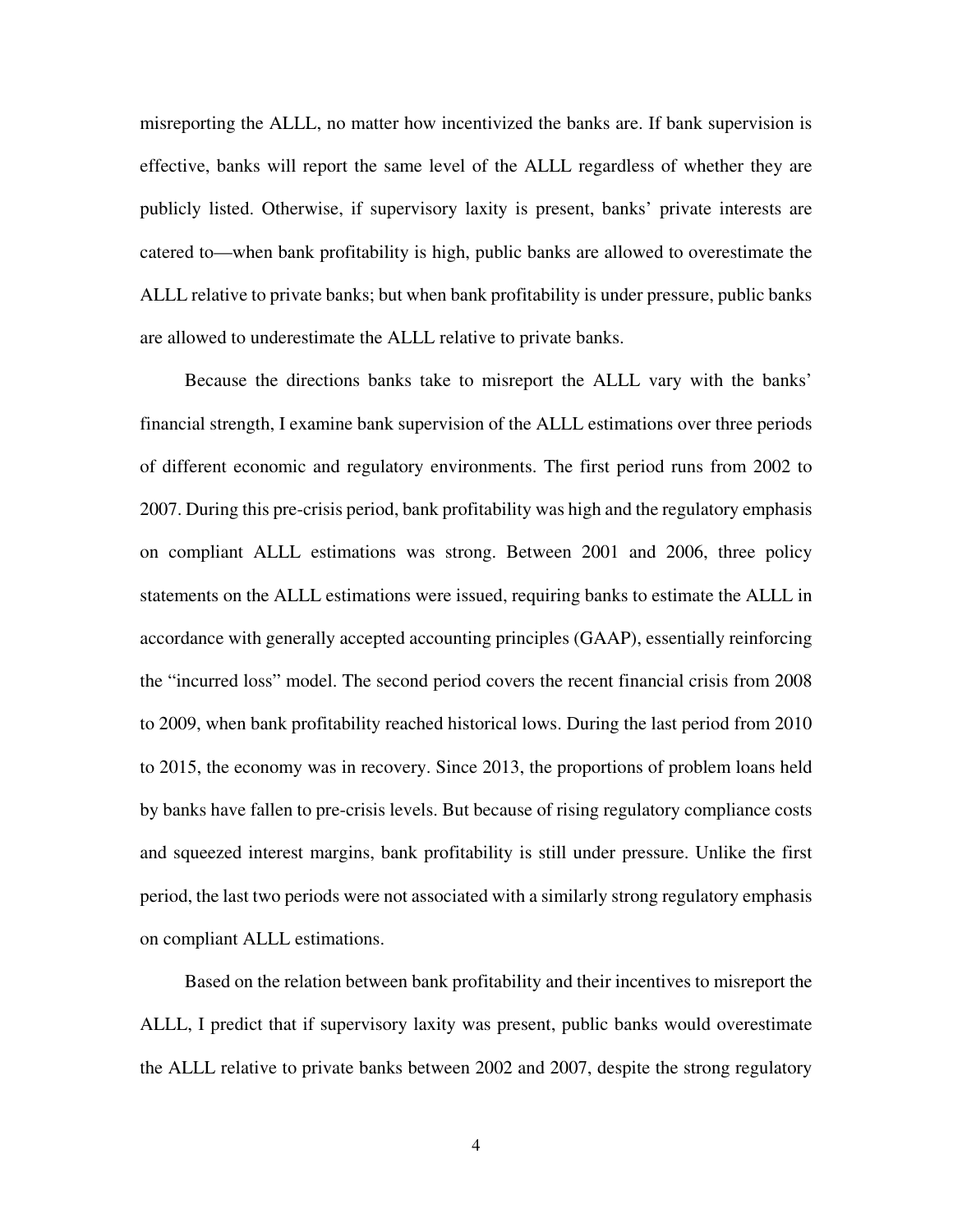misreporting the ALLL, no matter how incentivized the banks are. If bank supervision is effective, banks will report the same level of the ALLL regardless of whether they are publicly listed. Otherwise, if supervisory laxity is present, banks' private interests are catered to—when bank profitability is high, public banks are allowed to overestimate the ALLL relative to private banks; but when bank profitability is under pressure, public banks are allowed to underestimate the ALLL relative to private banks.

Because the directions banks take to misreport the ALLL vary with the banks' financial strength, I examine bank supervision of the ALLL estimations over three periods of different economic and regulatory environments. The first period runs from 2002 to 2007. During this pre-crisis period, bank profitability was high and the regulatory emphasis on compliant ALLL estimations was strong. Between 2001 and 2006, three policy statements on the ALLL estimations were issued, requiring banks to estimate the ALLL in accordance with generally accepted accounting principles (GAAP), essentially reinforcing the "incurred loss" model. The second period covers the recent financial crisis from 2008 to 2009, when bank profitability reached historical lows. During the last period from 2010 to 2015, the economy was in recovery. Since 2013, the proportions of problem loans held by banks have fallen to pre-crisis levels. But because of rising regulatory compliance costs and squeezed interest margins, bank profitability is still under pressure. Unlike the first period, the last two periods were not associated with a similarly strong regulatory emphasis on compliant ALLL estimations.

Based on the relation between bank profitability and their incentives to misreport the ALLL, I predict that if supervisory laxity was present, public banks would overestimate the ALLL relative to private banks between 2002 and 2007, despite the strong regulatory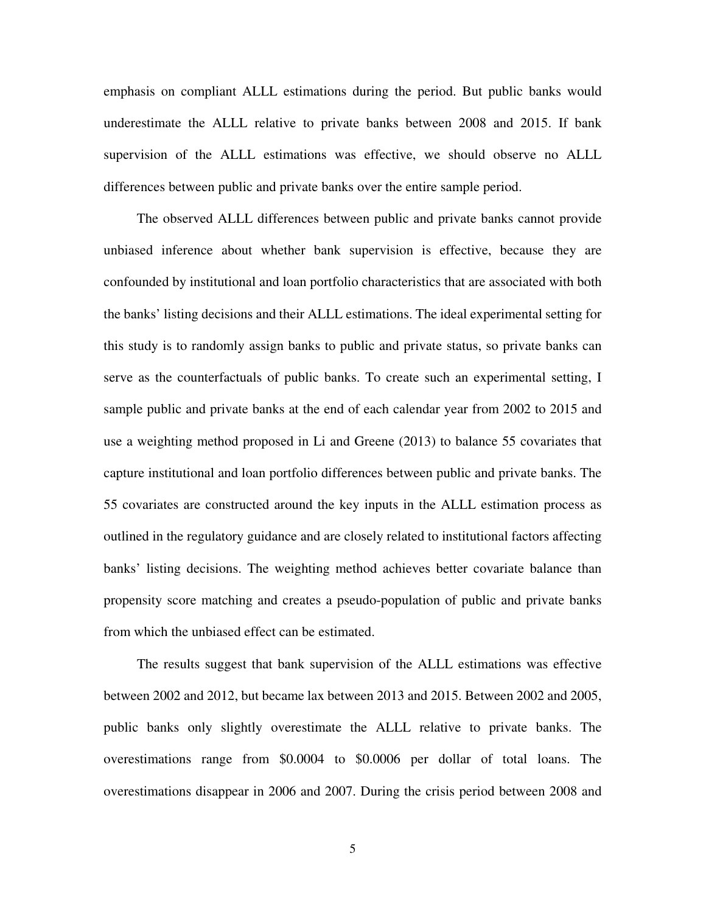emphasis on compliant ALLL estimations during the period. But public banks would underestimate the ALLL relative to private banks between 2008 and 2015. If bank supervision of the ALLL estimations was effective, we should observe no ALLL differences between public and private banks over the entire sample period.

The observed ALLL differences between public and private banks cannot provide unbiased inference about whether bank supervision is effective, because they are confounded by institutional and loan portfolio characteristics that are associated with both the banks' listing decisions and their ALLL estimations. The ideal experimental setting for this study is to randomly assign banks to public and private status, so private banks can serve as the counterfactuals of public banks. To create such an experimental setting, I sample public and private banks at the end of each calendar year from 2002 to 2015 and use a weighting method proposed in Li and Greene (2013) to balance 55 covariates that capture institutional and loan portfolio differences between public and private banks. The 55 covariates are constructed around the key inputs in the ALLL estimation process as outlined in the regulatory guidance and are closely related to institutional factors affecting banks' listing decisions. The weighting method achieves better covariate balance than propensity score matching and creates a pseudo-population of public and private banks from which the unbiased effect can be estimated.

The results suggest that bank supervision of the ALLL estimations was effective between 2002 and 2012, but became lax between 2013 and 2015. Between 2002 and 2005, public banks only slightly overestimate the ALLL relative to private banks. The overestimations range from $0.0004 to $0.0006 per dollar of total loans. The overestimations disappear in 2006 and 2007. During the crisis period between 2008 and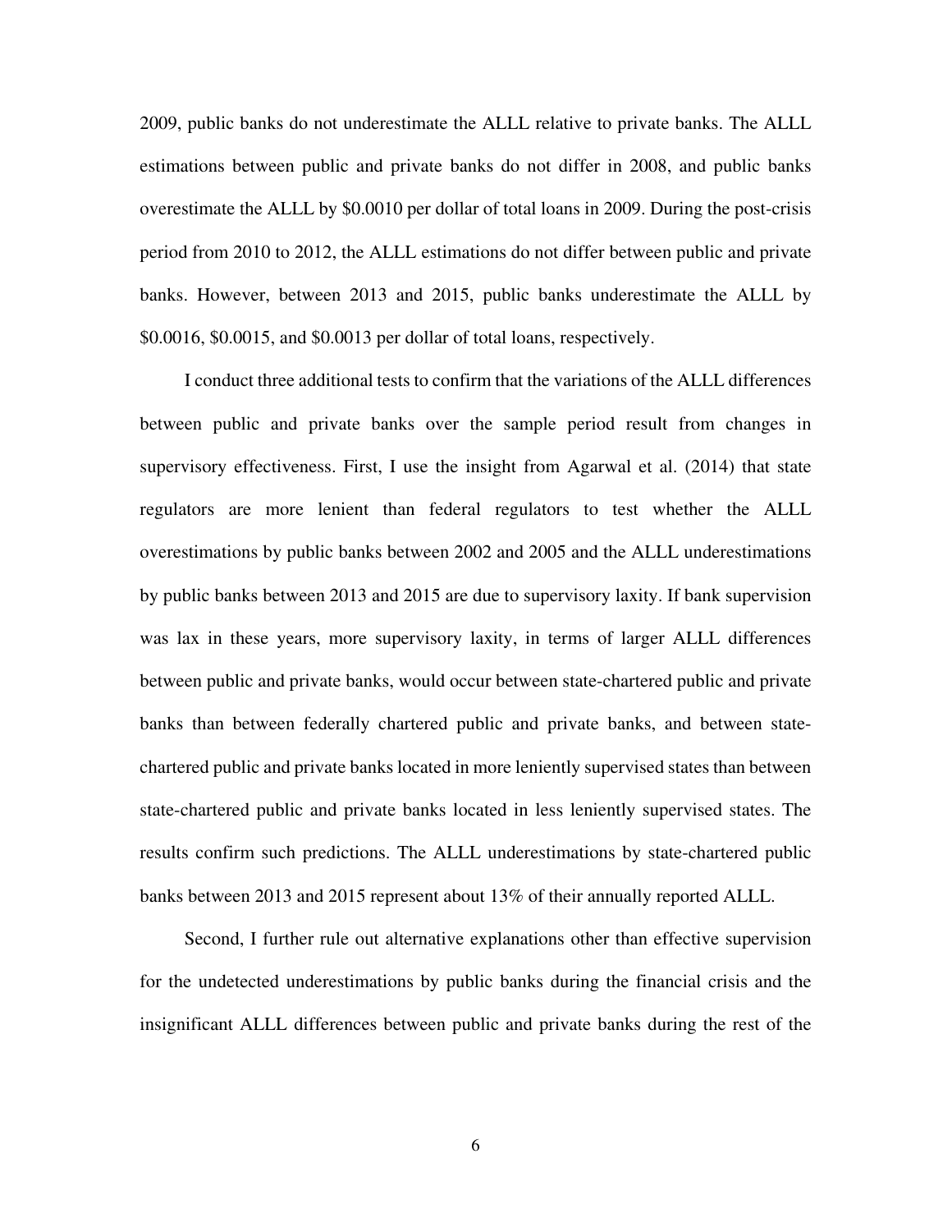2009, public banks do not underestimate the ALLL relative to private banks. The ALLL estimations between public and private banks do not differ in 2008, and public banks overestimate the ALLL by $0.0010 per dollar of total loans in 2009. During the post-crisis period from 2010 to 2012, the ALLL estimations do not differ between public and private banks. However, between 2013 and 2015, public banks underestimate the ALLL by $0.0016, $0.0015, and $0.0013 per dollar of total loans, respectively.

I conduct three additional tests to confirm that the variations of the ALLL differences between public and private banks over the sample period result from changes in supervisory effectiveness. First, I use the insight from Agarwal et al. (2014) that state regulators are more lenient than federal regulators to test whether the ALLL overestimations by public banks between 2002 and 2005 and the ALLL underestimations by public banks between 2013 and 2015 are due to supervisory laxity. If bank supervision was lax in these years, more supervisory laxity, in terms of larger ALLL differences between public and private banks, would occur between state-chartered public and private banks than between federally chartered public and private banks, and between state-chartered public and private banks located in more leniently supervised states than between state-chartered public and private banks located in less leniently supervised states. The results confirm such predictions. The ALLL underestimations by state-chartered public banks between 2013 and 2015 represent about 13% of their annually reported ALLL.

Second, I further rule out alternative explanations other than effective supervision for the undetected underestimations by public banks during the financial crisis and the insignificant ALLL differences between public and private banks during the rest of the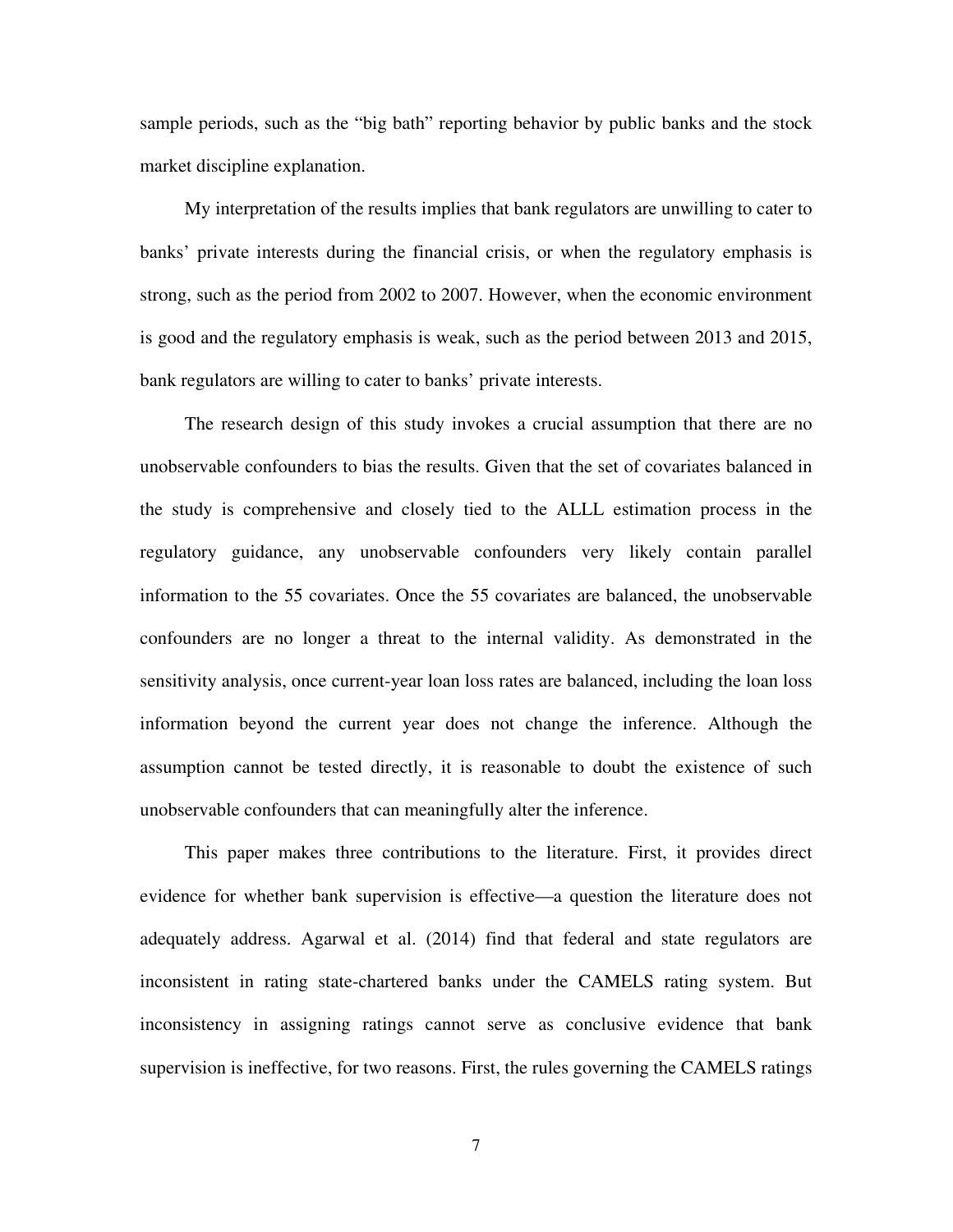sample periods, such as the "big bath" reporting behavior by public banks and the stock market discipline explanation.

My interpretation of the results implies that bank regulators are unwilling to cater to banks' private interests during the financial crisis, or when the regulatory emphasis is strong, such as the period from 2002 to 2007. However, when the economic environment is good and the regulatory emphasis is weak, such as the period between 2013 and 2015, bank regulators are willing to cater to banks' private interests.

The research design of this study invokes a crucial assumption that there are no unobservable confounders to bias the results. Given that the set of covariates balanced in the study is comprehensive and closely tied to the ALLL estimation process in the regulatory guidance, any unobservable confounders very likely contain parallel information to the 55 covariates. Once the 55 covariates are balanced, the unobservable confounders are no longer a threat to the internal validity. As demonstrated in the sensitivity analysis, once current-year loan loss rates are balanced, including the loan loss information beyond the current year does not change the inference. Although the assumption cannot be tested directly, it is reasonable to doubt the existence of such unobservable confounders that can meaningfully alter the inference.

This paper makes three contributions to the literature. First, it provides direct evidence for whether bank supervision is effective—a question the literature does not adequately address. Agarwal et al. (2014) find that federal and state regulators are inconsistent in rating state-chartered banks under the CAMELS rating system. But inconsistency in assigning ratings cannot serve as conclusive evidence that bank supervision is ineffective, for two reasons. First, the rules governing the CAMELS ratings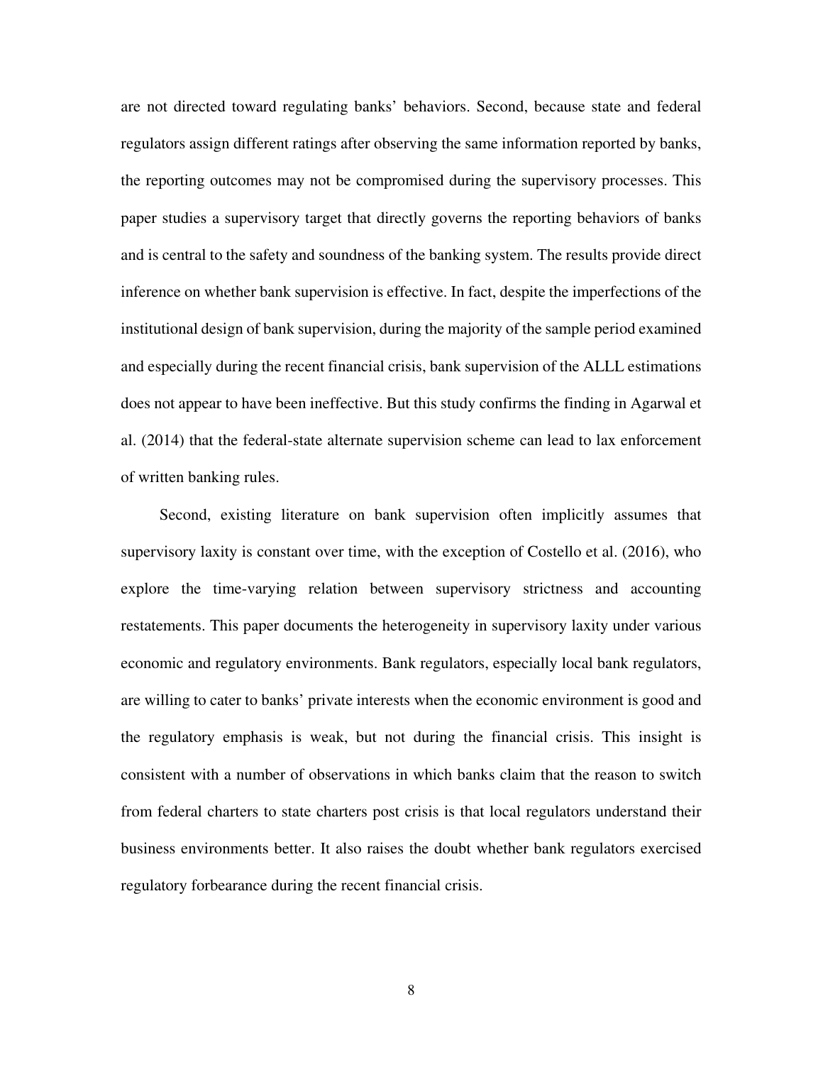are not directed toward regulating banks' behaviors. Second, because state and federal regulators assign different ratings after observing the same information reported by banks, the reporting outcomes may not be compromised during the supervisory processes. This paper studies a supervisory target that directly governs the reporting behaviors of banks and is central to the safety and soundness of the banking system. The results provide direct inference on whether bank supervision is effective. In fact, despite the imperfections of the institutional design of bank supervision, during the majority of the sample period examined and especially during the recent financial crisis, bank supervision of the ALLL estimations does not appear to have been ineffective. But this study confirms the finding in Agarwal et al. (2014) that the federal-state alternate supervision scheme can lead to lax enforcement of written banking rules.

Second, existing literature on bank supervision often implicitly assumes that supervisory laxity is constant over time, with the exception of Costello et al. (2016), who explore the time-varying relation between supervisory strictness and accounting restatements. This paper documents the heterogeneity in supervisory laxity under various economic and regulatory environments. Bank regulators, especially local bank regulators, are willing to cater to banks' private interests when the economic environment is good and the regulatory emphasis is weak, but not during the financial crisis. This insight is consistent with a number of observations in which banks claim that the reason to switch from federal charters to state charters post crisis is that local regulators understand their business environments better. It also raises the doubt whether bank regulators exercised regulatory forbearance during the recent financial crisis.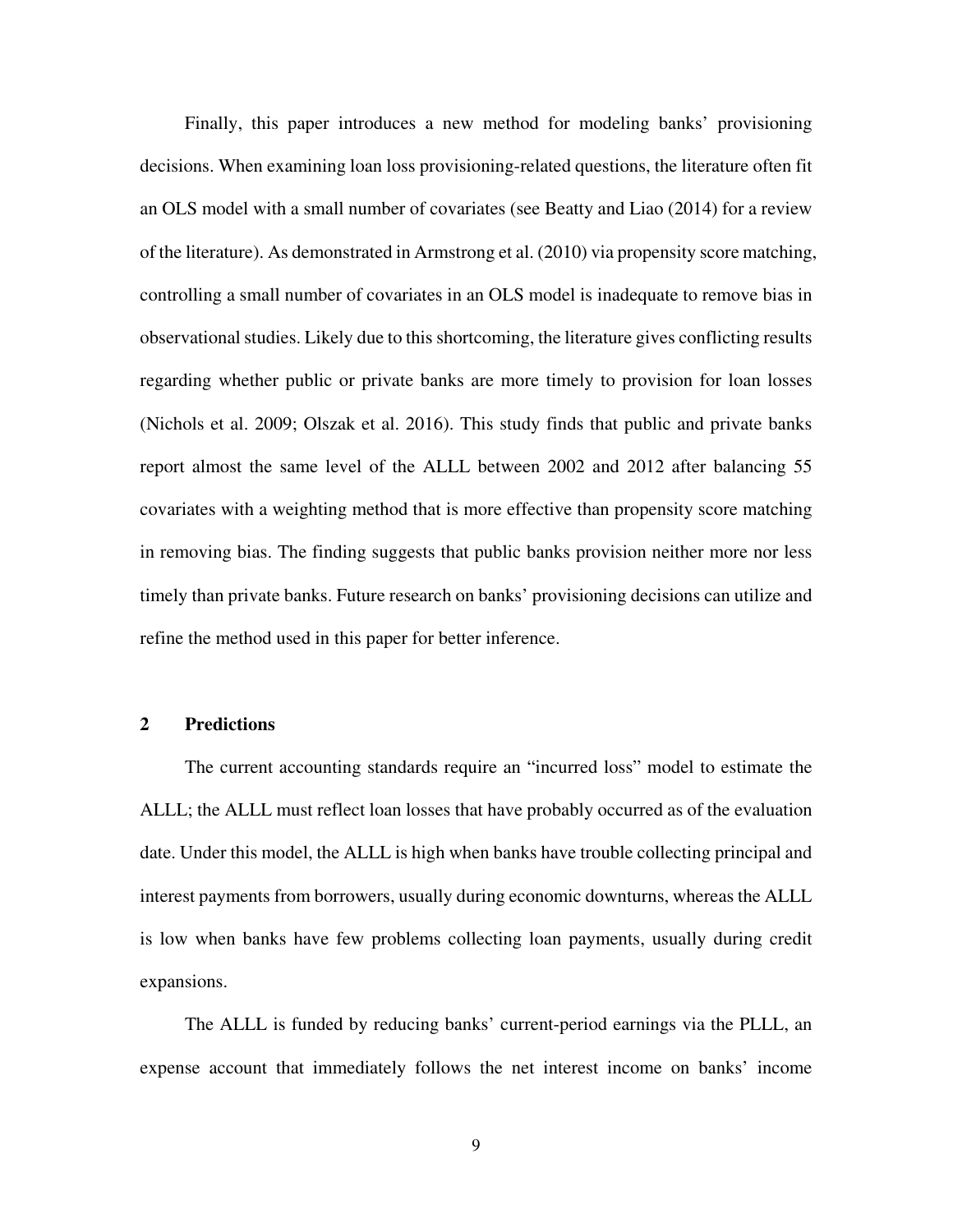Finally, this paper introduces a new method for modeling banks' provisioning decisions. When examining loan loss provisioning-related questions, the literature often fit an OLS model with a small number of covariates (see Beatty and Liao (2014) for a review of the literature). As demonstrated in Armstrong et al. (2010) via propensity score matching, controlling a small number of covariates in an OLS model is inadequate to remove bias in observational studies. Likely due to this shortcoming, the literature gives conflicting results regarding whether public or private banks are more timely to provision for loan losses (Nichols et al. 2009; Olszak et al. 2016). This study finds that public and private banks report almost the same level of the ALLL between 2002 and 2012 after balancing 55 covariates with a weighting method that is more effective than propensity score matching in removing bias. The finding suggests that public banks provision neither more nor less timely than private banks. Future research on banks' provisioning decisions can utilize and refine the method used in this paper for better inference.

## 2 Predictions

The current accounting standards require an "incurred loss" model to estimate the ALLL; the ALLL must reflect loan losses that have probably occurred as of the evaluation date. Under this model, the ALLL is high when banks have trouble collecting principal and interest payments from borrowers, usually during economic downturns, whereas the ALLL is low when banks have few problems collecting loan payments, usually during credit expansions.

The ALLL is funded by reducing banks' current-period earnings via the PLLL, an expense account that immediately follows the net interest income on banks' income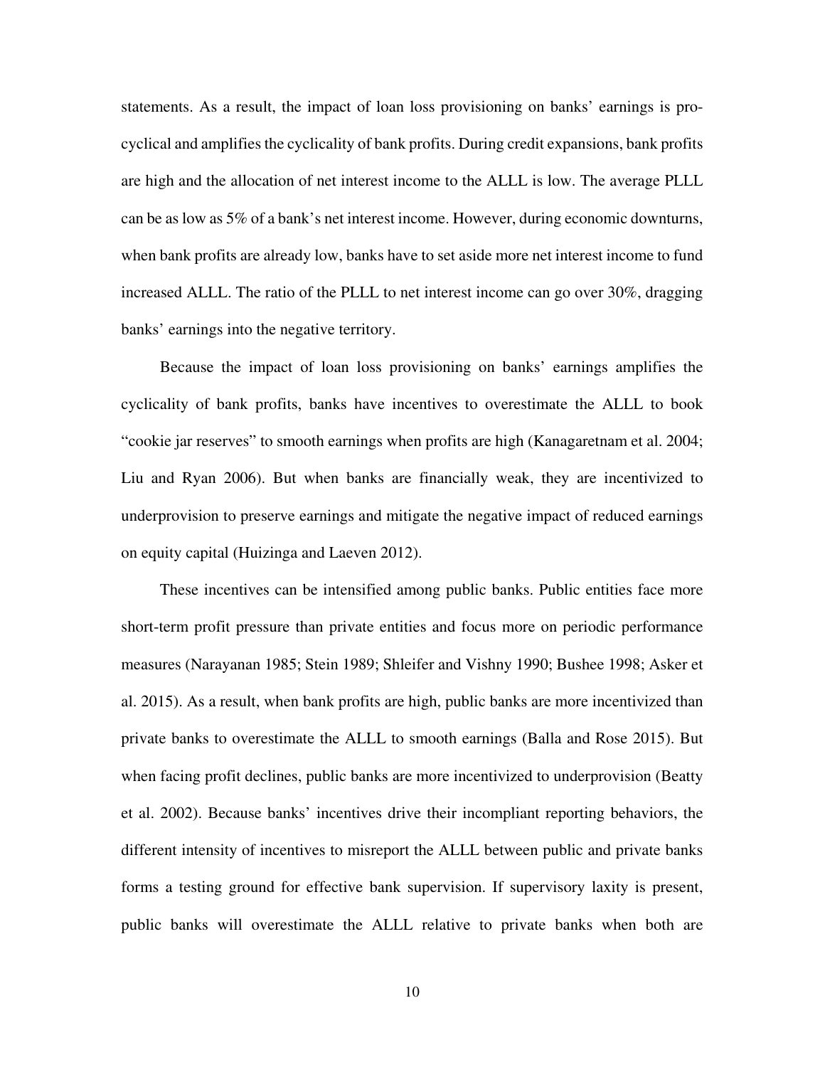statements. As a result, the impact of loan loss provisioning on banks' earnings is pro-cyclical and amplifies the cyclicality of bank profits. During credit expansions, bank profits are high and the allocation of net interest income to the ALLL is low. The average PLLL can be as low as 5% of a bank's net interest income. However, during economic downturns, when bank profits are already low, banks have to set aside more net interest income to fund increased ALLL. The ratio of the PLLL to net interest income can go over 30%, dragging banks' earnings into the negative territory.

Because the impact of loan loss provisioning on banks' earnings amplifies the cyclicality of bank profits, banks have incentives to overestimate the ALLL to book "cookie jar reserves" to smooth earnings when profits are high (Kanagaretnam et al. 2004; Liu and Ryan 2006). But when banks are financially weak, they are incentivized to underprovision to preserve earnings and mitigate the negative impact of reduced earnings on equity capital (Huizinga and Laeven 2012).

These incentives can be intensified among public banks. Public entities face more short-term profit pressure than private entities and focus more on periodic performance measures (Narayanan 1985; Stein 1989; Shleifer and Vishny 1990; Bushee 1998; Asker et al. 2015). As a result, when bank profits are high, public banks are more incentivized than private banks to overestimate the ALLL to smooth earnings (Balla and Rose 2015). But when facing profit declines, public banks are more incentivized to underprovision (Beatty et al. 2002). Because banks' incentives drive their incompliant reporting behaviors, the different intensity of incentives to misreport the ALLL between public and private banks forms a testing ground for effective bank supervision. If supervisory laxity is present, public banks will overestimate the ALLL relative to private banks when both are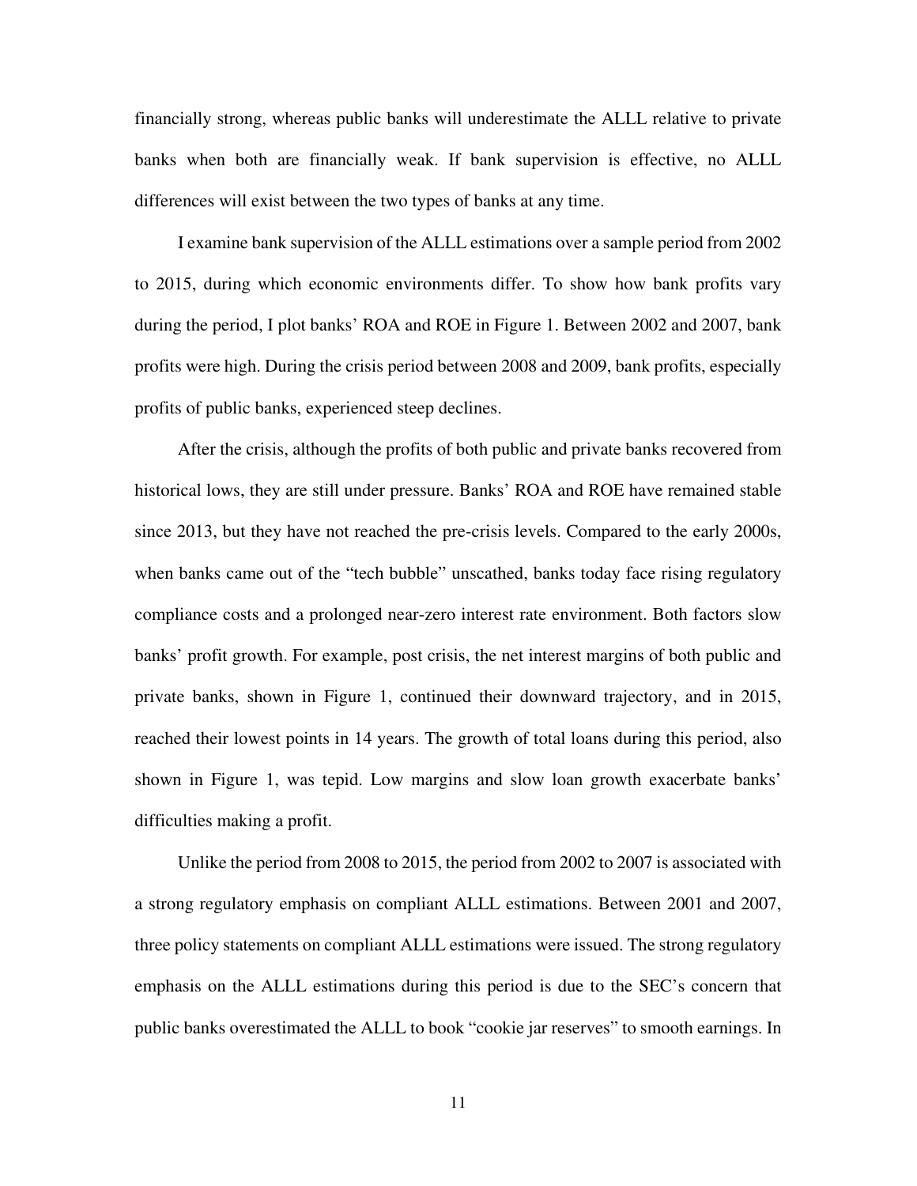financially strong, whereas public banks will underestimate the ALLL relative to private banks when both are financially weak. If bank supervision is effective, no ALLL differences will exist between the two types of banks at any time.

I examine bank supervision of the ALLL estimations over a sample period from 2002 to 2015, during which economic environments differ. To show how bank profits vary during the period, I plot banks' ROA and ROE in Figure 1. Between 2002 and 2007, bank profits were high. During the crisis period between 2008 and 2009, bank profits, especially profits of public banks, experienced steep declines.

After the crisis, although the profits of both public and private banks recovered from historical lows, they are still under pressure. Banks' ROA and ROE have remained stable since 2013, but they have not reached the pre-crisis levels. Compared to the early 2000s, when banks came out of the "tech bubble" unscathed, banks today face rising regulatory compliance costs and a prolonged near-zero interest rate environment. Both factors slow banks' profit growth. For example, post crisis, the net interest margins of both public and private banks, shown in Figure 1, continued their downward trajectory, and in 2015, reached their lowest points in 14 years. The growth of total loans during this period, also shown in Figure 1, was tepid. Low margins and slow loan growth exacerbate banks' difficulties making a profit.

Unlike the period from 2008 to 2015, the period from 2002 to 2007 is associated with a strong regulatory emphasis on compliant ALLL estimations. Between 2001 and 2007, three policy statements on compliant ALLL estimations were issued. The strong regulatory emphasis on the ALLL estimations during this period is due to the SEC's concern that public banks overestimated the ALLL to book "cookie jar reserves" to smooth earnings. In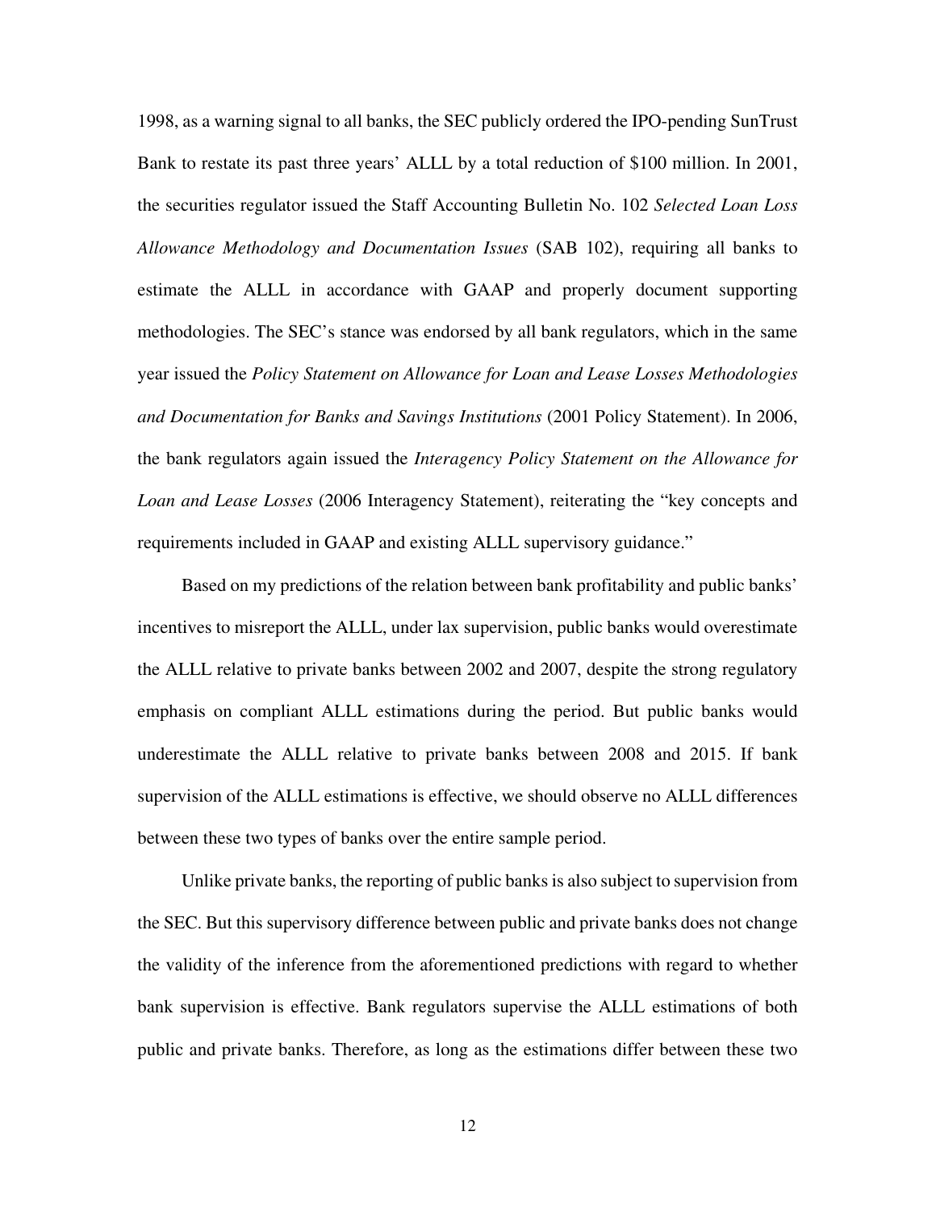1998, as a warning signal to all banks, the SEC publicly ordered the IPO-pending SunTrust Bank to restate its past three years' ALLL by a total reduction of $100 million. In 2001, the securities regulator issued the Staff Accounting Bulletin No. 102 *Selected Loan Loss Allowance Methodology and Documentation Issues* (SAB 102), requiring all banks to estimate the ALLL in accordance with GAAP and properly document supporting methodologies. The SEC's stance was endorsed by all bank regulators, which in the same year issued the *Policy Statement on Allowance for Loan and Lease Losses Methodologies and Documentation for Banks and Savings Institutions* (2001 Policy Statement). In 2006, the bank regulators again issued the *Interagency Policy Statement on the Allowance for Loan and Lease Losses* (2006 Interagency Statement), reiterating the "key concepts and requirements included in GAAP and existing ALLL supervisory guidance."

Based on my predictions of the relation between bank profitability and public banks' incentives to misreport the ALLL, under lax supervision, public banks would overestimate the ALLL relative to private banks between 2002 and 2007, despite the strong regulatory emphasis on compliant ALLL estimations during the period. But public banks would underestimate the ALLL relative to private banks between 2008 and 2015. If bank supervision of the ALLL estimations is effective, we should observe no ALLL differences between these two types of banks over the entire sample period.

Unlike private banks, the reporting of public banks is also subject to supervision from the SEC. But this supervisory difference between public and private banks does not change the validity of the inference from the aforementioned predictions with regard to whether bank supervision is effective. Bank regulators supervise the ALLL estimations of both public and private banks. Therefore, as long as the estimations differ between these two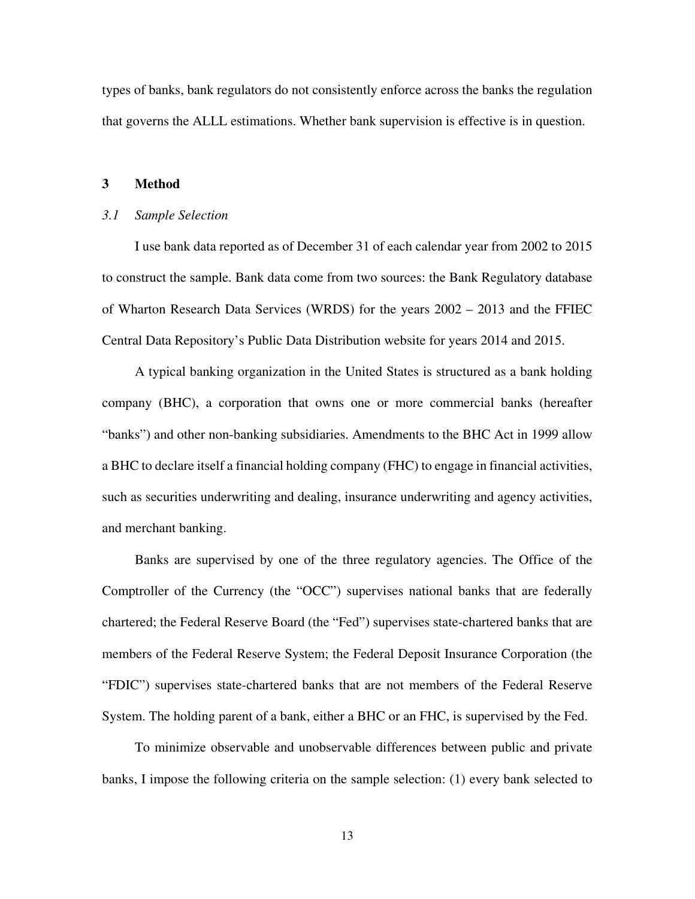types of banks, bank regulators do not consistently enforce across the banks the regulation that governs the ALLL estimations. Whether bank supervision is effective is in question.

## 3 Method

### *3.1 Sample Selection*

I use bank data reported as of December 31 of each calendar year from 2002 to 2015 to construct the sample. Bank data come from two sources: the Bank Regulatory database of Wharton Research Data Services (WRDS) for the years 2002 – 2013 and the FFIEC Central Data Repository's Public Data Distribution website for years 2014 and 2015.

A typical banking organization in the United States is structured as a bank holding company (BHC), a corporation that owns one or more commercial banks (hereafter "banks") and other non-banking subsidiaries. Amendments to the BHC Act in 1999 allow a BHC to declare itself a financial holding company (FHC) to engage in financial activities, such as securities underwriting and dealing, insurance underwriting and agency activities, and merchant banking.

Banks are supervised by one of the three regulatory agencies. The Office of the Comptroller of the Currency (the "OCC") supervises national banks that are federally chartered; the Federal Reserve Board (the "Fed") supervises state-chartered banks that are members of the Federal Reserve System; the Federal Deposit Insurance Corporation (the "FDIC") supervises state-chartered banks that are not members of the Federal Reserve System. The holding parent of a bank, either a BHC or an FHC, is supervised by the Fed.

To minimize observable and unobservable differences between public and private banks, I impose the following criteria on the sample selection: (1) every bank selected to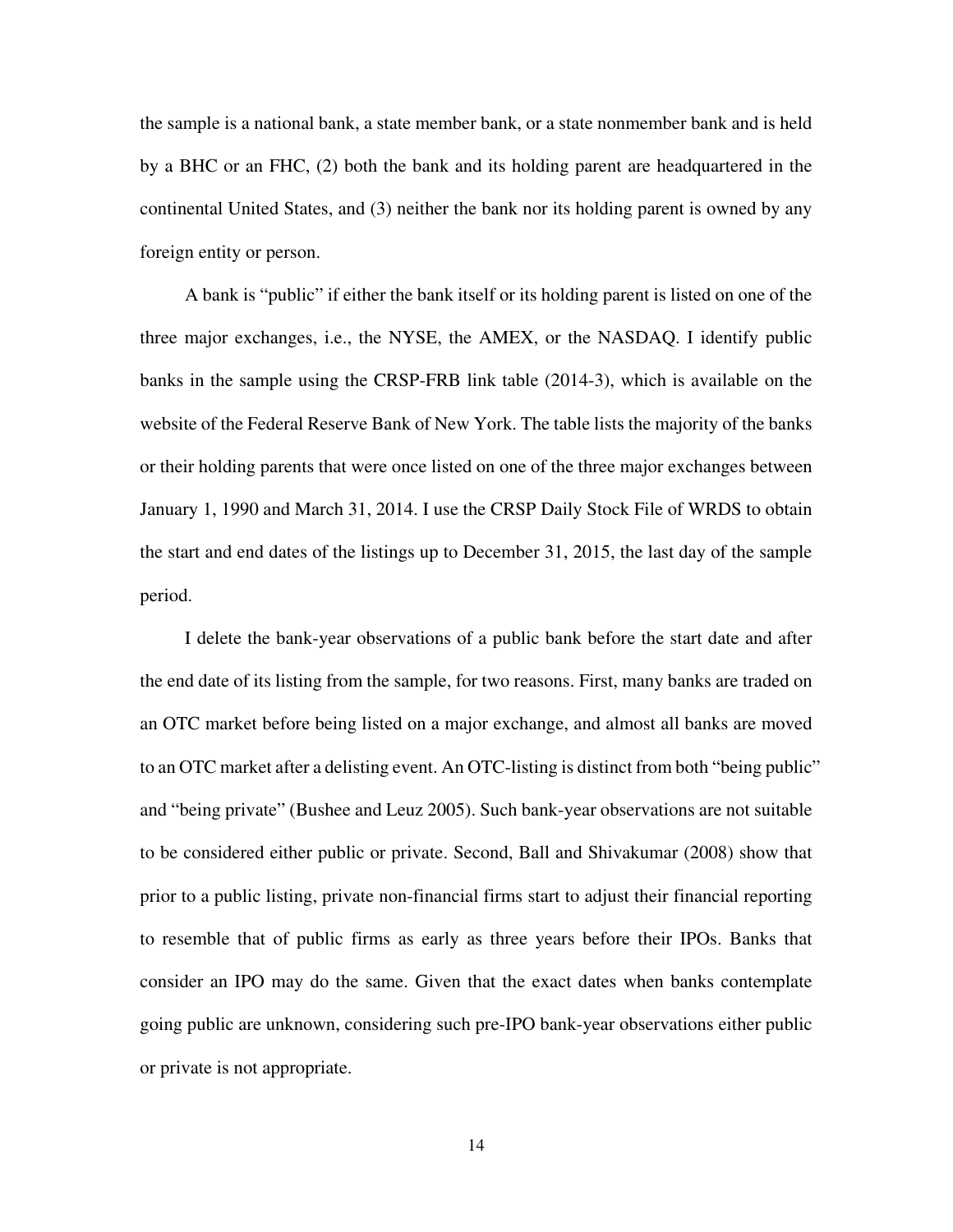the sample is a national bank, a state member bank, or a state nonmember bank and is held by a BHC or an FHC, (2) both the bank and its holding parent are headquartered in the continental United States, and (3) neither the bank nor its holding parent is owned by any foreign entity or person.

A bank is "public" if either the bank itself or its holding parent is listed on one of the three major exchanges, i.e., the NYSE, the AMEX, or the NASDAQ. I identify public banks in the sample using the CRSP-FRB link table (2014-3), which is available on the website of the Federal Reserve Bank of New York. The table lists the majority of the banks or their holding parents that were once listed on one of the three major exchanges between January 1, 1990 and March 31, 2014. I use the CRSP Daily Stock File of WRDS to obtain the start and end dates of the listings up to December 31, 2015, the last day of the sample period.

I delete the bank-year observations of a public bank before the start date and after the end date of its listing from the sample, for two reasons. First, many banks are traded on an OTC market before being listed on a major exchange, and almost all banks are moved to an OTC market after a delisting event. An OTC-listing is distinct from both "being public" and "being private" (Bushee and Leuz 2005). Such bank-year observations are not suitable to be considered either public or private. Second, Ball and Shivakumar (2008) show that prior to a public listing, private non-financial firms start to adjust their financial reporting to resemble that of public firms as early as three years before their IPOs. Banks that consider an IPO may do the same. Given that the exact dates when banks contemplate going public are unknown, considering such pre-IPO bank-year observations either public or private is not appropriate.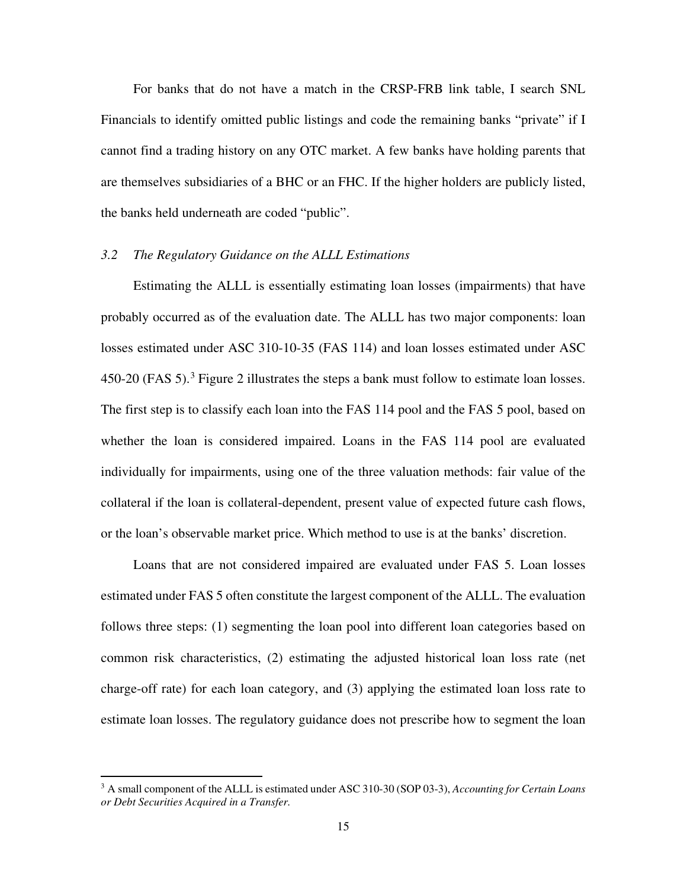For banks that do not have a match in the CRSP-FRB link table, I search SNL Financials to identify omitted public listings and code the remaining banks "private" if I cannot find a trading history on any OTC market. A few banks have holding parents that are themselves subsidiaries of a BHC or an FHC. If the higher holders are publicly listed, the banks held underneath are coded "public".

### *3.2 The Regulatory Guidance on the ALLL Estimations*

Estimating the ALLL is essentially estimating loan losses (impairments) that have probably occurred as of the evaluation date. The ALLL has two major components: loan losses estimated under ASC 310-10-35 (FAS 114) and loan losses estimated under ASC 450-20 (FAS 5).[3] Figure 2 illustrates the steps a bank must follow to estimate loan losses. The first step is to classify each loan into the FAS 114 pool and the FAS 5 pool, based on whether the loan is considered impaired. Loans in the FAS 114 pool are evaluated individually for impairments, using one of the three valuation methods: fair value of the collateral if the loan is collateral-dependent, present value of expected future cash flows, or the loan's observable market price. Which method to use is at the banks' discretion.

Loans that are not considered impaired are evaluated under FAS 5. Loan losses estimated under FAS 5 often constitute the largest component of the ALLL. The evaluation follows three steps: (1) segmenting the loan pool into different loan categories based on common risk characteristics, (2) estimating the adjusted historical loan loss rate (net charge-off rate) for each loan category, and (3) applying the estimated loan loss rate to estimate loan losses. The regulatory guidance does not prescribe how to segment the loan

[3] A small component of the ALLL is estimated under ASC 310-30 (SOP 03-3), *Accounting for Certain Loans or Debt Securities Acquired in a Transfer.*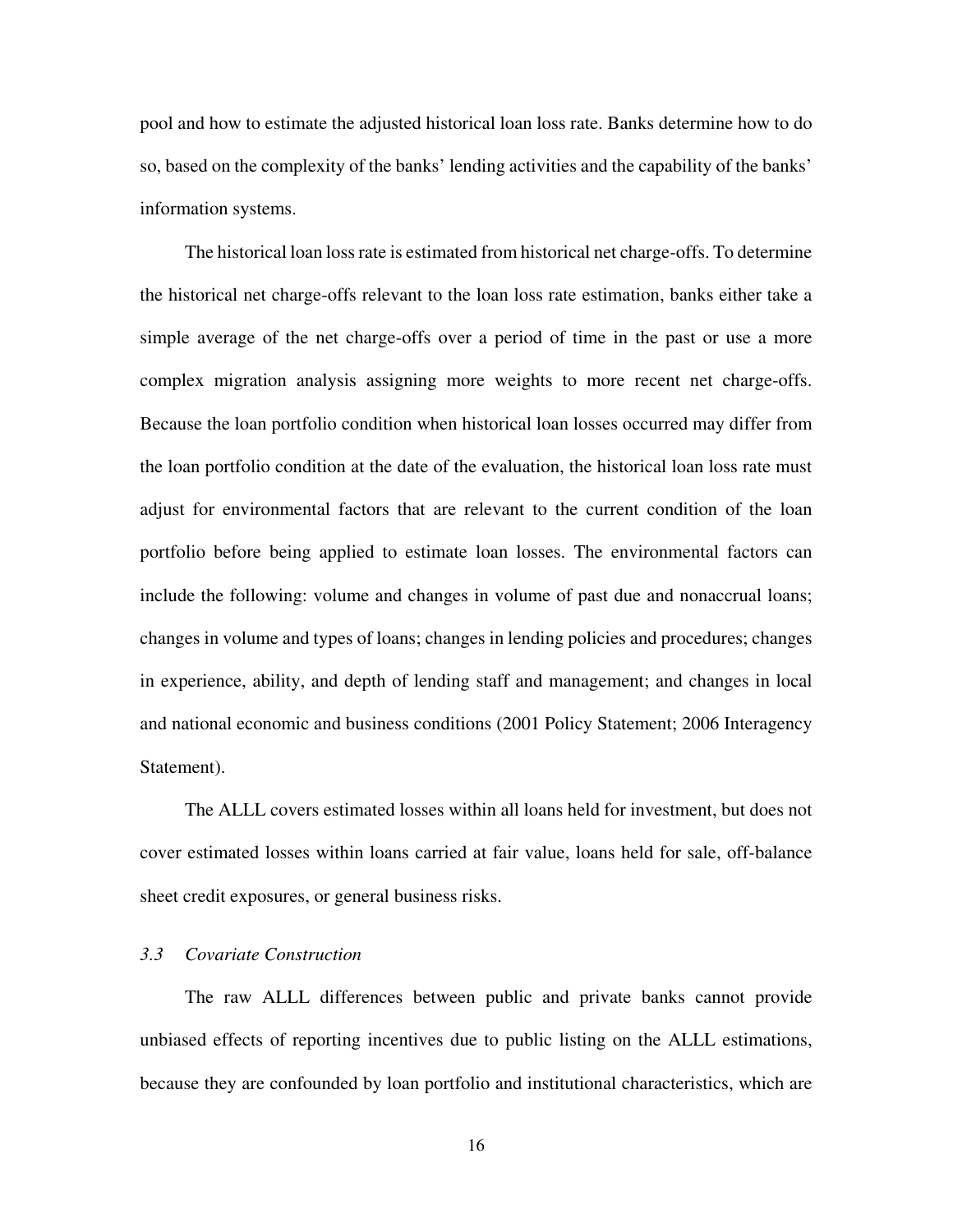pool and how to estimate the adjusted historical loan loss rate. Banks determine how to do so, based on the complexity of the banks' lending activities and the capability of the banks' information systems.

The historical loan loss rate is estimated from historical net charge-offs. To determine the historical net charge-offs relevant to the loan loss rate estimation, banks either take a simple average of the net charge-offs over a period of time in the past or use a more complex migration analysis assigning more weights to more recent net charge-offs. Because the loan portfolio condition when historical loan losses occurred may differ from the loan portfolio condition at the date of the evaluation, the historical loan loss rate must adjust for environmental factors that are relevant to the current condition of the loan portfolio before being applied to estimate loan losses. The environmental factors can include the following: volume and changes in volume of past due and nonaccrual loans; changes in volume and types of loans; changes in lending policies and procedures; changes in experience, ability, and depth of lending staff and management; and changes in local and national economic and business conditions (2001 Policy Statement; 2006 Interagency Statement).

The ALLL covers estimated losses within all loans held for investment, but does not cover estimated losses within loans carried at fair value, loans held for sale, off-balance sheet credit exposures, or general business risks.

### *3.3 Covariate Construction*

The raw ALLL differences between public and private banks cannot provide unbiased effects of reporting incentives due to public listing on the ALLL estimations, because they are confounded by loan portfolio and institutional characteristics, which are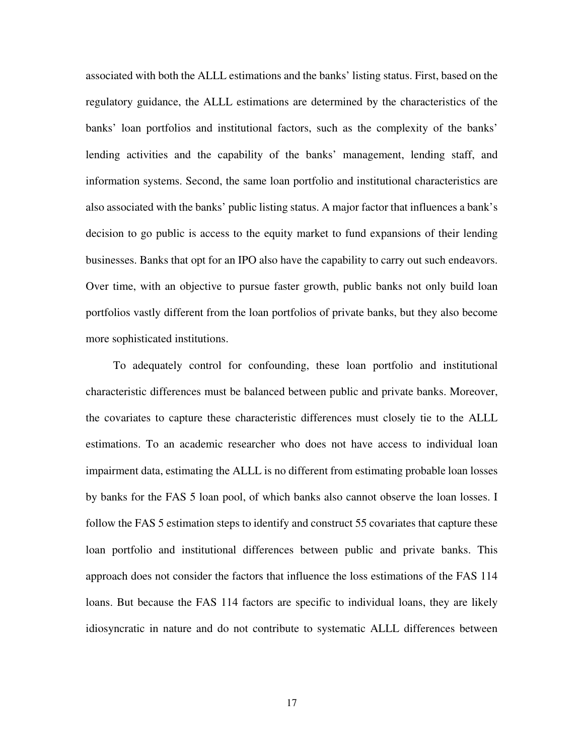associated with both the ALLL estimations and the banks' listing status. First, based on the regulatory guidance, the ALLL estimations are determined by the characteristics of the banks' loan portfolios and institutional factors, such as the complexity of the banks' lending activities and the capability of the banks' management, lending staff, and information systems. Second, the same loan portfolio and institutional characteristics are also associated with the banks' public listing status. A major factor that influences a bank's decision to go public is access to the equity market to fund expansions of their lending businesses. Banks that opt for an IPO also have the capability to carry out such endeavors. Over time, with an objective to pursue faster growth, public banks not only build loan portfolios vastly different from the loan portfolios of private banks, but they also become more sophisticated institutions.

To adequately control for confounding, these loan portfolio and institutional characteristic differences must be balanced between public and private banks. Moreover, the covariates to capture these characteristic differences must closely tie to the ALLL estimations. To an academic researcher who does not have access to individual loan impairment data, estimating the ALLL is no different from estimating probable loan losses by banks for the FAS 5 loan pool, of which banks also cannot observe the loan losses. I follow the FAS 5 estimation steps to identify and construct 55 covariates that capture these loan portfolio and institutional differences between public and private banks. This approach does not consider the factors that influence the loss estimations of the FAS 114 loans. But because the FAS 114 factors are specific to individual loans, they are likely idiosyncratic in nature and do not contribute to systematic ALLL differences between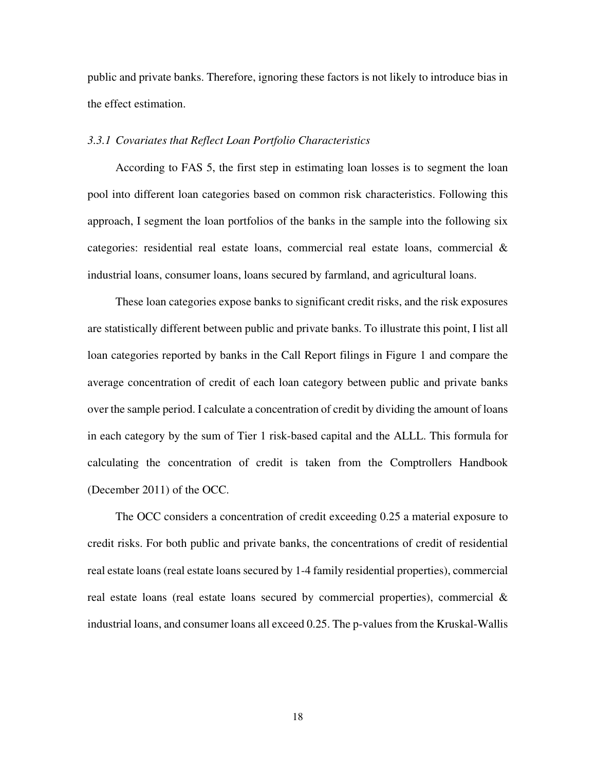public and private banks. Therefore, ignoring these factors is not likely to introduce bias in the effect estimation.

### *3.3.1 Covariates that Reflect Loan Portfolio Characteristics*

According to FAS 5, the first step in estimating loan losses is to segment the loan pool into different loan categories based on common risk characteristics. Following this approach, I segment the loan portfolios of the banks in the sample into the following six categories: residential real estate loans, commercial real estate loans, commercial & industrial loans, consumer loans, loans secured by farmland, and agricultural loans.

These loan categories expose banks to significant credit risks, and the risk exposures are statistically different between public and private banks. To illustrate this point, I list all loan categories reported by banks in the Call Report filings in Figure 1 and compare the average concentration of credit of each loan category between public and private banks over the sample period. I calculate a concentration of credit by dividing the amount of loans in each category by the sum of Tier 1 risk-based capital and the ALLL. This formula for calculating the concentration of credit is taken from the Comptrollers Handbook (December 2011) of the OCC.

The OCC considers a concentration of credit exceeding 0.25 a material exposure to credit risks. For both public and private banks, the concentrations of credit of residential real estate loans (real estate loans secured by 1-4 family residential properties), commercial real estate loans (real estate loans secured by commercial properties), commercial & industrial loans, and consumer loans all exceed 0.25. The p-values from the Kruskal-Wallis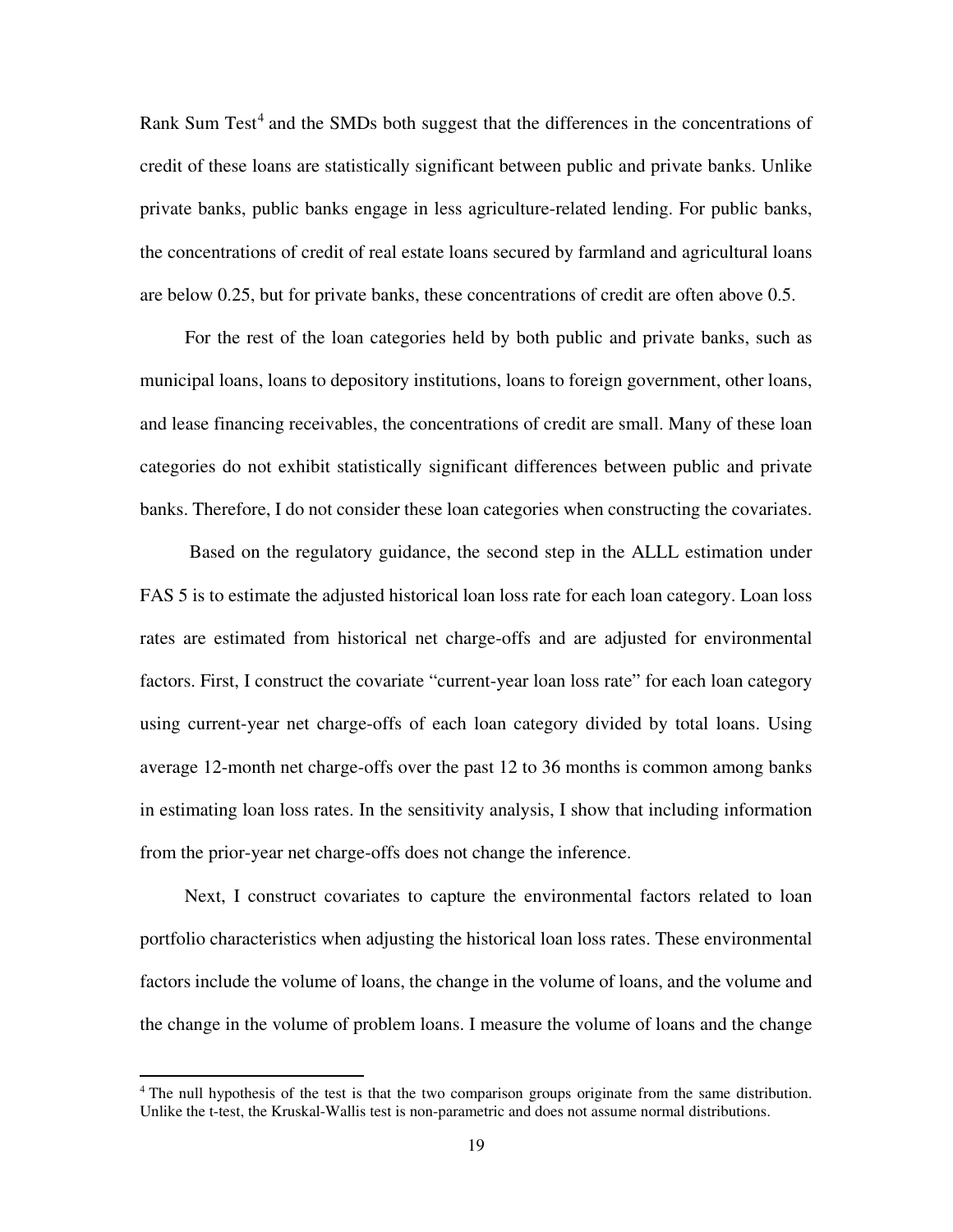Rank Sum Test[4] and the SMDs both suggest that the differences in the concentrations of credit of these loans are statistically significant between public and private banks. Unlike private banks, public banks engage in less agriculture-related lending. For public banks, the concentrations of credit of real estate loans secured by farmland and agricultural loans are below 0.25, but for private banks, these concentrations of credit are often above 0.5.

For the rest of the loan categories held by both public and private banks, such as municipal loans, loans to depository institutions, loans to foreign government, other loans, and lease financing receivables, the concentrations of credit are small. Many of these loan categories do not exhibit statistically significant differences between public and private banks. Therefore, I do not consider these loan categories when constructing the covariates.

Based on the regulatory guidance, the second step in the ALLL estimation under FAS 5 is to estimate the adjusted historical loan loss rate for each loan category. Loan loss rates are estimated from historical net charge-offs and are adjusted for environmental factors. First, I construct the covariate "current-year loan loss rate" for each loan category using current-year net charge-offs of each loan category divided by total loans. Using average 12-month net charge-offs over the past 12 to 36 months is common among banks in estimating loan loss rates. In the sensitivity analysis, I show that including information from the prior-year net charge-offs does not change the inference.

Next, I construct covariates to capture the environmental factors related to loan portfolio characteristics when adjusting the historical loan loss rates. These environmental factors include the volume of loans, the change in the volume of loans, and the volume and the change in the volume of problem loans. I measure the volume of loans and the change

[4] The null hypothesis of the test is that the two comparison groups originate from the same distribution. Unlike the t-test, the Kruskal-Wallis test is non-parametric and does not assume normal distributions.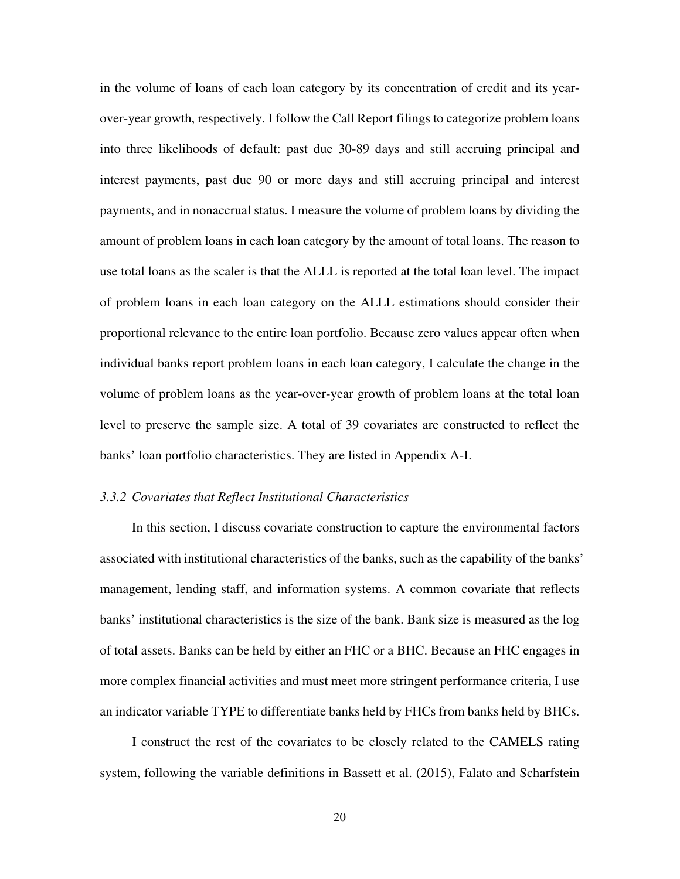in the volume of loans of each loan category by its concentration of credit and its year-over-year growth, respectively. I follow the Call Report filings to categorize problem loans into three likelihoods of default: past due 30-89 days and still accruing principal and interest payments, past due 90 or more days and still accruing principal and interest payments, and in nonaccrual status. I measure the volume of problem loans by dividing the amount of problem loans in each loan category by the amount of total loans. The reason to use total loans as the scaler is that the ALLL is reported at the total loan level. The impact of problem loans in each loan category on the ALLL estimations should consider their proportional relevance to the entire loan portfolio. Because zero values appear often when individual banks report problem loans in each loan category, I calculate the change in the volume of problem loans as the year-over-year growth of problem loans at the total loan level to preserve the sample size. A total of 39 covariates are constructed to reflect the banks' loan portfolio characteristics. They are listed in Appendix A-I.

### *3.3.2 Covariates that Reflect Institutional Characteristics*

In this section, I discuss covariate construction to capture the environmental factors associated with institutional characteristics of the banks, such as the capability of the banks' management, lending staff, and information systems. A common covariate that reflects banks' institutional characteristics is the size of the bank. Bank size is measured as the log of total assets. Banks can be held by either an FHC or a BHC. Because an FHC engages in more complex financial activities and must meet more stringent performance criteria, I use an indicator variable TYPE to differentiate banks held by FHCs from banks held by BHCs.

I construct the rest of the covariates to be closely related to the CAMELS rating system, following the variable definitions in Bassett et al. (2015), Falato and Scharfstein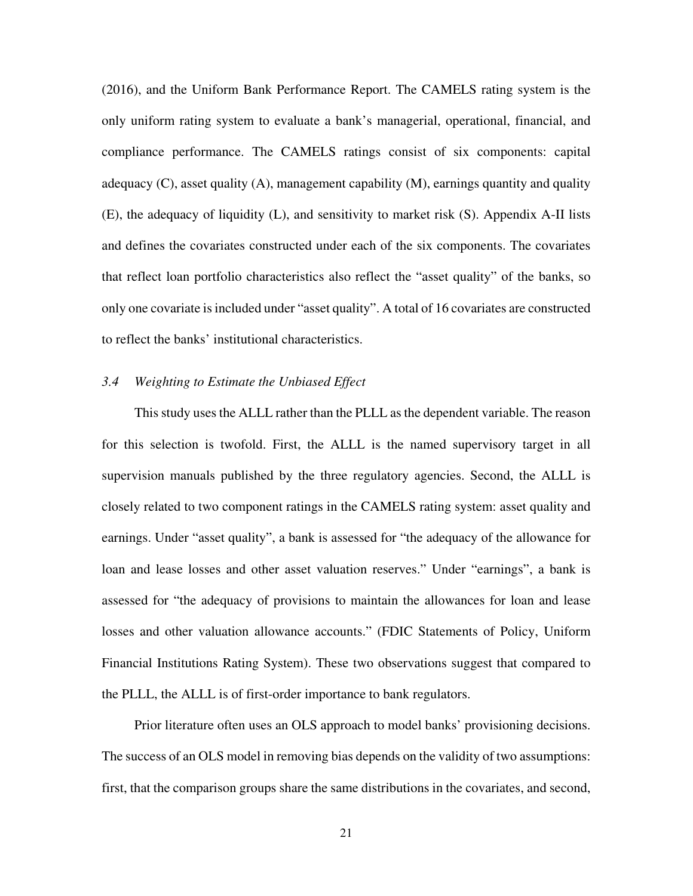(2016), and the Uniform Bank Performance Report. The CAMELS rating system is the only uniform rating system to evaluate a bank's managerial, operational, financial, and compliance performance. The CAMELS ratings consist of six components: capital adequacy (C), asset quality (A), management capability (M), earnings quantity and quality (E), the adequacy of liquidity (L), and sensitivity to market risk (S). Appendix A-II lists and defines the covariates constructed under each of the six components. The covariates that reflect loan portfolio characteristics also reflect the "asset quality" of the banks, so only one covariate is included under "asset quality". A total of 16 covariates are constructed to reflect the banks' institutional characteristics.

### *3.4 Weighting to Estimate the Unbiased Effect*

This study uses the ALLL rather than the PLLL as the dependent variable. The reason for this selection is twofold. First, the ALLL is the named supervisory target in all supervision manuals published by the three regulatory agencies. Second, the ALLL is closely related to two component ratings in the CAMELS rating system: asset quality and earnings. Under "asset quality", a bank is assessed for "the adequacy of the allowance for loan and lease losses and other asset valuation reserves." Under "earnings", a bank is assessed for "the adequacy of provisions to maintain the allowances for loan and lease losses and other valuation allowance accounts." (FDIC Statements of Policy, Uniform Financial Institutions Rating System). These two observations suggest that compared to the PLLL, the ALLL is of first-order importance to bank regulators.

Prior literature often uses an OLS approach to model banks' provisioning decisions. The success of an OLS model in removing bias depends on the validity of two assumptions: first, that the comparison groups share the same distributions in the covariates, and second,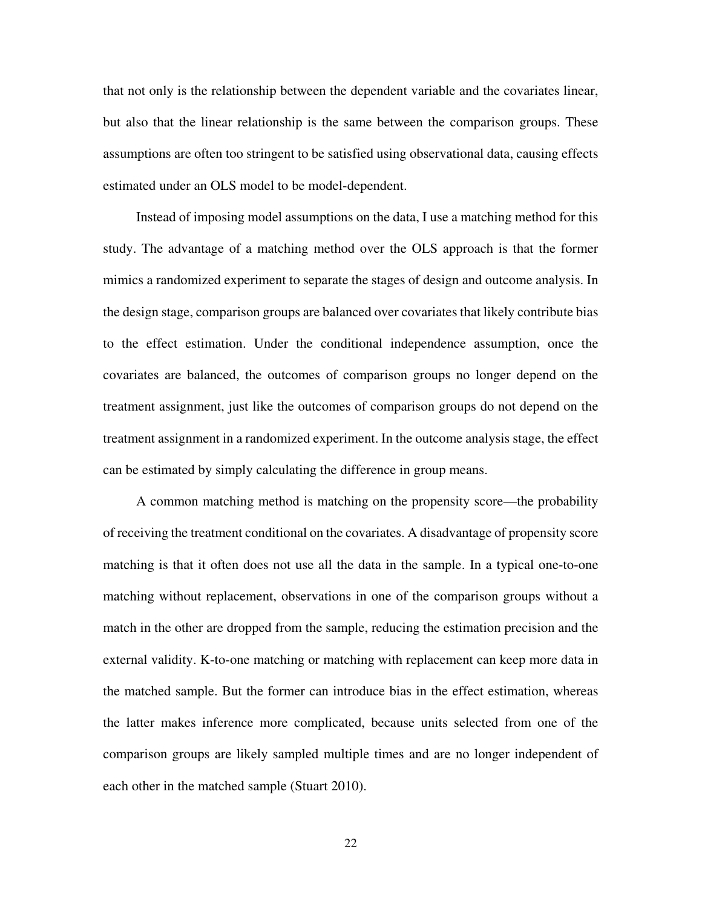that not only is the relationship between the dependent variable and the covariates linear, but also that the linear relationship is the same between the comparison groups. These assumptions are often too stringent to be satisfied using observational data, causing effects estimated under an OLS model to be model-dependent.

Instead of imposing model assumptions on the data, I use a matching method for this study. The advantage of a matching method over the OLS approach is that the former mimics a randomized experiment to separate the stages of design and outcome analysis. In the design stage, comparison groups are balanced over covariates that likely contribute bias to the effect estimation. Under the conditional independence assumption, once the covariates are balanced, the outcomes of comparison groups no longer depend on the treatment assignment, just like the outcomes of comparison groups do not depend on the treatment assignment in a randomized experiment. In the outcome analysis stage, the effect can be estimated by simply calculating the difference in group means.

A common matching method is matching on the propensity score—the probability of receiving the treatment conditional on the covariates. A disadvantage of propensity score matching is that it often does not use all the data in the sample. In a typical one-to-one matching without replacement, observations in one of the comparison groups without a match in the other are dropped from the sample, reducing the estimation precision and the external validity. K-to-one matching or matching with replacement can keep more data in the matched sample. But the former can introduce bias in the effect estimation, whereas the latter makes inference more complicated, because units selected from one of the comparison groups are likely sampled multiple times and are no longer independent of each other in the matched sample (Stuart 2010).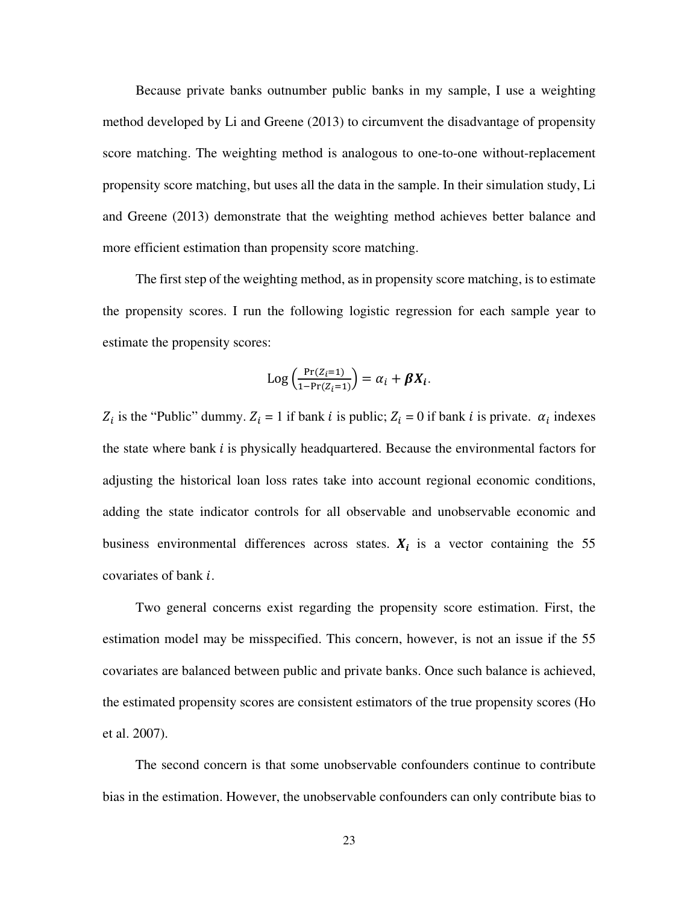Because private banks outnumber public banks in my sample, I use a weighting method developed by Li and Greene (2013) to circumvent the disadvantage of propensity score matching. The weighting method is analogous to one-to-one without-replacement propensity score matching, but uses all the data in the sample. In their simulation study, Li and Greene (2013) demonstrate that the weighting method achieves better balance and more efficient estimation than propensity score matching.

The first step of the weighting method, as in propensity score matching, is to estimate the propensity scores. I run the following logistic regression for each sample year to estimate the propensity scores:

$$\text{Log}\left(\frac{\Pr(Z_i=1)}{1-\Pr(Z_i=1)}\right) = \alpha_i + \boldsymbol{\beta X_i}.$$

$Z_i$ is the "Public" dummy. $Z_i$ = 1 if bank $i$ is public; $Z_i$ = 0 if bank $i$ is private. $\alpha_i$ indexes the state where bank $i$ is physically headquartered. Because the environmental factors for adjusting the historical loan loss rates take into account regional economic conditions, adding the state indicator controls for all observable and unobservable economic and business environmental differences across states. $\boldsymbol{X_i}$ is a vector containing the 55 covariates of bank $i$.

Two general concerns exist regarding the propensity score estimation. First, the estimation model may be misspecified. This concern, however, is not an issue if the 55 covariates are balanced between public and private banks. Once such balance is achieved, the estimated propensity scores are consistent estimators of the true propensity scores (Ho et al. 2007).

The second concern is that some unobservable confounders continue to contribute bias in the estimation. However, the unobservable confounders can only contribute bias to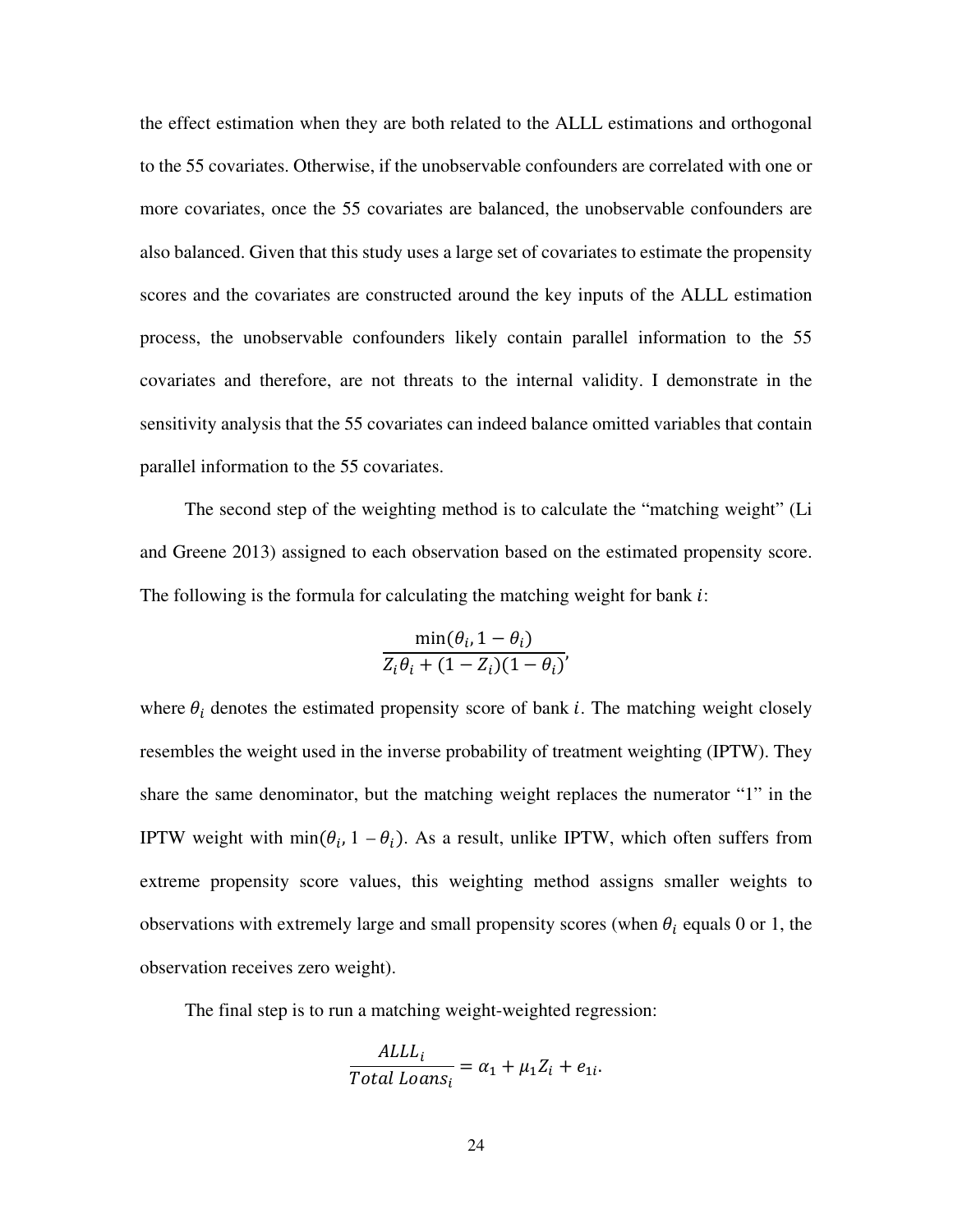the effect estimation when they are both related to the ALLL estimations and orthogonal to the 55 covariates. Otherwise, if the unobservable confounders are correlated with one or more covariates, once the 55 covariates are balanced, the unobservable confounders are also balanced. Given that this study uses a large set of covariates to estimate the propensity scores and the covariates are constructed around the key inputs of the ALLL estimation process, the unobservable confounders likely contain parallel information to the 55 covariates and therefore, are not threats to the internal validity. I demonstrate in the sensitivity analysis that the 55 covariates can indeed balance omitted variables that contain parallel information to the 55 covariates.

The second step of the weighting method is to calculate the "matching weight" (Li and Greene 2013) assigned to each observation based on the estimated propensity score. The following is the formula for calculating the matching weight for bank $i$:

$$\frac{\min(\theta_i, 1 - \theta_i)}{Z_i\theta_i + (1 - Z_i)(1 - \theta_i)},$$

where $\theta_i$ denotes the estimated propensity score of bank $i$. The matching weight closely resembles the weight used in the inverse probability of treatment weighting (IPTW). They share the same denominator, but the matching weight replaces the numerator "1" in the IPTW weight with $\min(\theta_i, 1 - \theta_i)$. As a result, unlike IPTW, which often suffers from extreme propensity score values, this weighting method assigns smaller weights to observations with extremely large and small propensity scores (when $\theta_i$ equals 0 or 1, the observation receives zero weight).

The final step is to run a matching weight-weighted regression:

$$\frac{ALLL_i}{Total\ Loans_i} = \alpha_1 + \mu_1 Z_i + e_{1i}.$$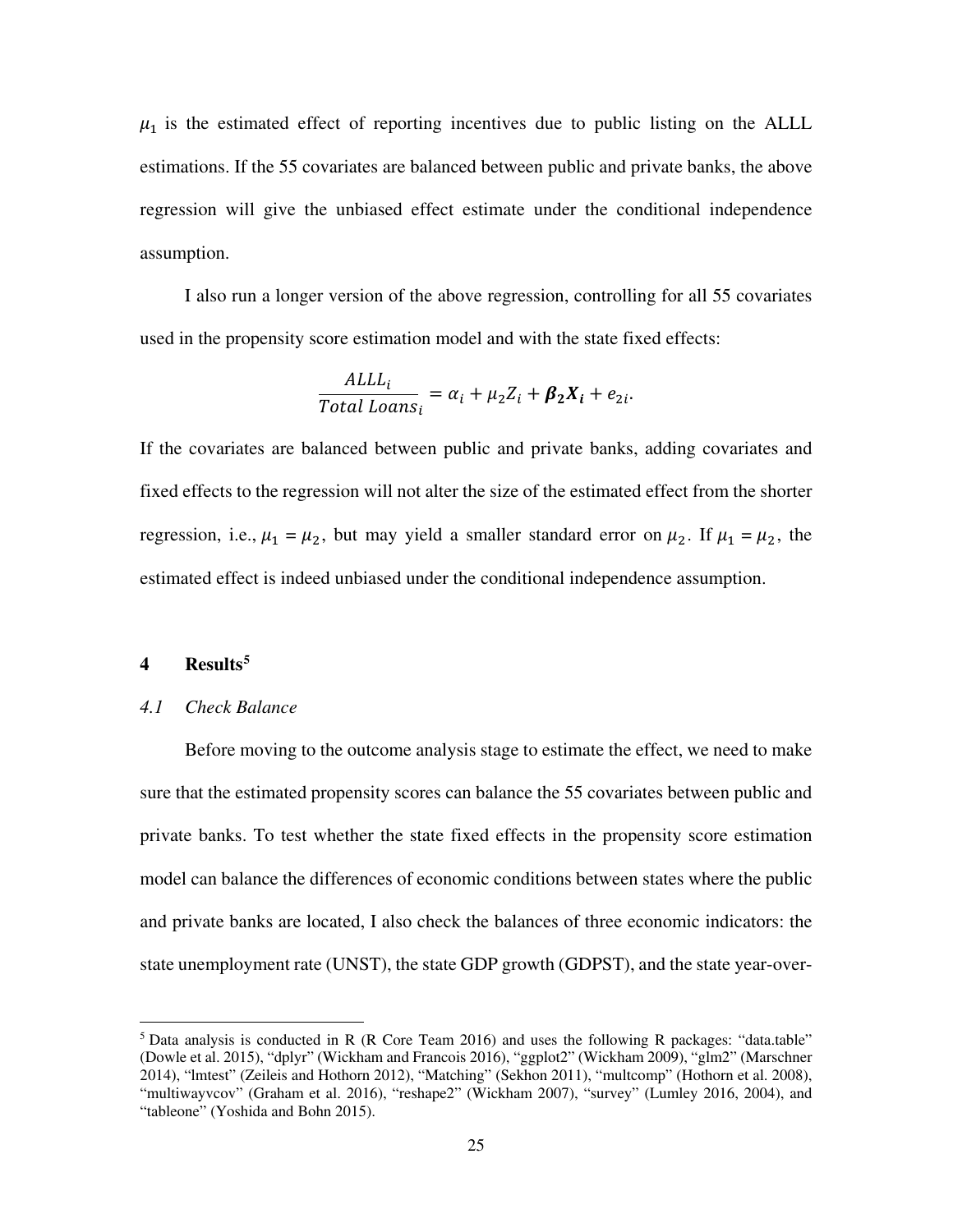$\mu_1$ is the estimated effect of reporting incentives due to public listing on the ALLL estimations. If the 55 covariates are balanced between public and private banks, the above regression will give the unbiased effect estimate under the conditional independence assumption.

I also run a longer version of the above regression, controlling for all 55 covariates used in the propensity score estimation model and with the state fixed effects:

$$\frac{ALLL_i}{Total\ Loans_i} = \alpha_i + \mu_2 Z_i + \boldsymbol{\beta_2 X_i} + e_{2i}.$$

If the covariates are balanced between public and private banks, adding covariates and fixed effects to the regression will not alter the size of the estimated effect from the shorter regression, i.e., $\mu_1 = \mu_2$, but may yield a smaller standard error on $\mu_2$. If $\mu_1 = \mu_2$, the estimated effect is indeed unbiased under the conditional independence assumption.

# 4 Results[5]

## *4.1 Check Balance*

Before moving to the outcome analysis stage to estimate the effect, we need to make sure that the estimated propensity scores can balance the 55 covariates between public and private banks. To test whether the state fixed effects in the propensity score estimation model can balance the differences of economic conditions between states where the public and private banks are located, I also check the balances of three economic indicators: the state unemployment rate (UNST), the state GDP growth (GDPST), and the state year-over-

[5] Data analysis is conducted in R (R Core Team 2016) and uses the following R packages: "data.table" (Dowle et al. 2015), "dplyr" (Wickham and Francois 2016), "ggplot2" (Wickham 2009), "glm2" (Marschner 2014), "lmtest" (Zeileis and Hothorn 2012), "Matching" (Sekhon 2011), "multcomp" (Hothorn et al. 2008), "multiwayvcov" (Graham et al. 2016), "reshape2" (Wickham 2007), "survey" (Lumley 2016, 2004), and "tableone" (Yoshida and Bohn 2015).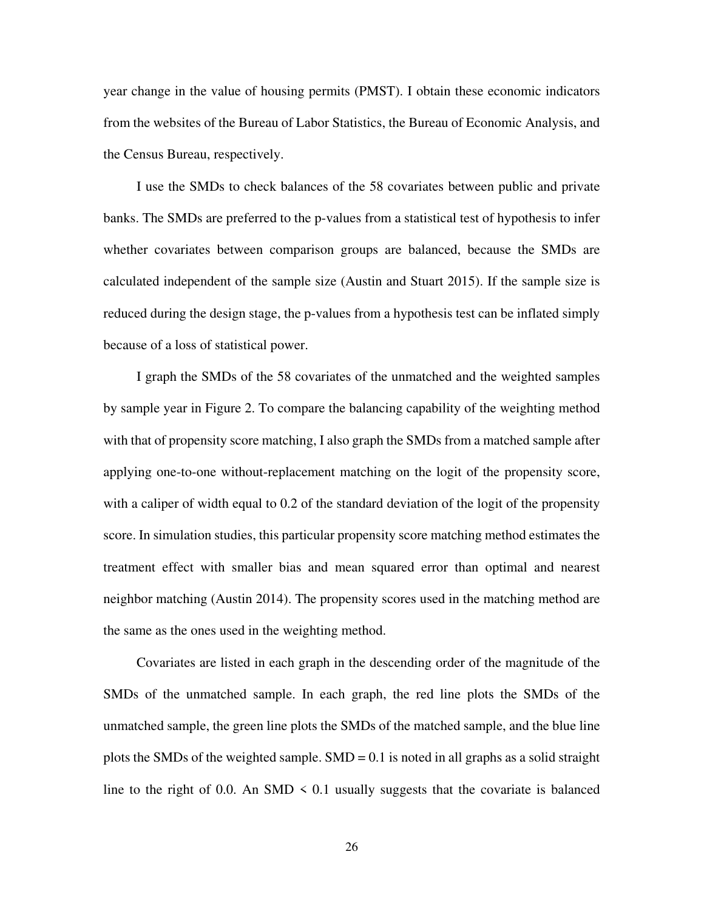year change in the value of housing permits (PMST). I obtain these economic indicators from the websites of the Bureau of Labor Statistics, the Bureau of Economic Analysis, and the Census Bureau, respectively.

I use the SMDs to check balances of the 58 covariates between public and private banks. The SMDs are preferred to the p-values from a statistical test of hypothesis to infer whether covariates between comparison groups are balanced, because the SMDs are calculated independent of the sample size (Austin and Stuart 2015). If the sample size is reduced during the design stage, the p-values from a hypothesis test can be inflated simply because of a loss of statistical power.

I graph the SMDs of the 58 covariates of the unmatched and the weighted samples by sample year in Figure 2. To compare the balancing capability of the weighting method with that of propensity score matching, I also graph the SMDs from a matched sample after applying one-to-one without-replacement matching on the logit of the propensity score, with a caliper of width equal to 0.2 of the standard deviation of the logit of the propensity score. In simulation studies, this particular propensity score matching method estimates the treatment effect with smaller bias and mean squared error than optimal and nearest neighbor matching (Austin 2014). The propensity scores used in the matching method are the same as the ones used in the weighting method.

Covariates are listed in each graph in the descending order of the magnitude of the SMDs of the unmatched sample. In each graph, the red line plots the SMDs of the unmatched sample, the green line plots the SMDs of the matched sample, and the blue line plots the SMDs of the weighted sample. SMD = 0.1 is noted in all graphs as a solid straight line to the right of 0.0. An SMD < 0.1 usually suggests that the covariate is balanced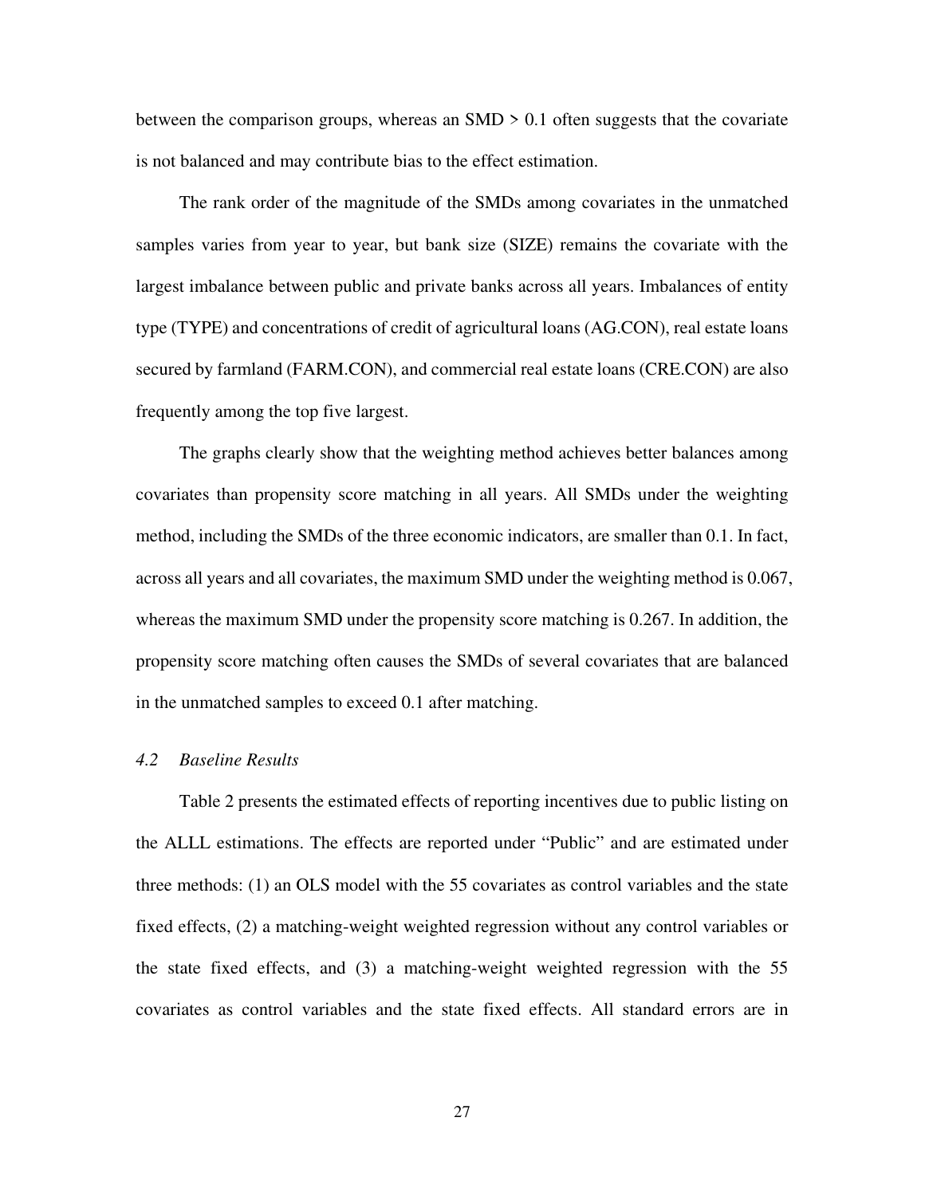between the comparison groups, whereas an SMD > 0.1 often suggests that the covariate is not balanced and may contribute bias to the effect estimation.

The rank order of the magnitude of the SMDs among covariates in the unmatched samples varies from year to year, but bank size (SIZE) remains the covariate with the largest imbalance between public and private banks across all years. Imbalances of entity type (TYPE) and concentrations of credit of agricultural loans (AG.CON), real estate loans secured by farmland (FARM.CON), and commercial real estate loans (CRE.CON) are also frequently among the top five largest.

The graphs clearly show that the weighting method achieves better balances among covariates than propensity score matching in all years. All SMDs under the weighting method, including the SMDs of the three economic indicators, are smaller than 0.1. In fact, across all years and all covariates, the maximum SMD under the weighting method is 0.067, whereas the maximum SMD under the propensity score matching is 0.267. In addition, the propensity score matching often causes the SMDs of several covariates that are balanced in the unmatched samples to exceed 0.1 after matching.

### *4.2 Baseline Results*

Table 2 presents the estimated effects of reporting incentives due to public listing on the ALLL estimations. The effects are reported under "Public" and are estimated under three methods: (1) an OLS model with the 55 covariates as control variables and the state fixed effects, (2) a matching-weight weighted regression without any control variables or the state fixed effects, and (3) a matching-weight weighted regression with the 55 covariates as control variables and the state fixed effects. All standard errors are in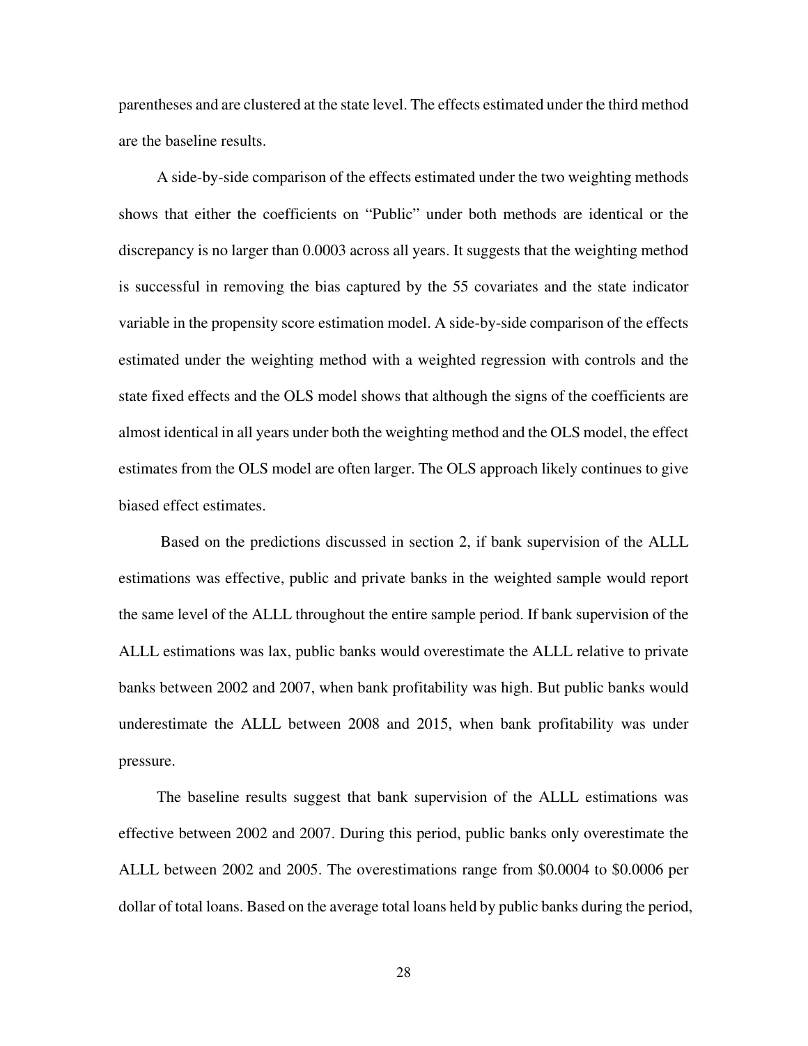parentheses and are clustered at the state level. The effects estimated under the third method are the baseline results.

A side-by-side comparison of the effects estimated under the two weighting methods shows that either the coefficients on "Public" under both methods are identical or the discrepancy is no larger than 0.0003 across all years. It suggests that the weighting method is successful in removing the bias captured by the 55 covariates and the state indicator variable in the propensity score estimation model. A side-by-side comparison of the effects estimated under the weighting method with a weighted regression with controls and the state fixed effects and the OLS model shows that although the signs of the coefficients are almost identical in all years under both the weighting method and the OLS model, the effect estimates from the OLS model are often larger. The OLS approach likely continues to give biased effect estimates.

Based on the predictions discussed in section 2, if bank supervision of the ALLL estimations was effective, public and private banks in the weighted sample would report the same level of the ALLL throughout the entire sample period. If bank supervision of the ALLL estimations was lax, public banks would overestimate the ALLL relative to private banks between 2002 and 2007, when bank profitability was high. But public banks would underestimate the ALLL between 2008 and 2015, when bank profitability was under pressure.

The baseline results suggest that bank supervision of the ALLL estimations was effective between 2002 and 2007. During this period, public banks only overestimate the ALLL between 2002 and 2005. The overestimations range from $0.0004 to $0.0006 per dollar of total loans. Based on the average total loans held by public banks during the period,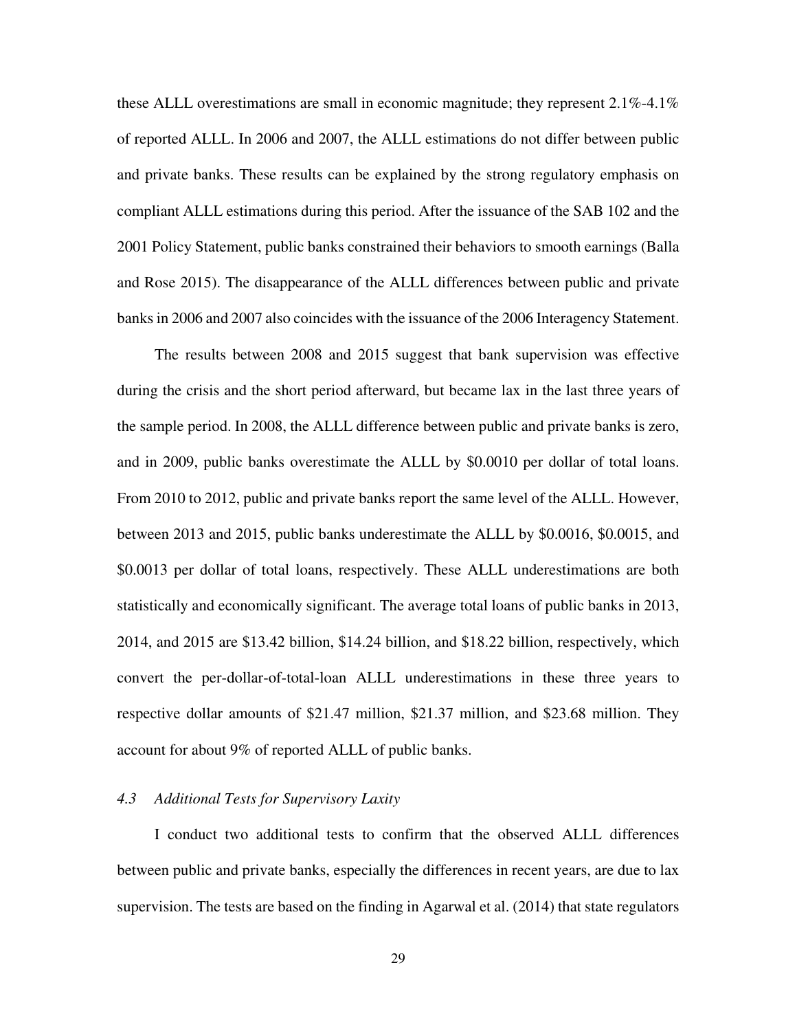these ALLL overestimations are small in economic magnitude; they represent 2.1%-4.1% of reported ALLL. In 2006 and 2007, the ALLL estimations do not differ between public and private banks. These results can be explained by the strong regulatory emphasis on compliant ALLL estimations during this period. After the issuance of the SAB 102 and the 2001 Policy Statement, public banks constrained their behaviors to smooth earnings (Balla and Rose 2015). The disappearance of the ALLL differences between public and private banks in 2006 and 2007 also coincides with the issuance of the 2006 Interagency Statement.

The results between 2008 and 2015 suggest that bank supervision was effective during the crisis and the short period afterward, but became lax in the last three years of the sample period. In 2008, the ALLL difference between public and private banks is zero, and in 2009, public banks overestimate the ALLL by \$0.0010 per dollar of total loans. From 2010 to 2012, public and private banks report the same level of the ALLL. However, between 2013 and 2015, public banks underestimate the ALLL by \$0.0016, \$0.0015, and \$0.0013 per dollar of total loans, respectively. These ALLL underestimations are both statistically and economically significant. The average total loans of public banks in 2013, 2014, and 2015 are \$13.42 billion, \$14.24 billion, and \$18.22 billion, respectively, which convert the per-dollar-of-total-loan ALLL underestimations in these three years to respective dollar amounts of \$21.47 million, \$21.37 million, and \$23.68 million. They account for about 9% of reported ALLL of public banks.

### *4.3 Additional Tests for Supervisory Laxity*

I conduct two additional tests to confirm that the observed ALLL differences between public and private banks, especially the differences in recent years, are due to lax supervision. The tests are based on the finding in Agarwal et al. (2014) that state regulators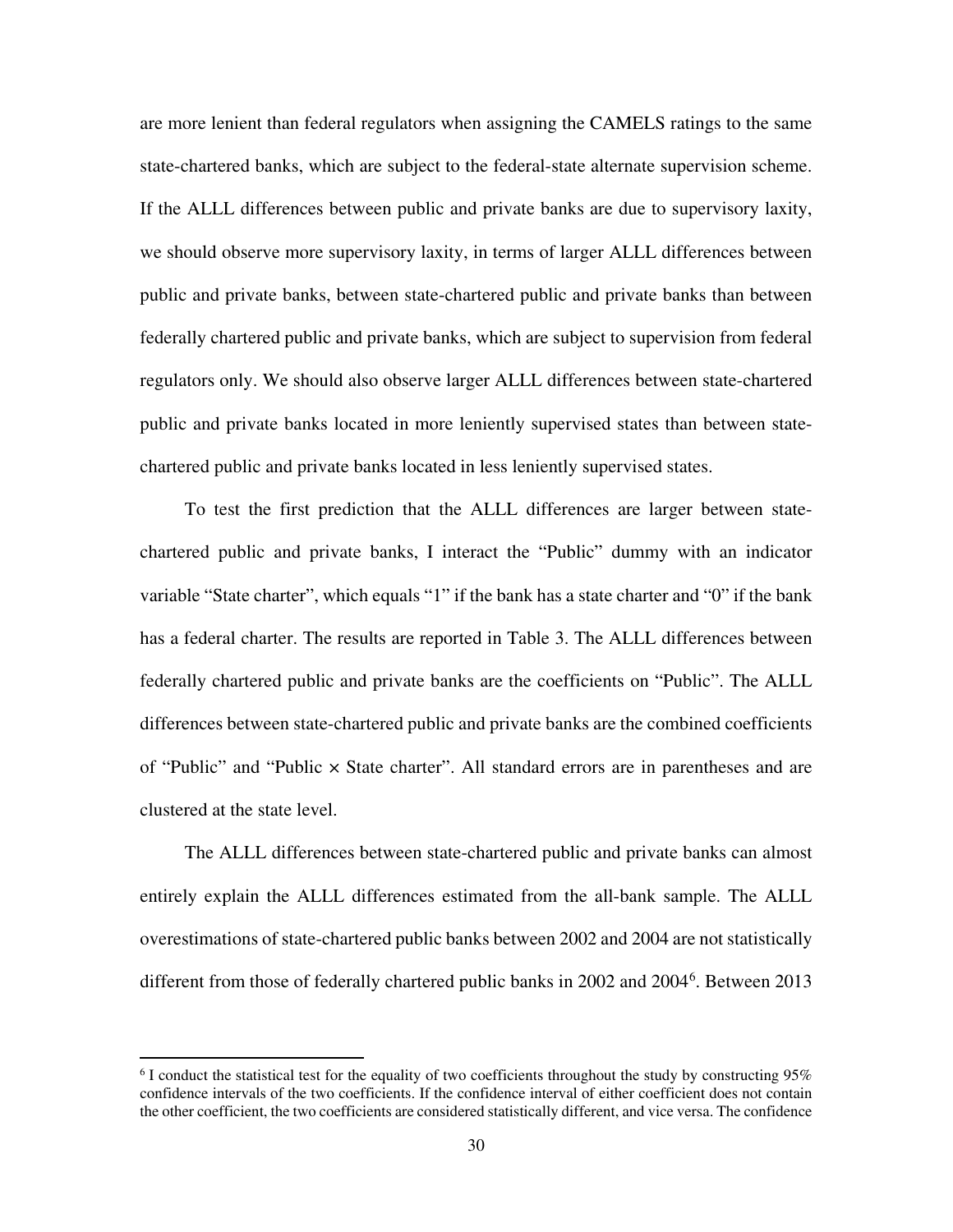are more lenient than federal regulators when assigning the CAMELS ratings to the same state-chartered banks, which are subject to the federal-state alternate supervision scheme. If the ALLL differences between public and private banks are due to supervisory laxity, we should observe more supervisory laxity, in terms of larger ALLL differences between public and private banks, between state-chartered public and private banks than between federally chartered public and private banks, which are subject to supervision from federal regulators only. We should also observe larger ALLL differences between state-chartered public and private banks located in more leniently supervised states than between state-chartered public and private banks located in less leniently supervised states.

To test the first prediction that the ALLL differences are larger between state-chartered public and private banks, I interact the "Public" dummy with an indicator variable "State charter", which equals "1" if the bank has a state charter and "0" if the bank has a federal charter. The results are reported in Table 3. The ALLL differences between federally chartered public and private banks are the coefficients on "Public". The ALLL differences between state-chartered public and private banks are the combined coefficients of "Public" and "Public × State charter". All standard errors are in parentheses and are clustered at the state level.

The ALLL differences between state-chartered public and private banks can almost entirely explain the ALLL differences estimated from the all-bank sample. The ALLL overestimations of state-chartered public banks between 2002 and 2004 are not statistically different from those of federally chartered public banks in 2002 and 2004[6]. Between 2013

[6] I conduct the statistical test for the equality of two coefficients throughout the study by constructing 95% confidence intervals of the two coefficients. If the confidence interval of either coefficient does not contain the other coefficient, the two coefficients are considered statistically different, and vice versa. The confidence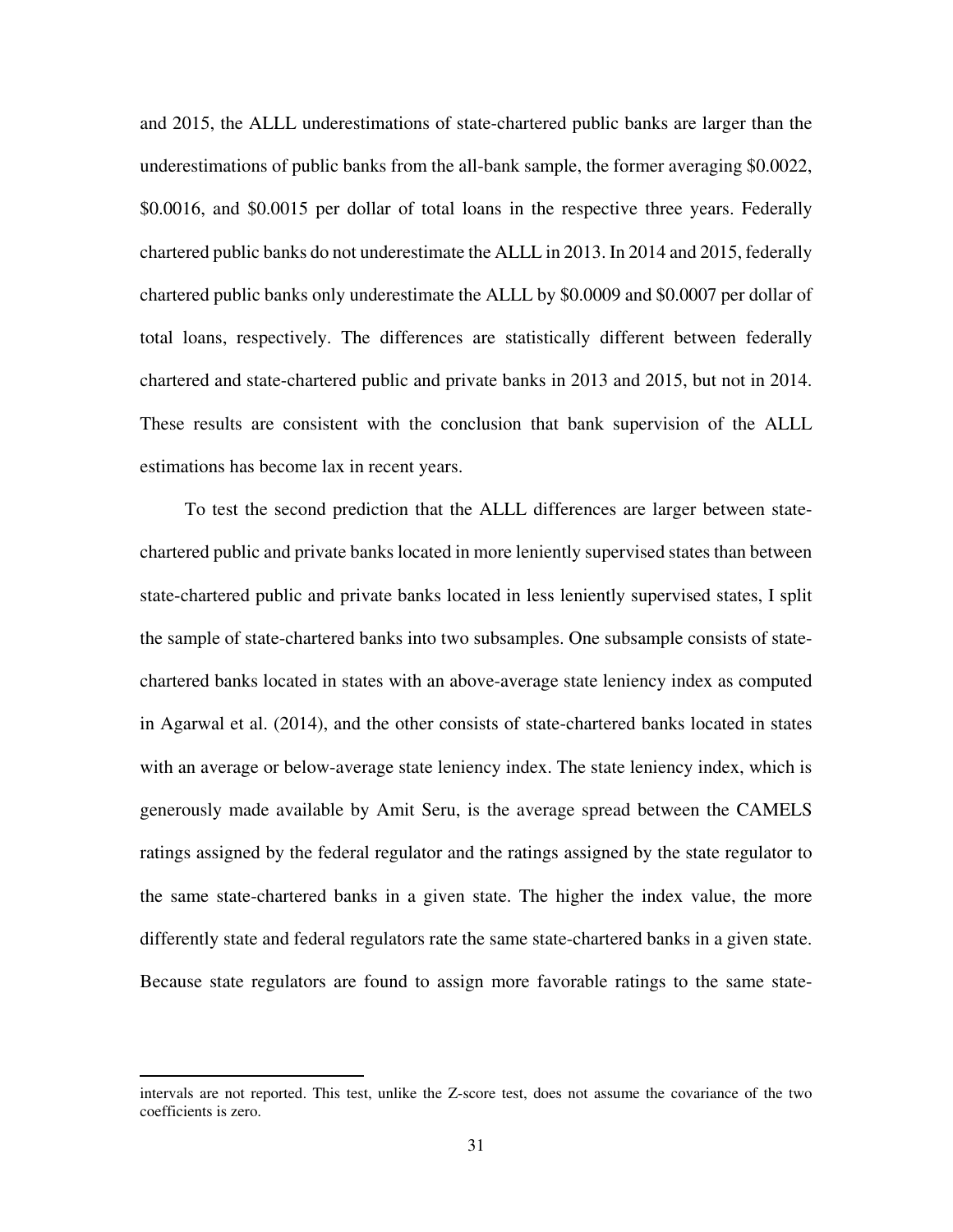and 2015, the ALLL underestimations of state-chartered public banks are larger than the underestimations of public banks from the all-bank sample, the former averaging \$0.0022, \$0.0016, and \$0.0015 per dollar of total loans in the respective three years. Federally chartered public banks do not underestimate the ALLL in 2013. In 2014 and 2015, federally chartered public banks only underestimate the ALLL by \$0.0009 and \$0.0007 per dollar of total loans, respectively. The differences are statistically different between federally chartered and state-chartered public and private banks in 2013 and 2015, but not in 2014. These results are consistent with the conclusion that bank supervision of the ALLL estimations has become lax in recent years.

To test the second prediction that the ALLL differences are larger between state-chartered public and private banks located in more leniently supervised states than between state-chartered public and private banks located in less leniently supervised states, I split the sample of state-chartered banks into two subsamples. One subsample consists of state-chartered banks located in states with an above-average state leniency index as computed in Agarwal et al. (2014), and the other consists of state-chartered banks located in states with an average or below-average state leniency index. The state leniency index, which is generously made available by Amit Seru, is the average spread between the CAMELS ratings assigned by the federal regulator and the ratings assigned by the state regulator to the same state-chartered banks in a given state. The higher the index value, the more differently state and federal regulators rate the same state-chartered banks in a given state. Because state regulators are found to assign more favorable ratings to the same state-

---

intervals are not reported. This test, unlike the Z-score test, does not assume the covariance of the two coefficients is zero.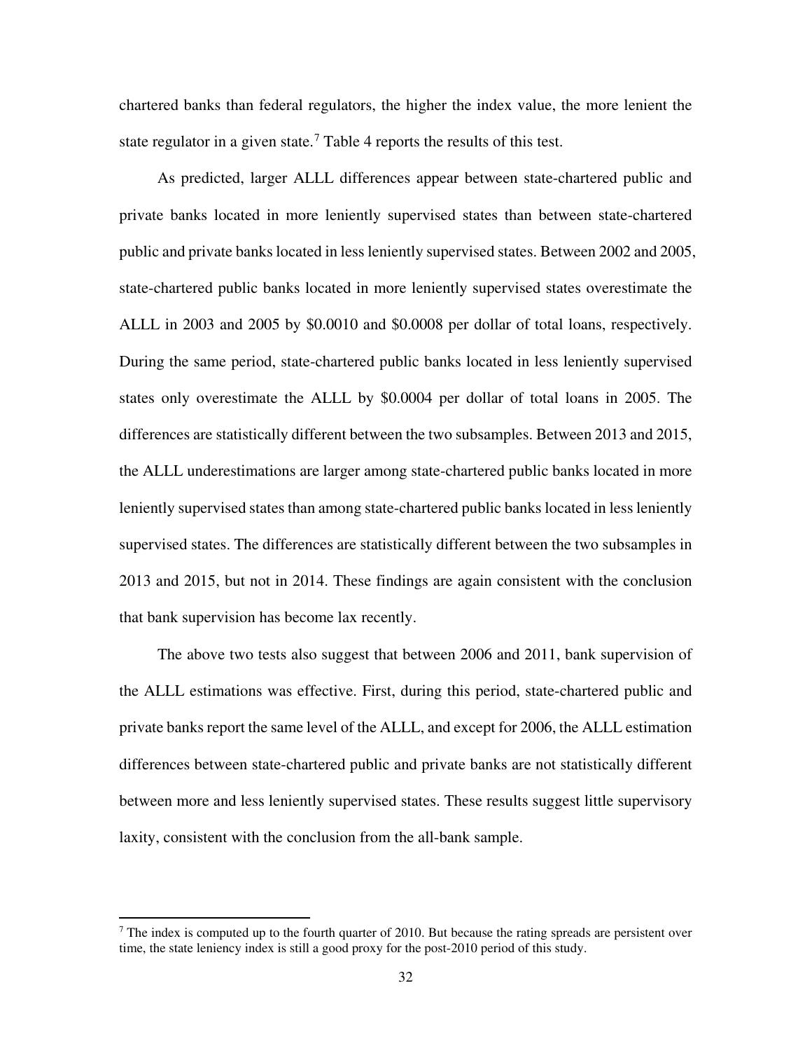chartered banks than federal regulators, the higher the index value, the more lenient the state regulator in a given state.[7] Table 4 reports the results of this test.

As predicted, larger ALLL differences appear between state-chartered public and private banks located in more leniently supervised states than between state-chartered public and private banks located in less leniently supervised states. Between 2002 and 2005, state-chartered public banks located in more leniently supervised states overestimate the ALLL in 2003 and 2005 by \$0.0010 and \$0.0008 per dollar of total loans, respectively. During the same period, state-chartered public banks located in less leniently supervised states only overestimate the ALLL by \$0.0004 per dollar of total loans in 2005. The differences are statistically different between the two subsamples. Between 2013 and 2015, the ALLL underestimations are larger among state-chartered public banks located in more leniently supervised states than among state-chartered public banks located in less leniently supervised states. The differences are statistically different between the two subsamples in 2013 and 2015, but not in 2014. These findings are again consistent with the conclusion that bank supervision has become lax recently.

The above two tests also suggest that between 2006 and 2011, bank supervision of the ALLL estimations was effective. First, during this period, state-chartered public and private banks report the same level of the ALLL, and except for 2006, the ALLL estimation differences between state-chartered public and private banks are not statistically different between more and less leniently supervised states. These results suggest little supervisory laxity, consistent with the conclusion from the all-bank sample.

[7] The index is computed up to the fourth quarter of 2010. But because the rating spreads are persistent over time, the state leniency index is still a good proxy for the post-2010 period of this study.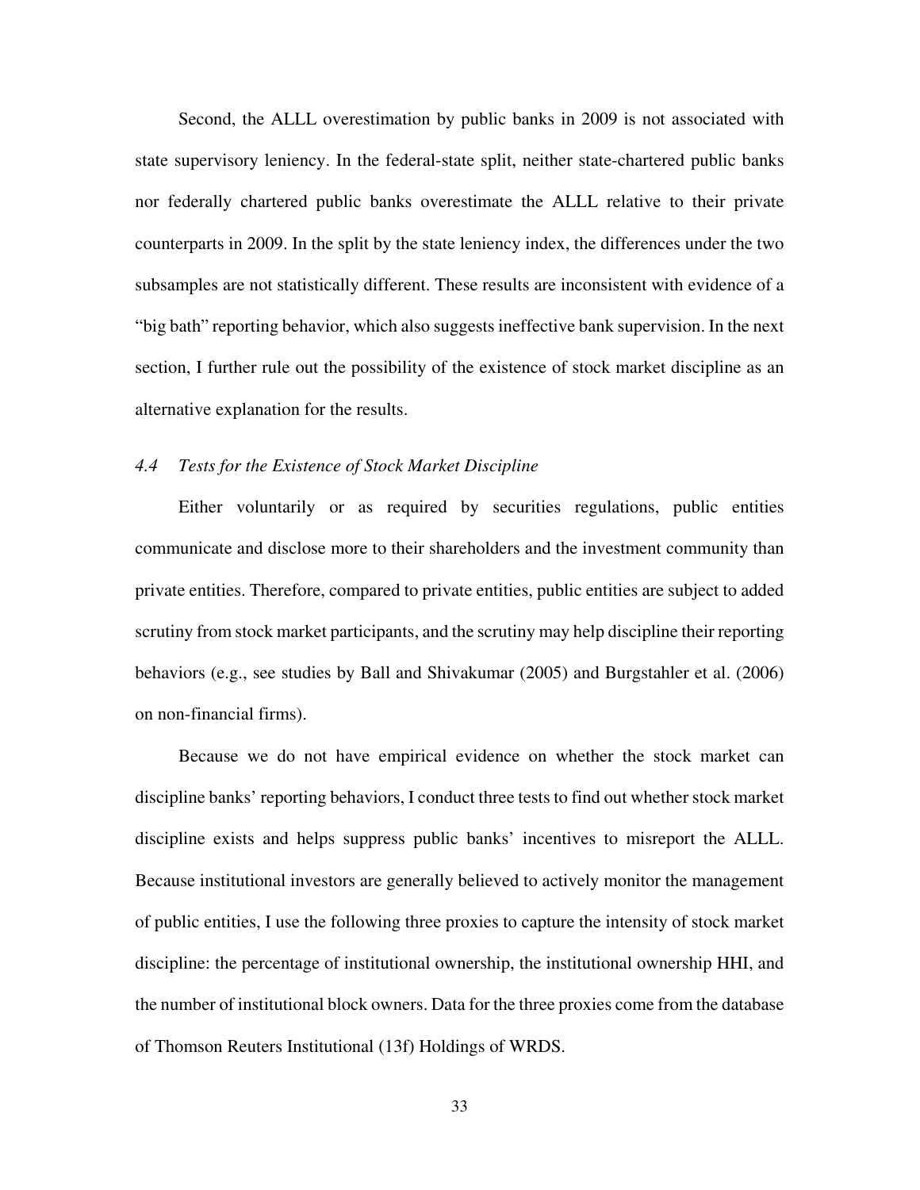Second, the ALLL overestimation by public banks in 2009 is not associated with state supervisory leniency. In the federal-state split, neither state-chartered public banks nor federally chartered public banks overestimate the ALLL relative to their private counterparts in 2009. In the split by the state leniency index, the differences under the two subsamples are not statistically different. These results are inconsistent with evidence of a "big bath" reporting behavior, which also suggests ineffective bank supervision. In the next section, I further rule out the possibility of the existence of stock market discipline as an alternative explanation for the results.

### *4.4 Tests for the Existence of Stock Market Discipline*

Either voluntarily or as required by securities regulations, public entities communicate and disclose more to their shareholders and the investment community than private entities. Therefore, compared to private entities, public entities are subject to added scrutiny from stock market participants, and the scrutiny may help discipline their reporting behaviors (e.g., see studies by Ball and Shivakumar (2005) and Burgstahler et al. (2006) on non-financial firms).

Because we do not have empirical evidence on whether the stock market can discipline banks' reporting behaviors, I conduct three tests to find out whether stock market discipline exists and helps suppress public banks' incentives to misreport the ALLL. Because institutional investors are generally believed to actively monitor the management of public entities, I use the following three proxies to capture the intensity of stock market discipline: the percentage of institutional ownership, the institutional ownership HHI, and the number of institutional block owners. Data for the three proxies come from the database of Thomson Reuters Institutional (13f) Holdings of WRDS.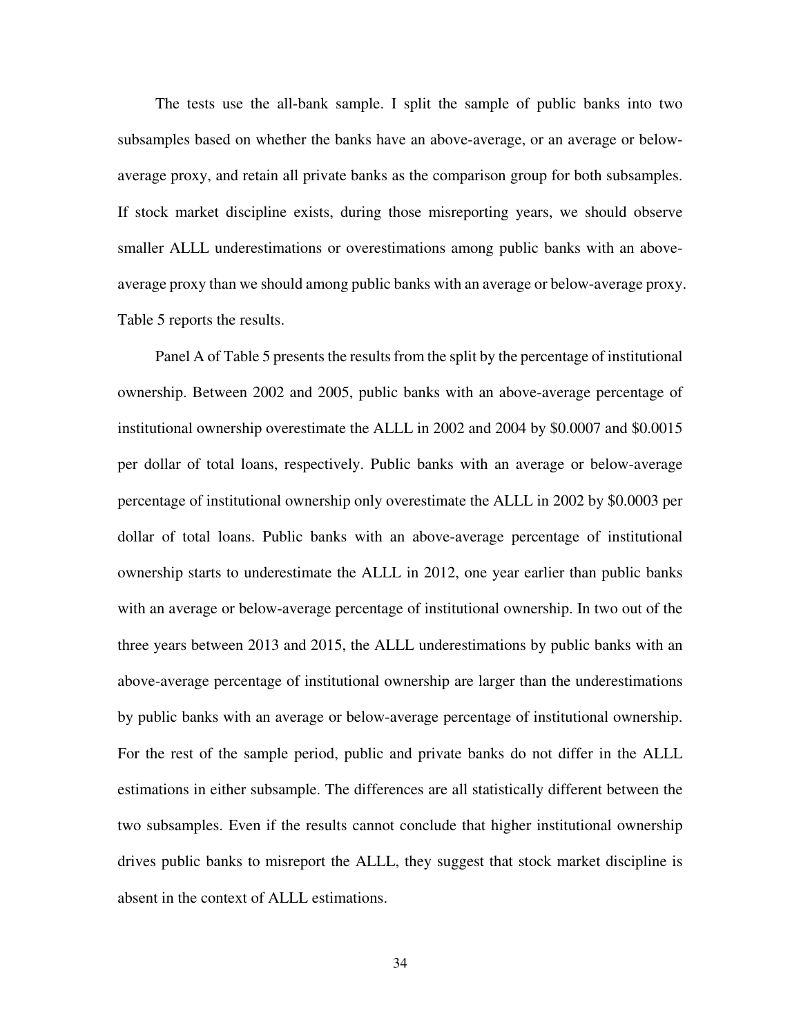The tests use the all-bank sample. I split the sample of public banks into two subsamples based on whether the banks have an above-average, or an average or below-average proxy, and retain all private banks as the comparison group for both subsamples. If stock market discipline exists, during those misreporting years, we should observe smaller ALLL underestimations or overestimations among public banks with an above-average proxy than we should among public banks with an average or below-average proxy. Table 5 reports the results.

Panel A of Table 5 presents the results from the split by the percentage of institutional ownership. Between 2002 and 2005, public banks with an above-average percentage of institutional ownership overestimate the ALLL in 2002 and 2004 by $0.0007 and $0.0015 per dollar of total loans, respectively. Public banks with an average or below-average percentage of institutional ownership only overestimate the ALLL in 2002 by $0.0003 per dollar of total loans. Public banks with an above-average percentage of institutional ownership starts to underestimate the ALLL in 2012, one year earlier than public banks with an average or below-average percentage of institutional ownership. In two out of the three years between 2013 and 2015, the ALLL underestimations by public banks with an above-average percentage of institutional ownership are larger than the underestimations by public banks with an average or below-average percentage of institutional ownership. For the rest of the sample period, public and private banks do not differ in the ALLL estimations in either subsample. The differences are all statistically different between the two subsamples. Even if the results cannot conclude that higher institutional ownership drives public banks to misreport the ALLL, they suggest that stock market discipline is absent in the context of ALLL estimations.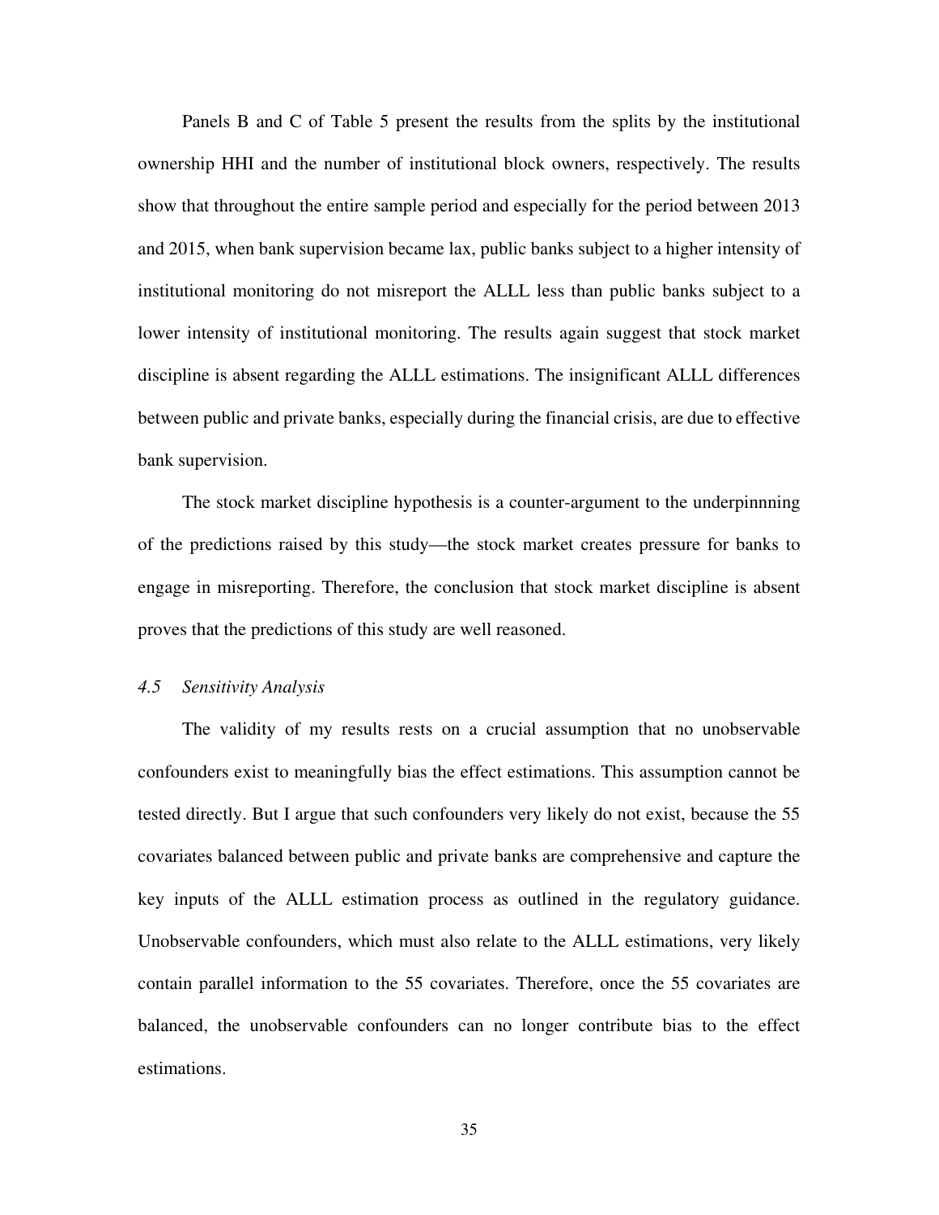Panels B and C of Table 5 present the results from the splits by the institutional ownership HHI and the number of institutional block owners, respectively. The results show that throughout the entire sample period and especially for the period between 2013 and 2015, when bank supervision became lax, public banks subject to a higher intensity of institutional monitoring do not misreport the ALLL less than public banks subject to a lower intensity of institutional monitoring. The results again suggest that stock market discipline is absent regarding the ALLL estimations. The insignificant ALLL differences between public and private banks, especially during the financial crisis, are due to effective bank supervision.

The stock market discipline hypothesis is a counter-argument to the underpinnning of the predictions raised by this study—the stock market creates pressure for banks to engage in misreporting. Therefore, the conclusion that stock market discipline is absent proves that the predictions of this study are well reasoned.

### *4.5 Sensitivity Analysis*

The validity of my results rests on a crucial assumption that no unobservable confounders exist to meaningfully bias the effect estimations. This assumption cannot be tested directly. But I argue that such confounders very likely do not exist, because the 55 covariates balanced between public and private banks are comprehensive and capture the key inputs of the ALLL estimation process as outlined in the regulatory guidance. Unobservable confounders, which must also relate to the ALLL estimations, very likely contain parallel information to the 55 covariates. Therefore, once the 55 covariates are balanced, the unobservable confounders can no longer contribute bias to the effect estimations.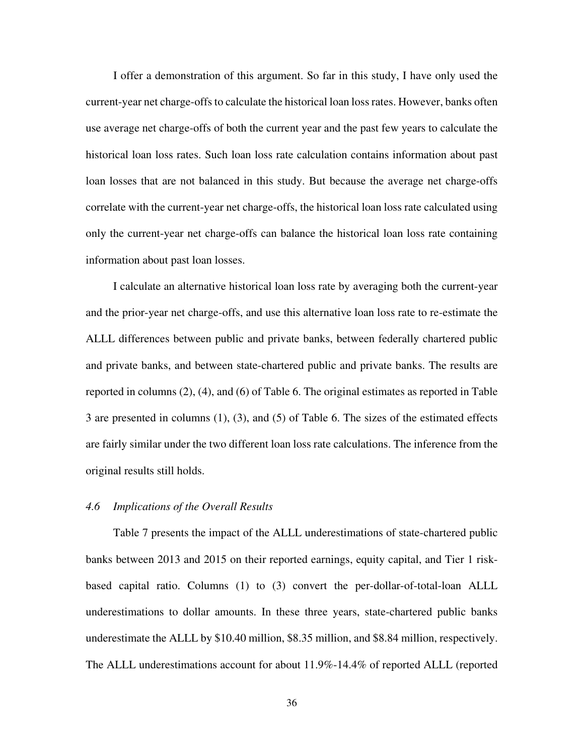I offer a demonstration of this argument. So far in this study, I have only used the current-year net charge-offs to calculate the historical loan loss rates. However, banks often use average net charge-offs of both the current year and the past few years to calculate the historical loan loss rates. Such loan loss rate calculation contains information about past loan losses that are not balanced in this study. But because the average net charge-offs correlate with the current-year net charge-offs, the historical loan loss rate calculated using only the current-year net charge-offs can balance the historical loan loss rate containing information about past loan losses.

I calculate an alternative historical loan loss rate by averaging both the current-year and the prior-year net charge-offs, and use this alternative loan loss rate to re-estimate the ALLL differences between public and private banks, between federally chartered public and private banks, and between state-chartered public and private banks. The results are reported in columns (2), (4), and (6) of Table 6. The original estimates as reported in Table 3 are presented in columns (1), (3), and (5) of Table 6. The sizes of the estimated effects are fairly similar under the two different loan loss rate calculations. The inference from the original results still holds.

### *4.6 Implications of the Overall Results*

Table 7 presents the impact of the ALLL underestimations of state-chartered public banks between 2013 and 2015 on their reported earnings, equity capital, and Tier 1 risk-based capital ratio. Columns (1) to (3) convert the per-dollar-of-total-loan ALLL underestimations to dollar amounts. In these three years, state-chartered public banks underestimate the ALLL by \$10.40 million, \$8.35 million, and \$8.84 million, respectively. The ALLL underestimations account for about 11.9%-14.4% of reported ALLL (reported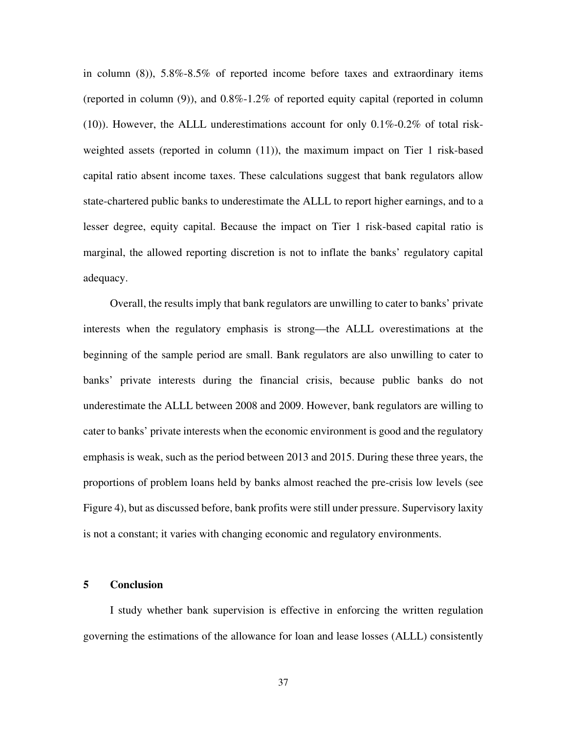in column (8)), 5.8%-8.5% of reported income before taxes and extraordinary items (reported in column (9)), and 0.8%-1.2% of reported equity capital (reported in column (10)). However, the ALLL underestimations account for only 0.1%-0.2% of total risk-weighted assets (reported in column (11)), the maximum impact on Tier 1 risk-based capital ratio absent income taxes. These calculations suggest that bank regulators allow state-chartered public banks to underestimate the ALLL to report higher earnings, and to a lesser degree, equity capital. Because the impact on Tier 1 risk-based capital ratio is marginal, the allowed reporting discretion is not to inflate the banks' regulatory capital adequacy.

Overall, the results imply that bank regulators are unwilling to cater to banks' private interests when the regulatory emphasis is strong—the ALLL overestimations at the beginning of the sample period are small. Bank regulators are also unwilling to cater to banks' private interests during the financial crisis, because public banks do not underestimate the ALLL between 2008 and 2009. However, bank regulators are willing to cater to banks' private interests when the economic environment is good and the regulatory emphasis is weak, such as the period between 2013 and 2015. During these three years, the proportions of problem loans held by banks almost reached the pre-crisis low levels (see Figure 4), but as discussed before, bank profits were still under pressure. Supervisory laxity is not a constant; it varies with changing economic and regulatory environments.

## 5 Conclusion

I study whether bank supervision is effective in enforcing the written regulation governing the estimations of the allowance for loan and lease losses (ALLL) consistently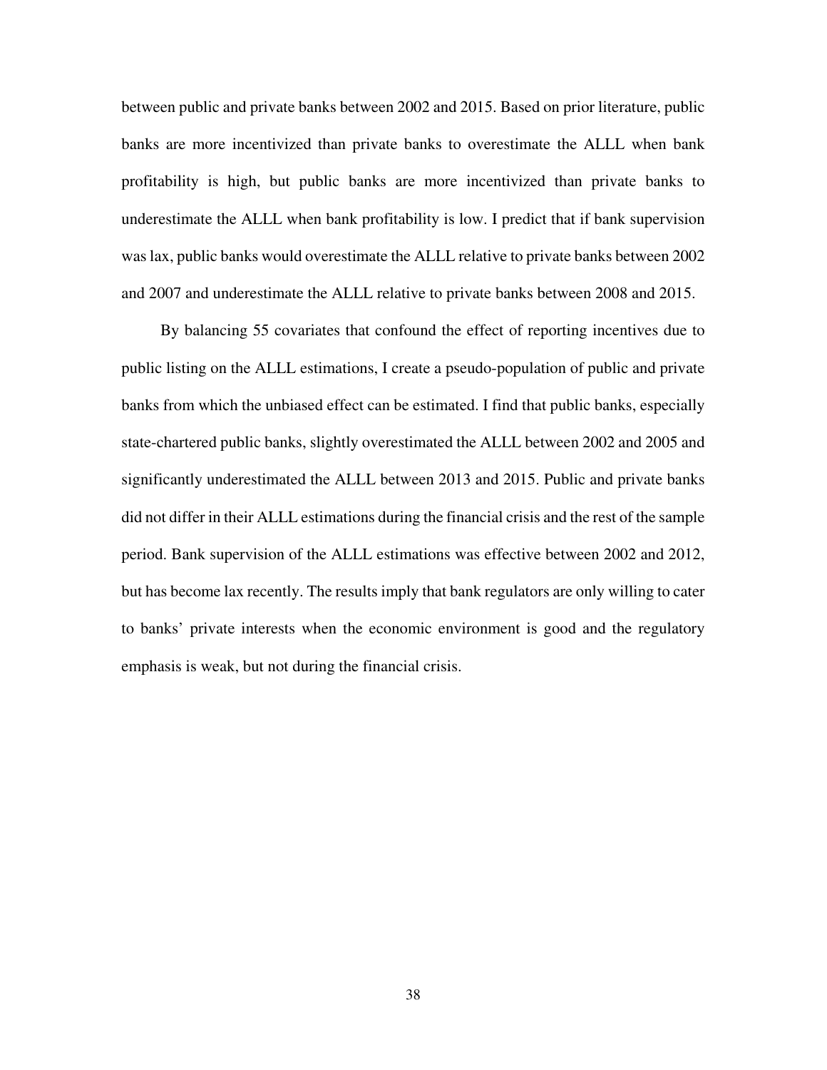between public and private banks between 2002 and 2015. Based on prior literature, public banks are more incentivized than private banks to overestimate the ALLL when bank profitability is high, but public banks are more incentivized than private banks to underestimate the ALLL when bank profitability is low. I predict that if bank supervision was lax, public banks would overestimate the ALLL relative to private banks between 2002 and 2007 and underestimate the ALLL relative to private banks between 2008 and 2015.

By balancing 55 covariates that confound the effect of reporting incentives due to public listing on the ALLL estimations, I create a pseudo-population of public and private banks from which the unbiased effect can be estimated. I find that public banks, especially state-chartered public banks, slightly overestimated the ALLL between 2002 and 2005 and significantly underestimated the ALLL between 2013 and 2015. Public and private banks did not differ in their ALLL estimations during the financial crisis and the rest of the sample period. Bank supervision of the ALLL estimations was effective between 2002 and 2012, but has become lax recently. The results imply that bank regulators are only willing to cater to banks' private interests when the economic environment is good and the regulatory emphasis is weak, but not during the financial crisis.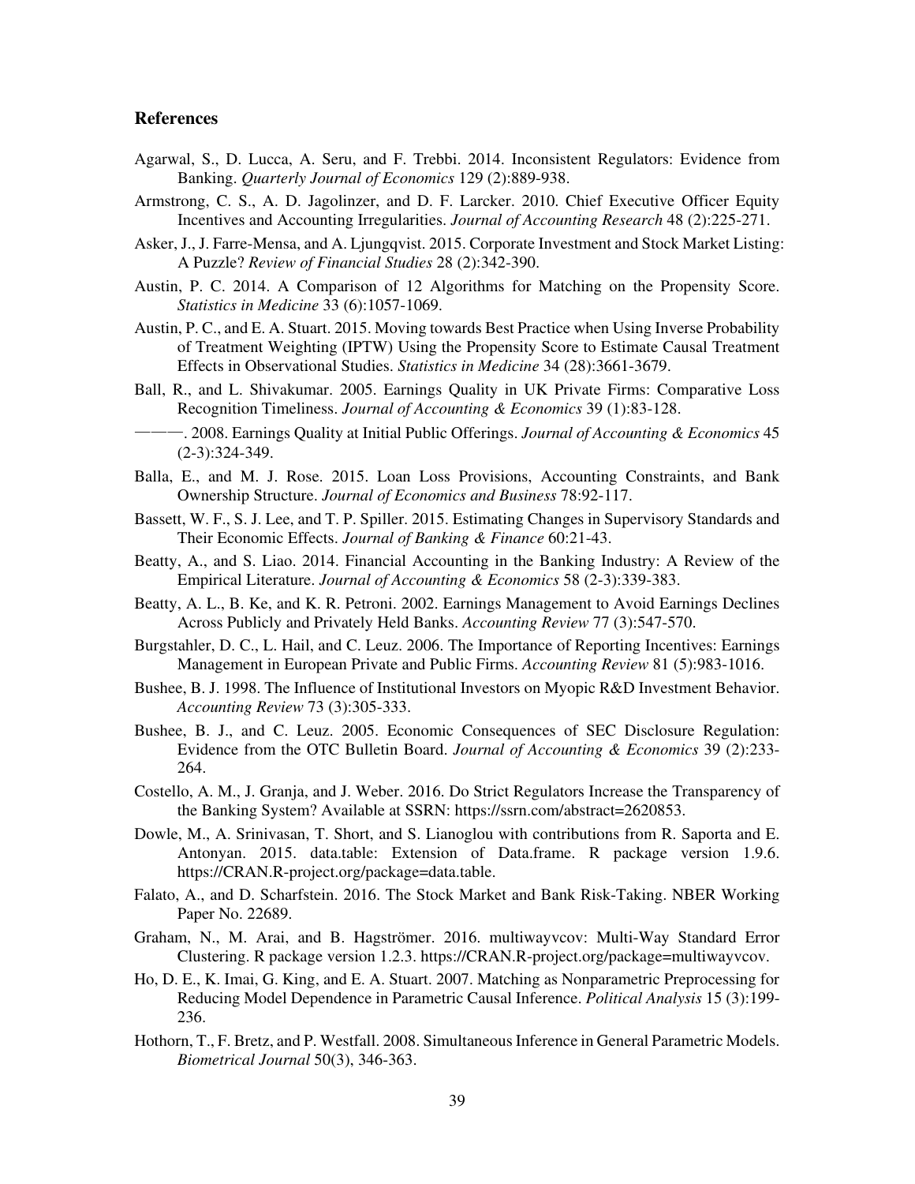## References

Agarwal, S., D. Lucca, A. Seru, and F. Trebbi. 2014. Inconsistent Regulators: Evidence from Banking. *Quarterly Journal of Economics* 129 (2):889-938.

Armstrong, C. S., A. D. Jagolinzer, and D. F. Larcker. 2010. Chief Executive Officer Equity Incentives and Accounting Irregularities. *Journal of Accounting Research* 48 (2):225-271.

Asker, J., J. Farre-Mensa, and A. Ljungqvist. 2015. Corporate Investment and Stock Market Listing: A Puzzle? *Review of Financial Studies* 28 (2):342-390.

Austin, P. C. 2014. A Comparison of 12 Algorithms for Matching on the Propensity Score. *Statistics in Medicine* 33 (6):1057-1069.

Austin, P. C., and E. A. Stuart. 2015. Moving towards Best Practice when Using Inverse Probability of Treatment Weighting (IPTW) Using the Propensity Score to Estimate Causal Treatment Effects in Observational Studies. *Statistics in Medicine* 34 (28):3661-3679.

Ball, R., and L. Shivakumar. 2005. Earnings Quality in UK Private Firms: Comparative Loss Recognition Timeliness. *Journal of Accounting & Economics* 39 (1):83-128.

———. 2008. Earnings Quality at Initial Public Offerings. *Journal of Accounting & Economics* 45 (2-3):324-349.

Balla, E., and M. J. Rose. 2015. Loan Loss Provisions, Accounting Constraints, and Bank Ownership Structure. *Journal of Economics and Business* 78:92-117.

Bassett, W. F., S. J. Lee, and T. P. Spiller. 2015. Estimating Changes in Supervisory Standards and Their Economic Effects. *Journal of Banking & Finance* 60:21-43.

Beatty, A., and S. Liao. 2014. Financial Accounting in the Banking Industry: A Review of the Empirical Literature. *Journal of Accounting & Economics* 58 (2-3):339-383.

Beatty, A. L., B. Ke, and K. R. Petroni. 2002. Earnings Management to Avoid Earnings Declines Across Publicly and Privately Held Banks. *Accounting Review* 77 (3):547-570.

Burgstahler, D. C., L. Hail, and C. Leuz. 2006. The Importance of Reporting Incentives: Earnings Management in European Private and Public Firms. *Accounting Review* 81 (5):983-1016.

Bushee, B. J. 1998. The Influence of Institutional Investors on Myopic R&D Investment Behavior. *Accounting Review* 73 (3):305-333.

Bushee, B. J., and C. Leuz. 2005. Economic Consequences of SEC Disclosure Regulation: Evidence from the OTC Bulletin Board. *Journal of Accounting & Economics* 39 (2):233-264.

Costello, A. M., J. Granja, and J. Weber. 2016. Do Strict Regulators Increase the Transparency of the Banking System? Available at SSRN: https://ssrn.com/abstract=2620853.

Dowle, M., A. Srinivasan, T. Short, and S. Lianoglou with contributions from R. Saporta and E. Antonyan. 2015. data.table: Extension of Data.frame. R package version 1.9.6. https://CRAN.R-project.org/package=data.table.

Falato, A., and D. Scharfstein. 2016. The Stock Market and Bank Risk-Taking. NBER Working Paper No. 22689.

Graham, N., M. Arai, and B. Hagströmer. 2016. multiwayvcov: Multi-Way Standard Error Clustering. R package version 1.2.3. https://CRAN.R-project.org/package=multiwayvcov.

Ho, D. E., K. Imai, G. King, and E. A. Stuart. 2007. Matching as Nonparametric Preprocessing for Reducing Model Dependence in Parametric Causal Inference. *Political Analysis* 15 (3):199-236.

Hothorn, T., F. Bretz, and P. Westfall. 2008. Simultaneous Inference in General Parametric Models. *Biometrical Journal* 50(3), 346-363.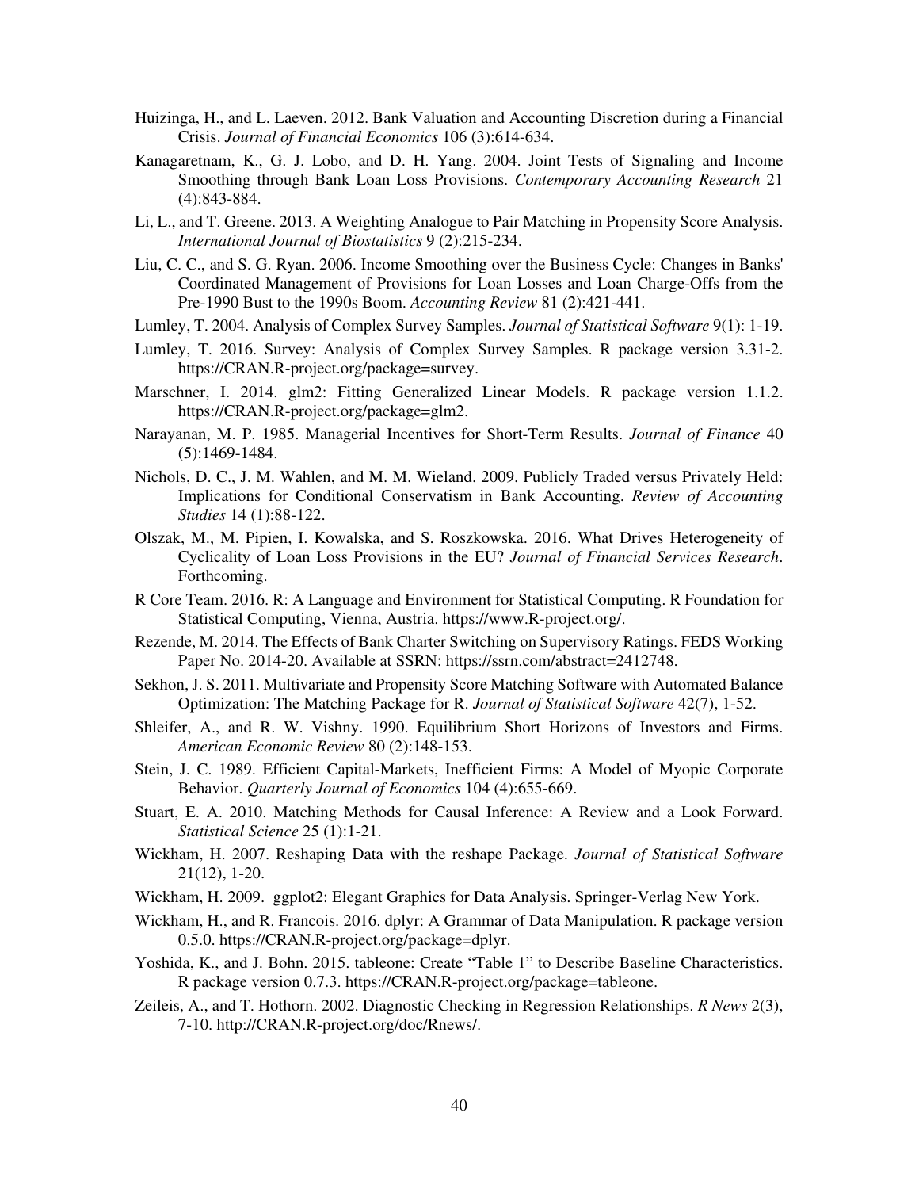Huizinga, H., and L. Laeven. 2012. Bank Valuation and Accounting Discretion during a Financial Crisis. *Journal of Financial Economics* 106 (3):614-634.

Kanagaretnam, K., G. J. Lobo, and D. H. Yang. 2004. Joint Tests of Signaling and Income Smoothing through Bank Loan Loss Provisions. *Contemporary Accounting Research* 21 (4):843-884.

Li, L., and T. Greene. 2013. A Weighting Analogue to Pair Matching in Propensity Score Analysis. *International Journal of Biostatistics* 9 (2):215-234.

Liu, C. C., and S. G. Ryan. 2006. Income Smoothing over the Business Cycle: Changes in Banks' Coordinated Management of Provisions for Loan Losses and Loan Charge-Offs from the Pre-1990 Bust to the 1990s Boom. *Accounting Review* 81 (2):421-441.

Lumley, T. 2004. Analysis of Complex Survey Samples. *Journal of Statistical Software* 9(1): 1-19.

Lumley, T. 2016. Survey: Analysis of Complex Survey Samples. R package version 3.31-2. https://CRAN.R-project.org/package=survey.

Marschner, I. 2014. glm2: Fitting Generalized Linear Models. R package version 1.1.2. https://CRAN.R-project.org/package=glm2.

Narayanan, M. P. 1985. Managerial Incentives for Short-Term Results. *Journal of Finance* 40 (5):1469-1484.

Nichols, D. C., J. M. Wahlen, and M. M. Wieland. 2009. Publicly Traded versus Privately Held: Implications for Conditional Conservatism in Bank Accounting. *Review of Accounting Studies* 14 (1):88-122.

Olszak, M., M. Pipien, I. Kowalska, and S. Roszkowska. 2016. What Drives Heterogeneity of Cyclicality of Loan Loss Provisions in the EU? *Journal of Financial Services Research*. Forthcoming.

R Core Team. 2016. R: A Language and Environment for Statistical Computing. R Foundation for Statistical Computing, Vienna, Austria. https://www.R-project.org/.

Rezende, M. 2014. The Effects of Bank Charter Switching on Supervisory Ratings. FEDS Working Paper No. 2014-20. Available at SSRN: https://ssrn.com/abstract=2412748.

Sekhon, J. S. 2011. Multivariate and Propensity Score Matching Software with Automated Balance Optimization: The Matching Package for R. *Journal of Statistical Software* 42(7), 1-52.

Shleifer, A., and R. W. Vishny. 1990. Equilibrium Short Horizons of Investors and Firms. *American Economic Review* 80 (2):148-153.

Stein, J. C. 1989. Efficient Capital-Markets, Inefficient Firms: A Model of Myopic Corporate Behavior. *Quarterly Journal of Economics* 104 (4):655-669.

Stuart, E. A. 2010. Matching Methods for Causal Inference: A Review and a Look Forward. *Statistical Science* 25 (1):1-21.

Wickham, H. 2007. Reshaping Data with the reshape Package. *Journal of Statistical Software* 21(12), 1-20.

Wickham, H. 2009. ggplot2: Elegant Graphics for Data Analysis. Springer-Verlag New York.

Wickham, H., and R. Francois. 2016. dplyr: A Grammar of Data Manipulation. R package version 0.5.0. https://CRAN.R-project.org/package=dplyr.

Yoshida, K., and J. Bohn. 2015. tableone: Create "Table 1" to Describe Baseline Characteristics. R package version 0.7.3. https://CRAN.R-project.org/package=tableone.

Zeileis, A., and T. Hothorn. 2002. Diagnostic Checking in Regression Relationships. *R News* 2(3), 7-10. http://CRAN.R-project.org/doc/Rnews/.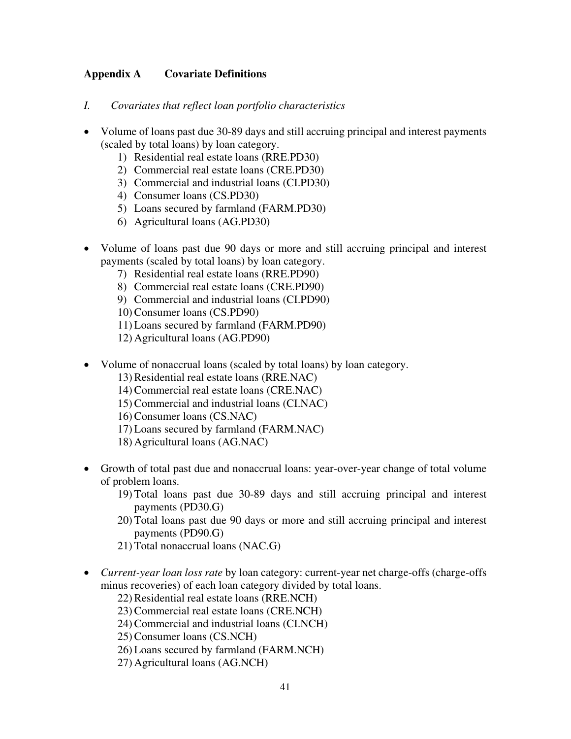## Appendix A Covariate Definitions

*I. Covariates that reflect loan portfolio characteristics*

- Volume of loans past due 30-89 days and still accruing principal and interest payments (scaled by total loans) by loan category.
    1) Residential real estate loans (RRE.PD30)
    2) Commercial real estate loans (CRE.PD30)
    3) Commercial and industrial loans (CI.PD30)
    4) Consumer loans (CS.PD30)
    5) Loans secured by farmland (FARM.PD30)
    6) Agricultural loans (AG.PD30)

- Volume of loans past due 90 days or more and still accruing principal and interest payments (scaled by total loans) by loan category.
    7) Residential real estate loans (RRE.PD90)
    8) Commercial real estate loans (CRE.PD90)
    9) Commercial and industrial loans (CI.PD90)
    10) Consumer loans (CS.PD90)
    11) Loans secured by farmland (FARM.PD90)
    12) Agricultural loans (AG.PD90)

- Volume of nonaccrual loans (scaled by total loans) by loan category.
    13) Residential real estate loans (RRE.NAC)
    14) Commercial real estate loans (CRE.NAC)
    15) Commercial and industrial loans (CI.NAC)
    16) Consumer loans (CS.NAC)
    17) Loans secured by farmland (FARM.NAC)
    18) Agricultural loans (AG.NAC)

- Growth of total past due and nonaccrual loans: year-over-year change of total volume of problem loans.
    19) Total loans past due 30-89 days and still accruing principal and interest payments (PD30.G)
    20) Total loans past due 90 days or more and still accruing principal and interest payments (PD90.G)
    21) Total nonaccrual loans (NAC.G)

- *Current-year loan loss rate* by loan category: current-year net charge-offs (charge-offs minus recoveries) of each loan category divided by total loans.
    22) Residential real estate loans (RRE.NCH)
    23) Commercial real estate loans (CRE.NCH)
    24) Commercial and industrial loans (CI.NCH)
    25) Consumer loans (CS.NCH)
    26) Loans secured by farmland (FARM.NCH)
    27) Agricultural loans (AG.NCH)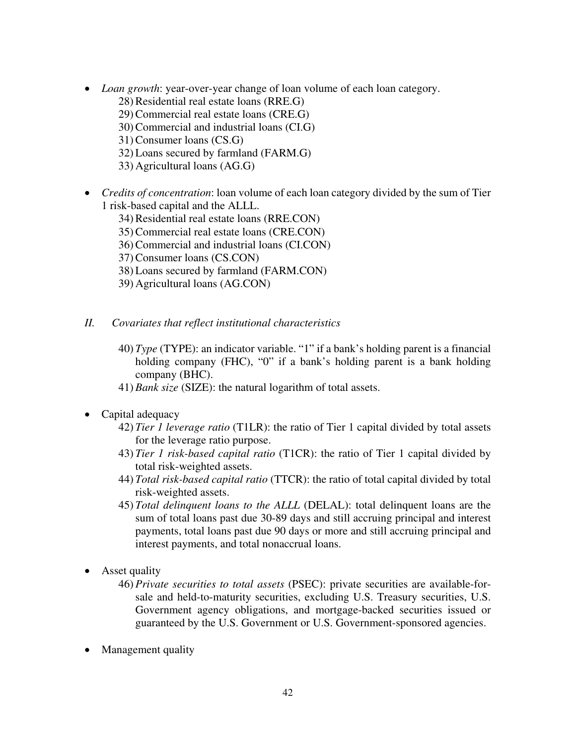- *Loan growth*: year-over-year change of loan volume of each loan category.
    28) Residential real estate loans (RRE.G)
    29) Commercial real estate loans (CRE.G)
    30) Commercial and industrial loans (CI.G)
    31) Consumer loans (CS.G)
    32) Loans secured by farmland (FARM.G)
    33) Agricultural loans (AG.G)

- *Credits of concentration*: loan volume of each loan category divided by the sum of Tier 1 risk-based capital and the ALLL.
    34) Residential real estate loans (RRE.CON)
    35) Commercial real estate loans (CRE.CON)
    36) Commercial and industrial loans (CI.CON)
    37) Consumer loans (CS.CON)
    38) Loans secured by farmland (FARM.CON)
    39) Agricultural loans (AG.CON)

*II. Covariates that reflect institutional characteristics*

40) *Type* (TYPE): an indicator variable. "1" if a bank's holding parent is a financial holding company (FHC), "0" if a bank's holding parent is a bank holding company (BHC).

41) *Bank size* (SIZE): the natural logarithm of total assets.

- Capital adequacy
    42) *Tier 1 leverage ratio* (T1LR): the ratio of Tier 1 capital divided by total assets for the leverage ratio purpose.
    43) *Tier 1 risk-based capital ratio* (T1CR): the ratio of Tier 1 capital divided by total risk-weighted assets.
    44) *Total risk-based capital ratio* (TTCR): the ratio of total capital divided by total risk-weighted assets.
    45) *Total delinquent loans to the ALLL* (DELAL): total delinquent loans are the sum of total loans past due 30-89 days and still accruing principal and interest payments, total loans past due 90 days or more and still accruing principal and interest payments, and total nonaccrual loans.

- Asset quality
    46) *Private securities to total assets* (PSEC): private securities are available-for-sale and held-to-maturity securities, excluding U.S. Treasury securities, U.S. Government agency obligations, and mortgage-backed securities issued or guaranteed by the U.S. Government or U.S. Government-sponsored agencies.

- Management quality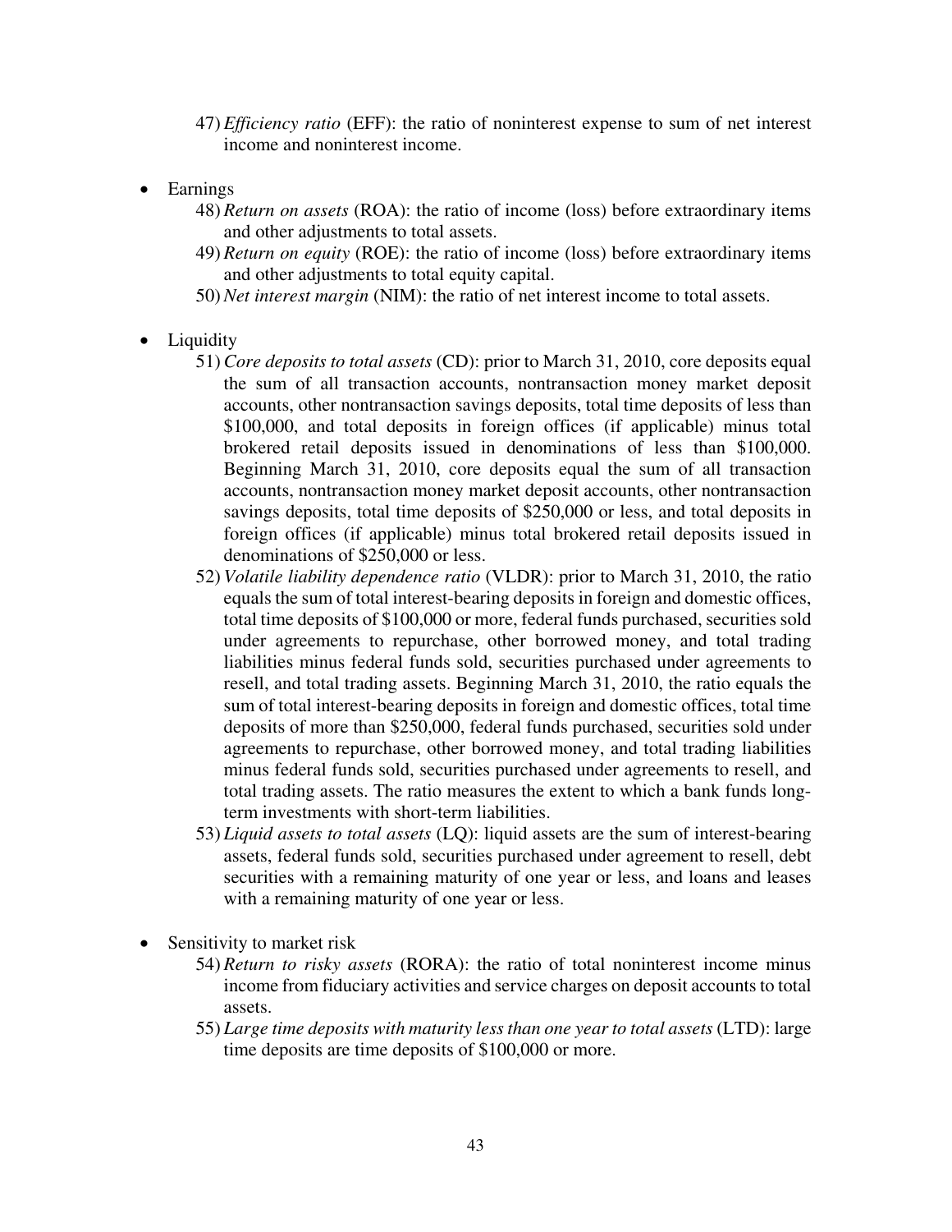47) *Efficiency ratio* (EFF): the ratio of noninterest expense to sum of net interest income and noninterest income.

- Earnings
  48) *Return on assets* (ROA): the ratio of income (loss) before extraordinary items and other adjustments to total assets.
  49) *Return on equity* (ROE): the ratio of income (loss) before extraordinary items and other adjustments to total equity capital.
  50) *Net interest margin* (NIM): the ratio of net interest income to total assets.

- Liquidity
  51) *Core deposits to total assets* (CD): prior to March 31, 2010, core deposits equal the sum of all transaction accounts, nontransaction money market deposit accounts, other nontransaction savings deposits, total time deposits of less than $100,000, and total deposits in foreign offices (if applicable) minus total brokered retail deposits issued in denominations of less than $100,000. Beginning March 31, 2010, core deposits equal the sum of all transaction accounts, nontransaction money market deposit accounts, other nontransaction savings deposits, total time deposits of $250,000 or less, and total deposits in foreign offices (if applicable) minus total brokered retail deposits issued in denominations of $250,000 or less.
  52) *Volatile liability dependence ratio* (VLDR): prior to March 31, 2010, the ratio equals the sum of total interest-bearing deposits in foreign and domestic offices, total time deposits of $100,000 or more, federal funds purchased, securities sold under agreements to repurchase, other borrowed money, and total trading liabilities minus federal funds sold, securities purchased under agreements to resell, and total trading assets. Beginning March 31, 2010, the ratio equals the sum of total interest-bearing deposits in foreign and domestic offices, total time deposits of more than $250,000, federal funds purchased, securities sold under agreements to repurchase, other borrowed money, and total trading liabilities minus federal funds sold, securities purchased under agreements to resell, and total trading assets. The ratio measures the extent to which a bank funds long-term investments with short-term liabilities.
  53) *Liquid assets to total assets* (LQ): liquid assets are the sum of interest-bearing assets, federal funds sold, securities purchased under agreement to resell, debt securities with a remaining maturity of one year or less, and loans and leases with a remaining maturity of one year or less.

- Sensitivity to market risk
  54) *Return to risky assets* (RORA): the ratio of total noninterest income minus income from fiduciary activities and service charges on deposit accounts to total assets.
  55) *Large time deposits with maturity less than one year to total assets* (LTD): large time deposits are time deposits of $100,000 or more.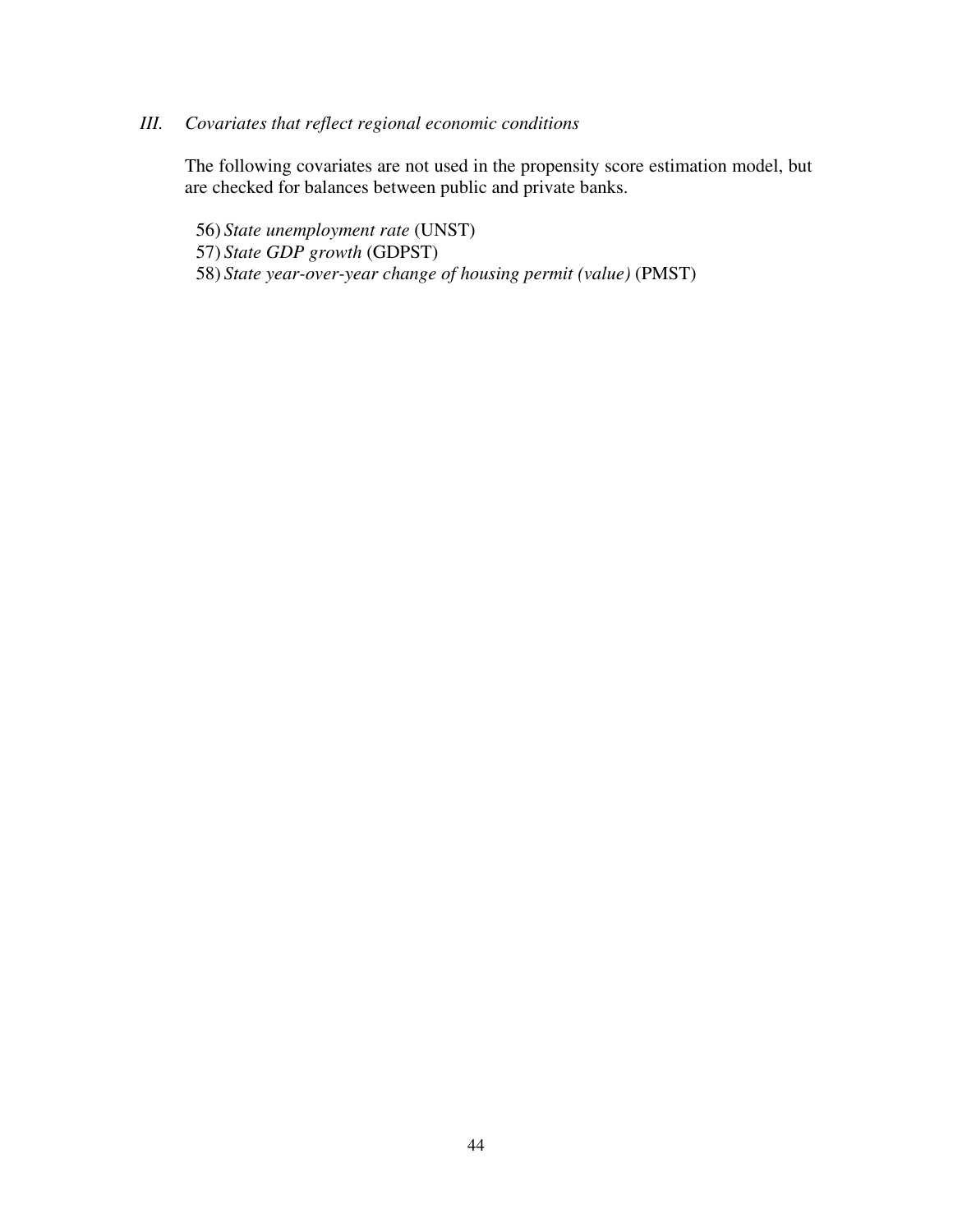### *III. Covariates that reflect regional economic conditions*

The following covariates are not used in the propensity score estimation model, but are checked for balances between public and private banks.

56) *State unemployment rate* (UNST)
57) *State GDP growth* (GDPST)
58) *State year-over-year change of housing permit (value)* (PMST)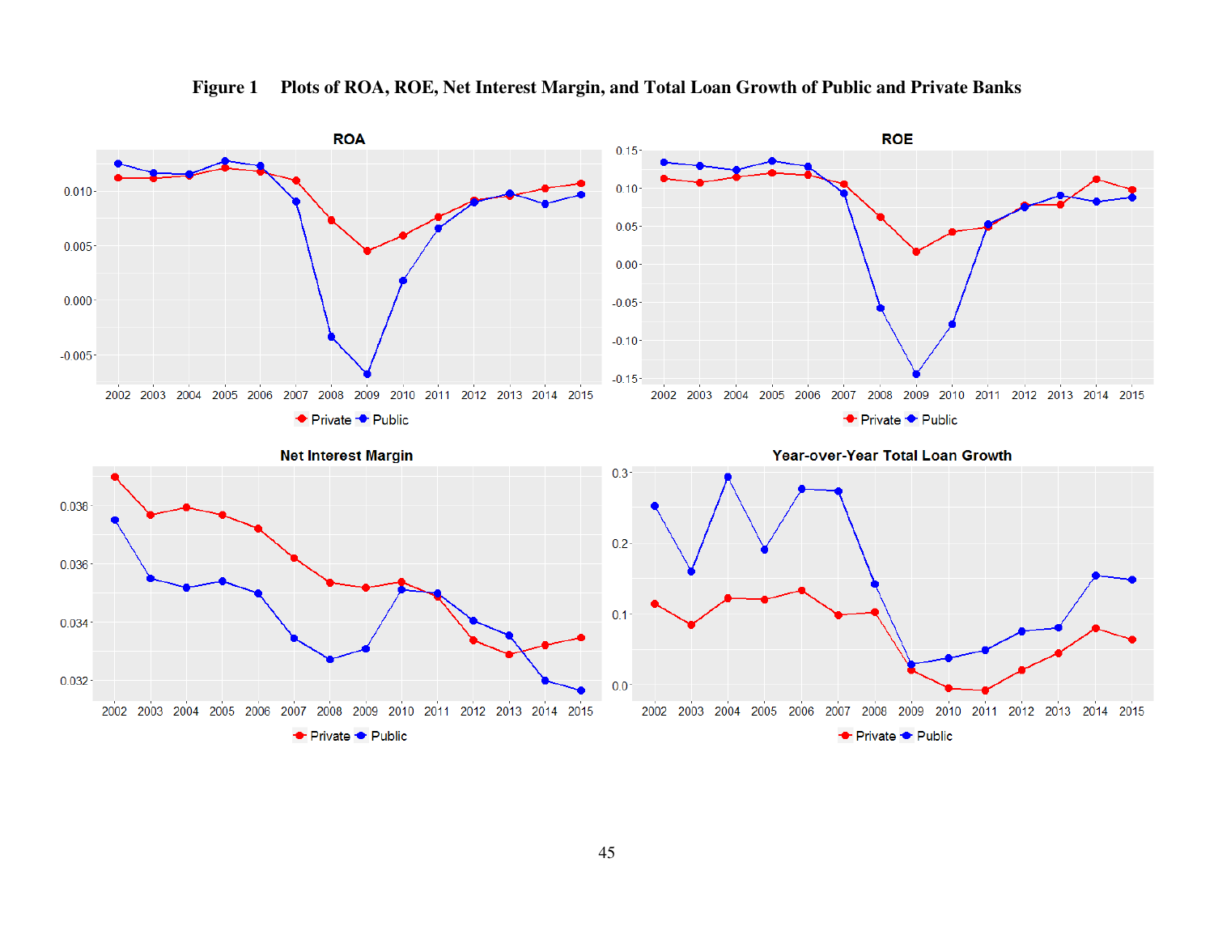**Figure 1 Plots of ROA, ROE, Net Interest Margin, and Total Loan Growth of Public and Private Banks**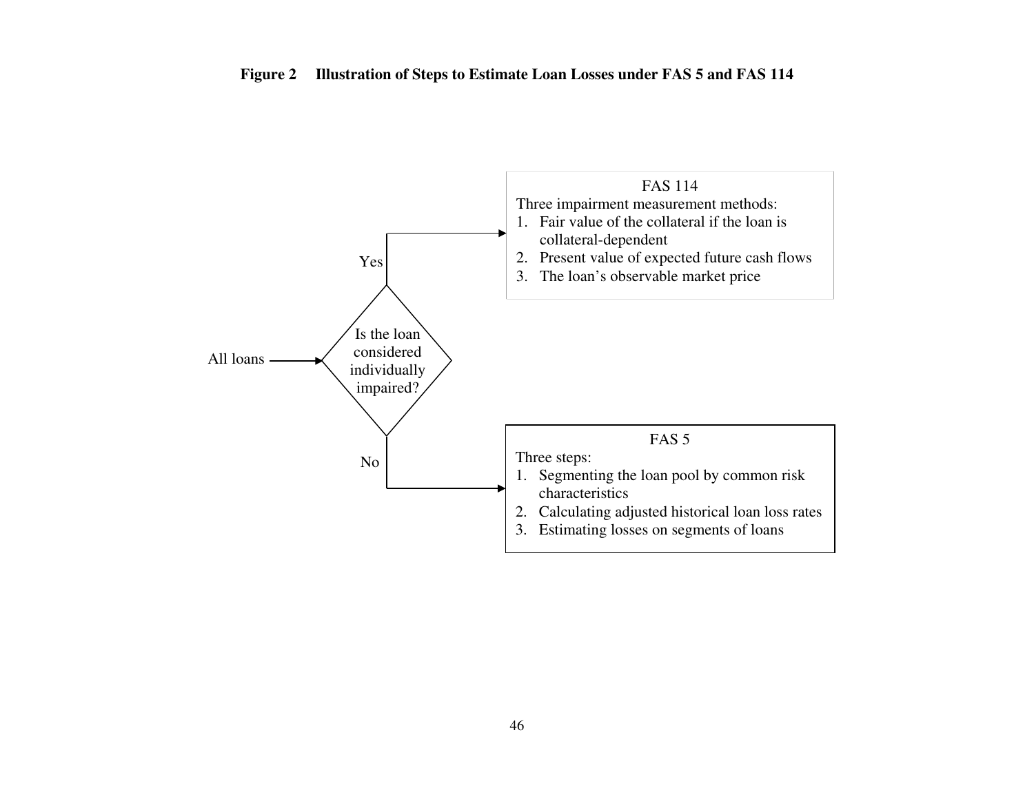**Figure 2 Illustration of Steps to Estimate Loan Losses under FAS 5 and FAS 114**

All loans → Is the loan considered individually impaired?

Yes →

FAS 114

Three impairment measurement methods:

1. Fair value of the collateral if the loan is collateral-dependent
2. Present value of expected future cash flows
3. The loan's observable market price

No →

FAS 5

Three steps:

1. Segmenting the loan pool by common risk characteristics
2. Calculating adjusted historical loan loss rates
3. Estimating losses on segments of loans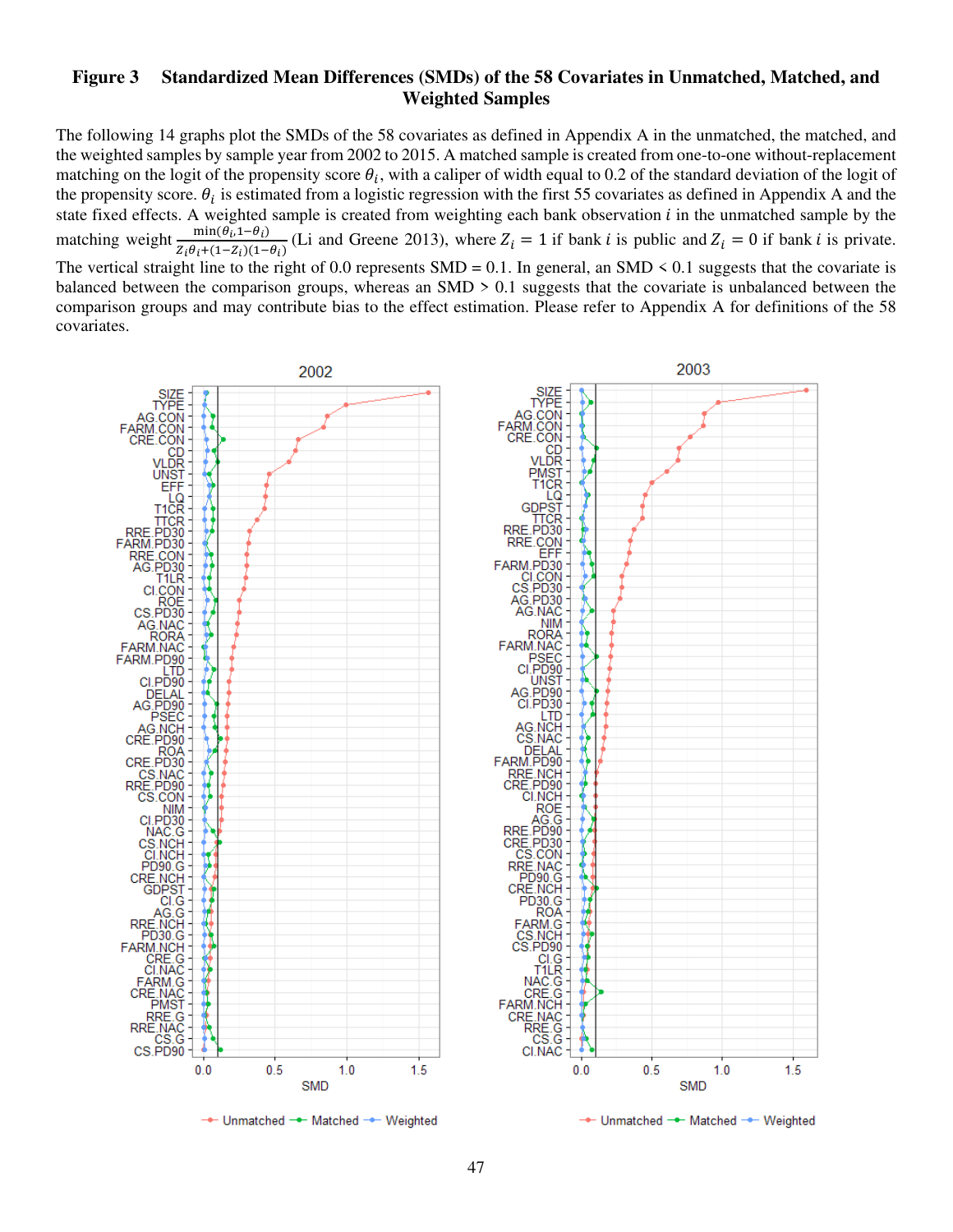**Figure 3 Standardized Mean Differences (SMDs) of the 58 Covariates in Unmatched, Matched, and Weighted Samples**

The following 14 graphs plot the SMDs of the 58 covariates as defined in Appendix A in the unmatched, the matched, and the weighted samples by sample year from 2002 to 2015. A matched sample is created from one-to-one without-replacement matching on the logit of the propensity score $\theta_i$, with a caliper of width equal to 0.2 of the standard deviation of the logit of the propensity score. $\theta_i$ is estimated from a logistic regression with the first 55 covariates as defined in Appendix A and the state fixed effects. A weighted sample is created from weighting each bank observation $i$ in the unmatched sample by the matching weight $\frac{\min(\theta_i, 1-\theta_i)}{Z_i\theta_i+(1-Z_i)(1-\theta_i)}$ (Li and Greene 2013), where $Z_i = 1$ if bank $i$ is public and $Z_i = 0$ if bank $i$ is private. The vertical straight line to the right of 0.0 represents SMD = 0.1. In general, an SMD < 0.1 suggests that the covariate is balanced between the comparison groups, whereas an SMD > 0.1 suggests that the covariate is unbalanced between the comparison groups and may contribute bias to the effect estimation. Please refer to Appendix A for definitions of the 58 covariates.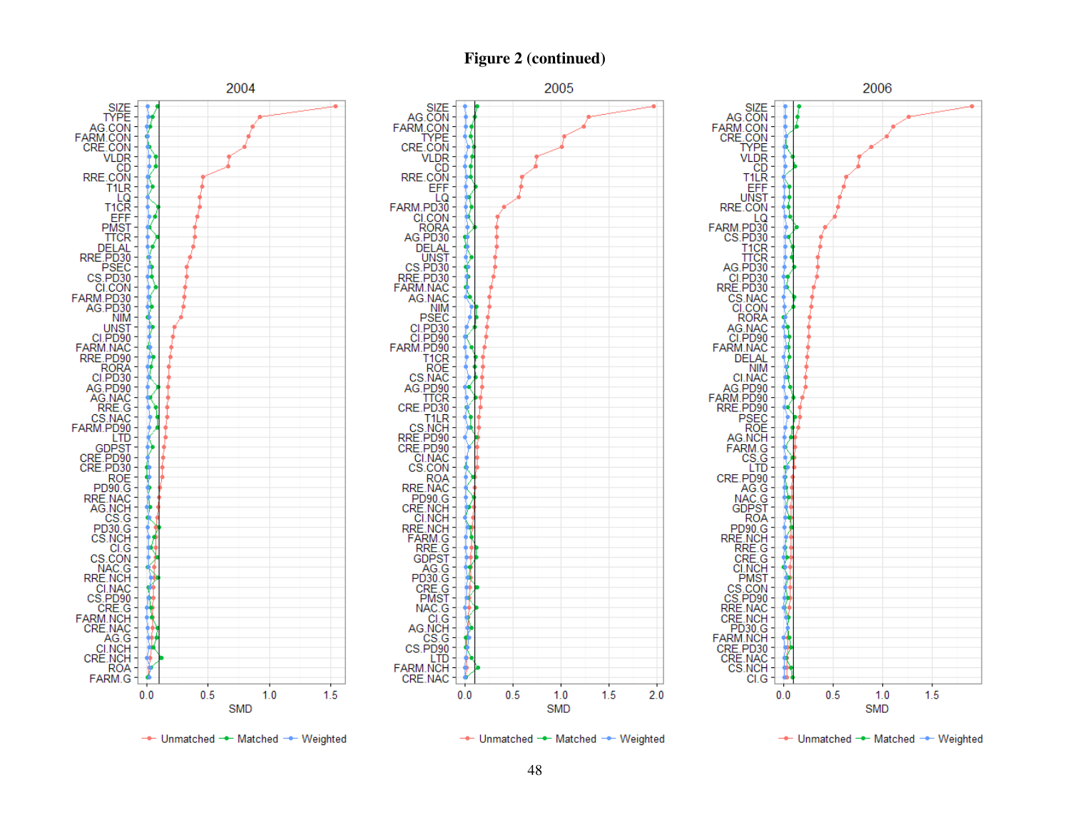**Figure 2 (continued)**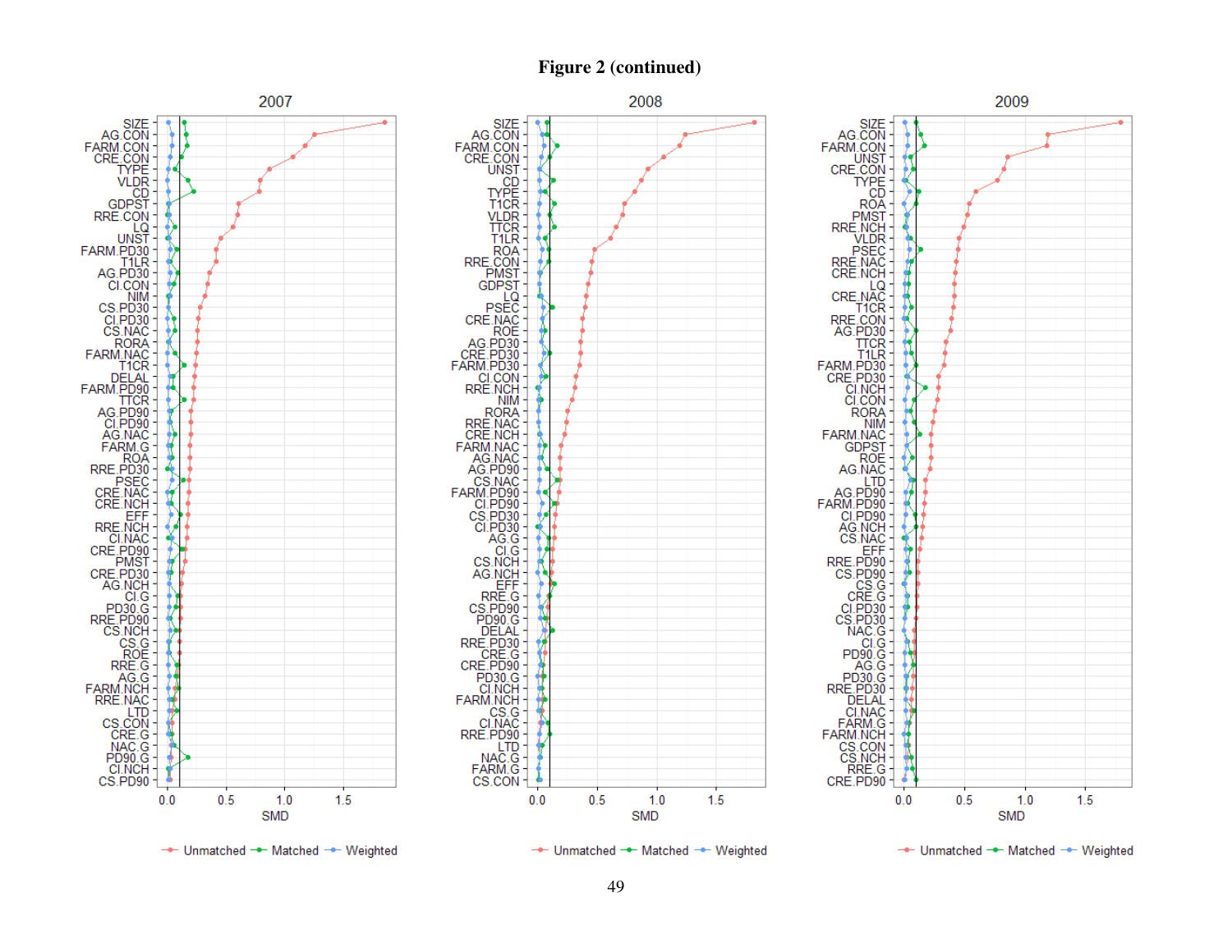**Figure 2 (continued)**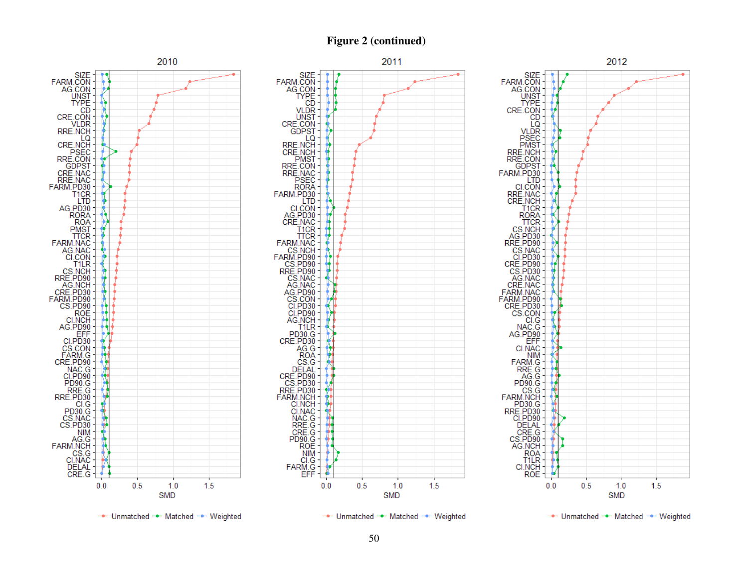**Figure 2 (continued)**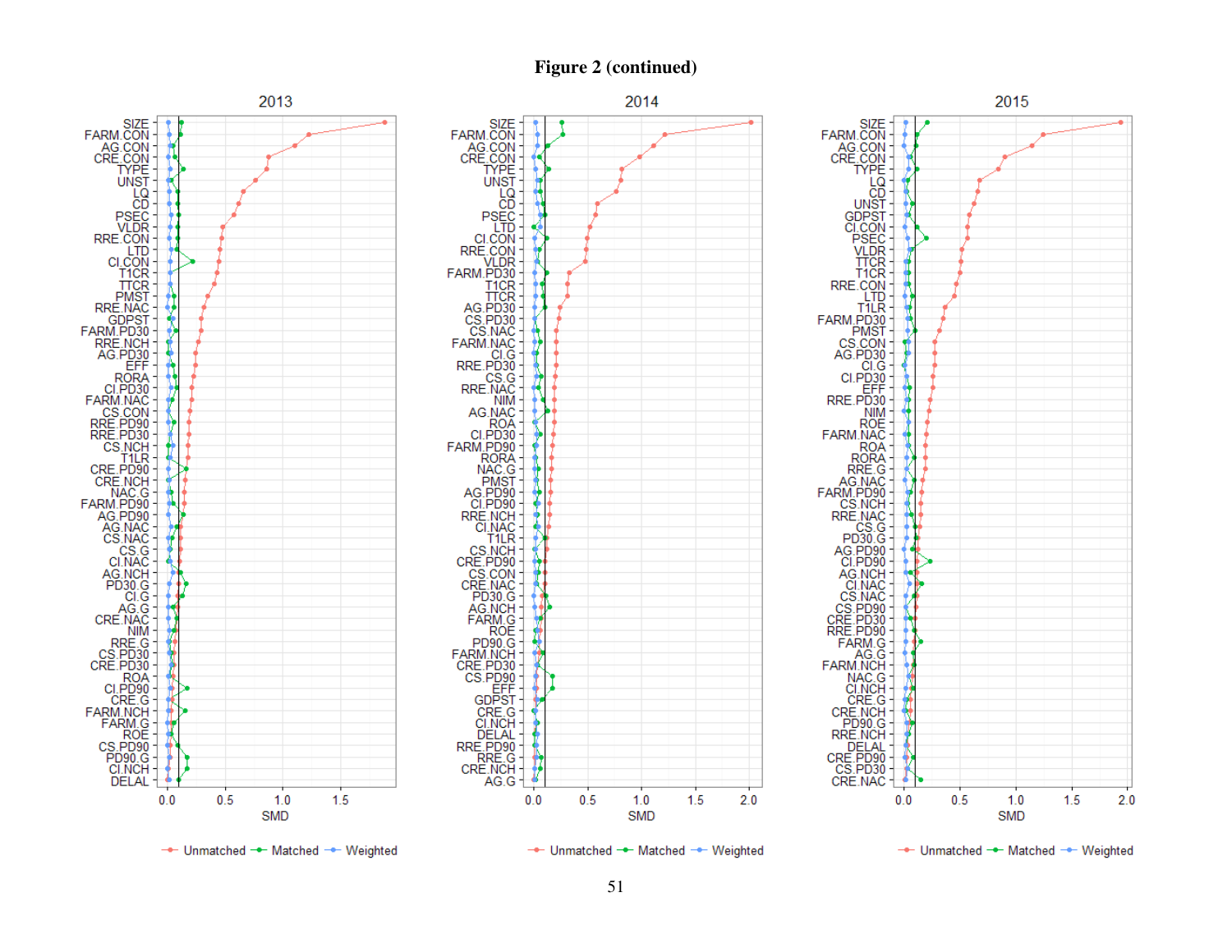**Figure 2 (continued)**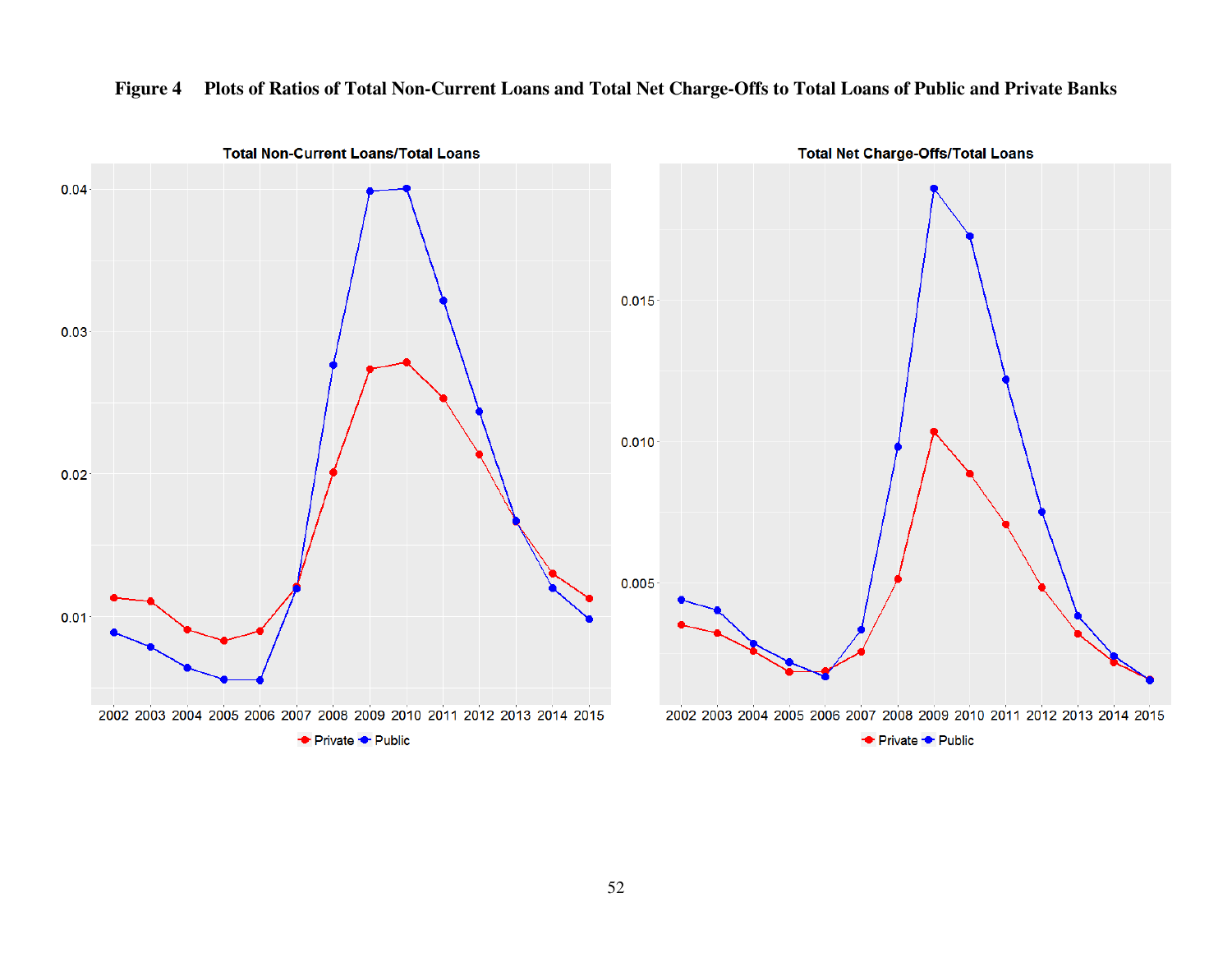**Figure 4 Plots of Ratios of Total Non-Current Loans and Total Net Charge-Offs to Total Loans of Public and Private Banks**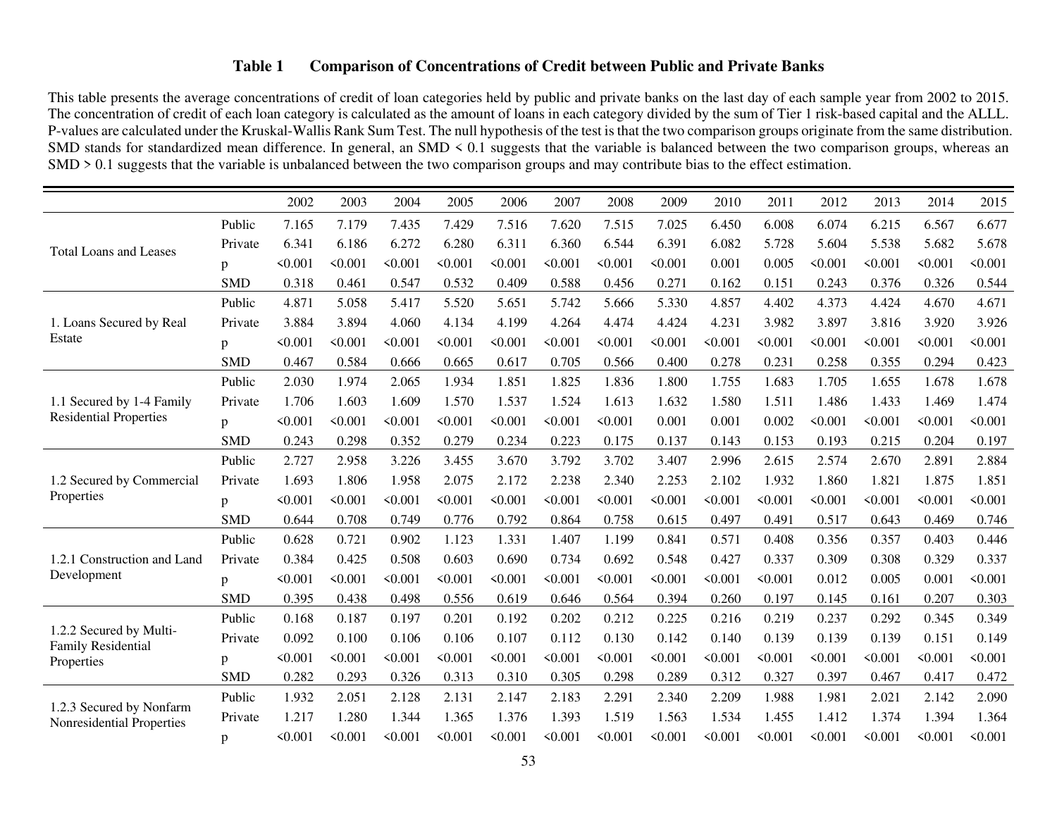**Table 1 Comparison of Concentrations of Credit between Public and Private Banks**

This table presents the average concentrations of credit of loan categories held by public and private banks on the last day of each sample year from 2002 to 2015. The concentration of credit of each loan category is calculated as the amount of loans in each category divided by the sum of Tier 1 risk-based capital and the ALLL. P-values are calculated under the Kruskal-Wallis Rank Sum Test. The null hypothesis of the test is that the two comparison groups originate from the same distribution. SMD stands for standardized mean difference. In general, an SMD < 0.1 suggests that the variable is balanced between the two comparison groups, whereas an SMD > 0.1 suggests that the variable is unbalanced between the two comparison groups and may contribute bias to the effect estimation.

| | | 2002 | 2003 | 2004 | 2005 | 2006 | 2007 | 2008 | 2009 | 2010 | 2011 | 2012 | 2013 | 2014 | 2015 |
|---|---|---|---|---|---|---|---|---|---|---|---|---|---|---|---|
| Total Loans and Leases | Public | 7.165 | 7.179 | 7.435 | 7.429 | 7.516 | 7.620 | 7.515 | 7.025 | 6.450 | 6.008 | 6.074 | 6.215 | 6.567 | 6.677 |
| | Private | 6.341 | 6.186 | 6.272 | 6.280 | 6.311 | 6.360 | 6.544 | 6.391 | 6.082 | 5.728 | 5.604 | 5.538 | 5.682 | 5.678 |
| | p | <0.001 | <0.001 | <0.001 | <0.001 | <0.001 | <0.001 | <0.001 | <0.001 | 0.001 | 0.005 | <0.001 | <0.001 | <0.001 | <0.001 |
| | SMD | 0.318 | 0.461 | 0.547 | 0.532 | 0.409 | 0.588 | 0.456 | 0.271 | 0.162 | 0.151 | 0.243 | 0.376 | 0.326 | 0.544 |
| 1. Loans Secured by Real Estate | Public | 4.871 | 5.058 | 5.417 | 5.520 | 5.651 | 5.742 | 5.666 | 5.330 | 4.857 | 4.402 | 4.373 | 4.424 | 4.670 | 4.671 |
| | Private | 3.884 | 3.894 | 4.060 | 4.134 | 4.199 | 4.264 | 4.474 | 4.424 | 4.231 | 3.982 | 3.897 | 3.816 | 3.920 | 3.926 |
| | p | <0.001 | <0.001 | <0.001 | <0.001 | <0.001 | <0.001 | <0.001 | <0.001 | <0.001 | <0.001 | <0.001 | <0.001 | <0.001 | <0.001 |
| | SMD | 0.467 | 0.584 | 0.666 | 0.665 | 0.617 | 0.705 | 0.566 | 0.400 | 0.278 | 0.231 | 0.258 | 0.355 | 0.294 | 0.423 |
| 1.1 Secured by 1-4 Family Residential Properties | Public | 2.030 | 1.974 | 2.065 | 1.934 | 1.851 | 1.825 | 1.836 | 1.800 | 1.755 | 1.683 | 1.705 | 1.655 | 1.678 | 1.678 |
| | Private | 1.706 | 1.603 | 1.609 | 1.570 | 1.537 | 1.524 | 1.613 | 1.632 | 1.580 | 1.511 | 1.486 | 1.433 | 1.469 | 1.474 |
| | p | <0.001 | <0.001 | <0.001 | <0.001 | <0.001 | <0.001 | <0.001 | 0.001 | 0.001 | 0.002 | <0.001 | <0.001 | <0.001 | <0.001 |
| | SMD | 0.243 | 0.298 | 0.352 | 0.279 | 0.234 | 0.223 | 0.175 | 0.137 | 0.143 | 0.153 | 0.193 | 0.215 | 0.204 | 0.197 |
| 1.2 Secured by Commercial Properties | Public | 2.727 | 2.958 | 3.226 | 3.455 | 3.670 | 3.792 | 3.702 | 3.407 | 2.996 | 2.615 | 2.574 | 2.670 | 2.891 | 2.884 |
| | Private | 1.693 | 1.806 | 1.958 | 2.075 | 2.172 | 2.238 | 2.340 | 2.253 | 2.102 | 1.932 | 1.860 | 1.821 | 1.875 | 1.851 |
| | p | <0.001 | <0.001 | <0.001 | <0.001 | <0.001 | <0.001 | <0.001 | <0.001 | <0.001 | <0.001 | <0.001 | <0.001 | <0.001 | <0.001 |
| | SMD | 0.644 | 0.708 | 0.749 | 0.776 | 0.792 | 0.864 | 0.758 | 0.615 | 0.497 | 0.491 | 0.517 | 0.643 | 0.469 | 0.746 |
| 1.2.1 Construction and Land Development | Public | 0.628 | 0.721 | 0.902 | 1.123 | 1.331 | 1.407 | 1.199 | 0.841 | 0.571 | 0.408 | 0.356 | 0.357 | 0.403 | 0.446 |
| | Private | 0.384 | 0.425 | 0.508 | 0.603 | 0.690 | 0.734 | 0.692 | 0.548 | 0.427 | 0.337 | 0.309 | 0.308 | 0.329 | 0.337 |
| | p | <0.001 | <0.001 | <0.001 | <0.001 | <0.001 | <0.001 | <0.001 | <0.001 | <0.001 | <0.001 | 0.012 | 0.005 | 0.001 | <0.001 |
| | SMD | 0.395 | 0.438 | 0.498 | 0.556 | 0.619 | 0.646 | 0.564 | 0.394 | 0.260 | 0.197 | 0.145 | 0.161 | 0.207 | 0.303 |
| 1.2.2 Secured by Multi-Family Residential Properties | Public | 0.168 | 0.187 | 0.197 | 0.201 | 0.192 | 0.202 | 0.212 | 0.225 | 0.216 | 0.219 | 0.237 | 0.292 | 0.345 | 0.349 |
| | Private | 0.092 | 0.100 | 0.106 | 0.106 | 0.107 | 0.112 | 0.130 | 0.142 | 0.140 | 0.139 | 0.139 | 0.139 | 0.151 | 0.149 |
| | p | <0.001 | <0.001 | <0.001 | <0.001 | <0.001 | <0.001 | <0.001 | <0.001 | <0.001 | <0.001 | <0.001 | <0.001 | <0.001 | <0.001 |
| | SMD | 0.282 | 0.293 | 0.326 | 0.313 | 0.310 | 0.305 | 0.298 | 0.289 | 0.312 | 0.327 | 0.397 | 0.467 | 0.417 | 0.472 |
| 1.2.3 Secured by Nonfarm Nonresidential Properties | Public | 1.932 | 2.051 | 2.128 | 2.131 | 2.147 | 2.183 | 2.291 | 2.340 | 2.209 | 1.988 | 1.981 | 2.021 | 2.142 | 2.090 |
| | Private | 1.217 | 1.280 | 1.344 | 1.365 | 1.376 | 1.393 | 1.519 | 1.563 | 1.534 | 1.455 | 1.412 | 1.374 | 1.394 | 1.364 |
| | p | <0.001 | <0.001 | <0.001 | <0.001 | <0.001 | <0.001 | <0.001 | <0.001 | <0.001 | <0.001 | <0.001 | <0.001 | <0.001 | <0.001 |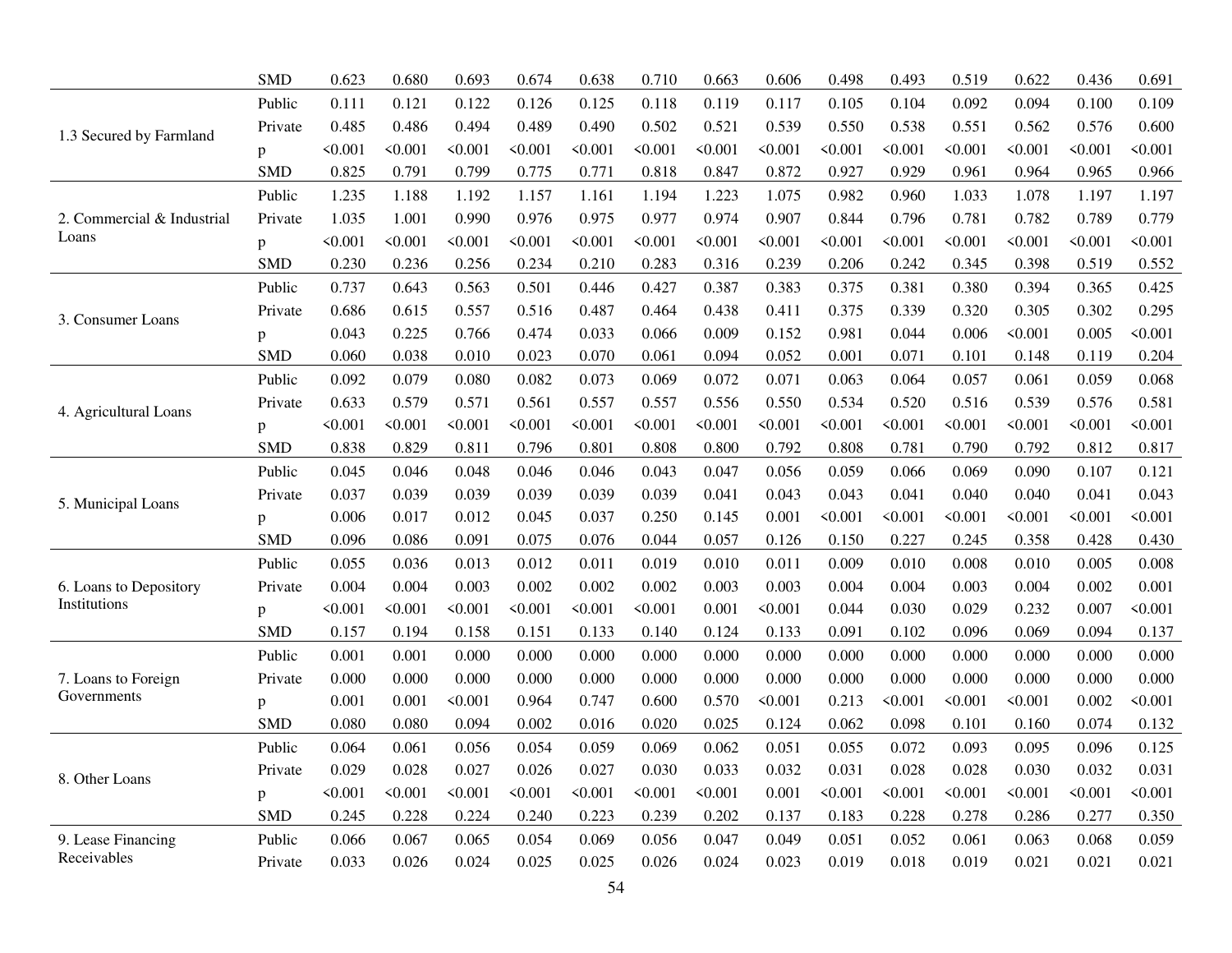| | | | | | | | | | | | | | | | |
|---|---|---|---|---|---|---|---|---|---|---|---|---|---|---|---|
| | SMD | 0.623 | 0.680 | 0.693 | 0.674 | 0.638 | 0.710 | 0.663 | 0.606 | 0.498 | 0.493 | 0.519 | 0.622 | 0.436 | 0.691 |
| 1.3 Secured by Farmland | Public | 0.111 | 0.121 | 0.122 | 0.126 | 0.125 | 0.118 | 0.119 | 0.117 | 0.105 | 0.104 | 0.092 | 0.094 | 0.100 | 0.109 |
| | Private | 0.485 | 0.486 | 0.494 | 0.489 | 0.490 | 0.502 | 0.521 | 0.539 | 0.550 | 0.538 | 0.551 | 0.562 | 0.576 | 0.600 |
| | p | <0.001 | <0.001 | <0.001 | <0.001 | <0.001 | <0.001 | <0.001 | <0.001 | <0.001 | <0.001 | <0.001 | <0.001 | <0.001 | <0.001 |
| | SMD | 0.825 | 0.791 | 0.799 | 0.775 | 0.771 | 0.818 | 0.847 | 0.872 | 0.927 | 0.929 | 0.961 | 0.964 | 0.965 | 0.966 |
| 2. Commercial & Industrial Loans | Public | 1.235 | 1.188 | 1.192 | 1.157 | 1.161 | 1.194 | 1.223 | 1.075 | 0.982 | 0.960 | 1.033 | 1.078 | 1.197 | 1.197 |
| | Private | 1.035 | 1.001 | 0.990 | 0.976 | 0.975 | 0.977 | 0.974 | 0.907 | 0.844 | 0.796 | 0.781 | 0.782 | 0.789 | 0.779 |
| | p | <0.001 | <0.001 | <0.001 | <0.001 | <0.001 | <0.001 | <0.001 | <0.001 | <0.001 | <0.001 | <0.001 | <0.001 | <0.001 | <0.001 |
| | SMD | 0.230 | 0.236 | 0.256 | 0.234 | 0.210 | 0.283 | 0.316 | 0.239 | 0.206 | 0.242 | 0.345 | 0.398 | 0.519 | 0.552 |
| 3. Consumer Loans | Public | 0.737 | 0.643 | 0.563 | 0.501 | 0.446 | 0.427 | 0.387 | 0.383 | 0.375 | 0.381 | 0.380 | 0.394 | 0.365 | 0.425 |
| | Private | 0.686 | 0.615 | 0.557 | 0.516 | 0.487 | 0.464 | 0.438 | 0.411 | 0.375 | 0.339 | 0.320 | 0.305 | 0.302 | 0.295 |
| | p | 0.043 | 0.225 | 0.766 | 0.474 | 0.033 | 0.066 | 0.009 | 0.152 | 0.981 | 0.044 | 0.006 | <0.001 | 0.005 | <0.001 |
| | SMD | 0.060 | 0.038 | 0.010 | 0.023 | 0.070 | 0.061 | 0.094 | 0.052 | 0.001 | 0.071 | 0.101 | 0.148 | 0.119 | 0.204 |
| 4. Agricultural Loans | Public | 0.092 | 0.079 | 0.080 | 0.082 | 0.073 | 0.069 | 0.072 | 0.071 | 0.063 | 0.064 | 0.057 | 0.061 | 0.059 | 0.068 |
| | Private | 0.633 | 0.579 | 0.571 | 0.561 | 0.557 | 0.557 | 0.556 | 0.550 | 0.534 | 0.520 | 0.516 | 0.539 | 0.576 | 0.581 |
| | p | <0.001 | <0.001 | <0.001 | <0.001 | <0.001 | <0.001 | <0.001 | <0.001 | <0.001 | <0.001 | <0.001 | <0.001 | <0.001 | <0.001 |
| | SMD | 0.838 | 0.829 | 0.811 | 0.796 | 0.801 | 0.808 | 0.800 | 0.792 | 0.808 | 0.781 | 0.790 | 0.792 | 0.812 | 0.817 |
| 5. Municipal Loans | Public | 0.045 | 0.046 | 0.048 | 0.046 | 0.046 | 0.043 | 0.047 | 0.056 | 0.059 | 0.066 | 0.069 | 0.090 | 0.107 | 0.121 |
| | Private | 0.037 | 0.039 | 0.039 | 0.039 | 0.039 | 0.039 | 0.041 | 0.043 | 0.043 | 0.041 | 0.040 | 0.040 | 0.041 | 0.043 |
| | p | 0.006 | 0.017 | 0.012 | 0.045 | 0.037 | 0.250 | 0.145 | 0.001 | <0.001 | <0.001 | <0.001 | <0.001 | <0.001 | <0.001 |
| | SMD | 0.096 | 0.086 | 0.091 | 0.075 | 0.076 | 0.044 | 0.057 | 0.126 | 0.150 | 0.227 | 0.245 | 0.358 | 0.428 | 0.430 |
| 6. Loans to Depository Institutions | Public | 0.055 | 0.036 | 0.013 | 0.012 | 0.011 | 0.019 | 0.010 | 0.011 | 0.009 | 0.010 | 0.008 | 0.010 | 0.005 | 0.008 |
| | Private | 0.004 | 0.004 | 0.003 | 0.002 | 0.002 | 0.002 | 0.003 | 0.003 | 0.004 | 0.004 | 0.003 | 0.004 | 0.002 | 0.001 |
| | p | <0.001 | <0.001 | <0.001 | <0.001 | <0.001 | <0.001 | 0.001 | <0.001 | 0.044 | 0.030 | 0.029 | 0.232 | 0.007 | <0.001 |
| | SMD | 0.157 | 0.194 | 0.158 | 0.151 | 0.133 | 0.140 | 0.124 | 0.133 | 0.091 | 0.102 | 0.096 | 0.069 | 0.094 | 0.137 |
| 7. Loans to Foreign Governments | Public | 0.001 | 0.001 | 0.000 | 0.000 | 0.000 | 0.000 | 0.000 | 0.000 | 0.000 | 0.000 | 0.000 | 0.000 | 0.000 | 0.000 |
| | Private | 0.000 | 0.000 | 0.000 | 0.000 | 0.000 | 0.000 | 0.000 | 0.000 | 0.000 | 0.000 | 0.000 | 0.000 | 0.000 | 0.000 |
| | p | 0.001 | 0.001 | <0.001 | 0.964 | 0.747 | 0.600 | 0.570 | <0.001 | 0.213 | <0.001 | <0.001 | <0.001 | 0.002 | <0.001 |
| | SMD | 0.080 | 0.080 | 0.094 | 0.002 | 0.016 | 0.020 | 0.025 | 0.124 | 0.062 | 0.098 | 0.101 | 0.160 | 0.074 | 0.132 |
| 8. Other Loans | Public | 0.064 | 0.061 | 0.056 | 0.054 | 0.059 | 0.069 | 0.062 | 0.051 | 0.055 | 0.072 | 0.093 | 0.095 | 0.096 | 0.125 |
| | Private | 0.029 | 0.028 | 0.027 | 0.026 | 0.027 | 0.030 | 0.033 | 0.032 | 0.031 | 0.028 | 0.028 | 0.030 | 0.032 | 0.031 |
| | p | <0.001 | <0.001 | <0.001 | <0.001 | <0.001 | <0.001 | <0.001 | 0.001 | <0.001 | <0.001 | <0.001 | <0.001 | <0.001 | <0.001 |
| | SMD | 0.245 | 0.228 | 0.224 | 0.240 | 0.223 | 0.239 | 0.202 | 0.137 | 0.183 | 0.228 | 0.278 | 0.286 | 0.277 | 0.350 |
| 9. Lease Financing Receivables | Public | 0.066 | 0.067 | 0.065 | 0.054 | 0.069 | 0.056 | 0.047 | 0.049 | 0.051 | 0.052 | 0.061 | 0.063 | 0.068 | 0.059 |
| | Private | 0.033 | 0.026 | 0.024 | 0.025 | 0.025 | 0.026 | 0.024 | 0.023 | 0.019 | 0.018 | 0.019 | 0.021 | 0.021 | 0.021 |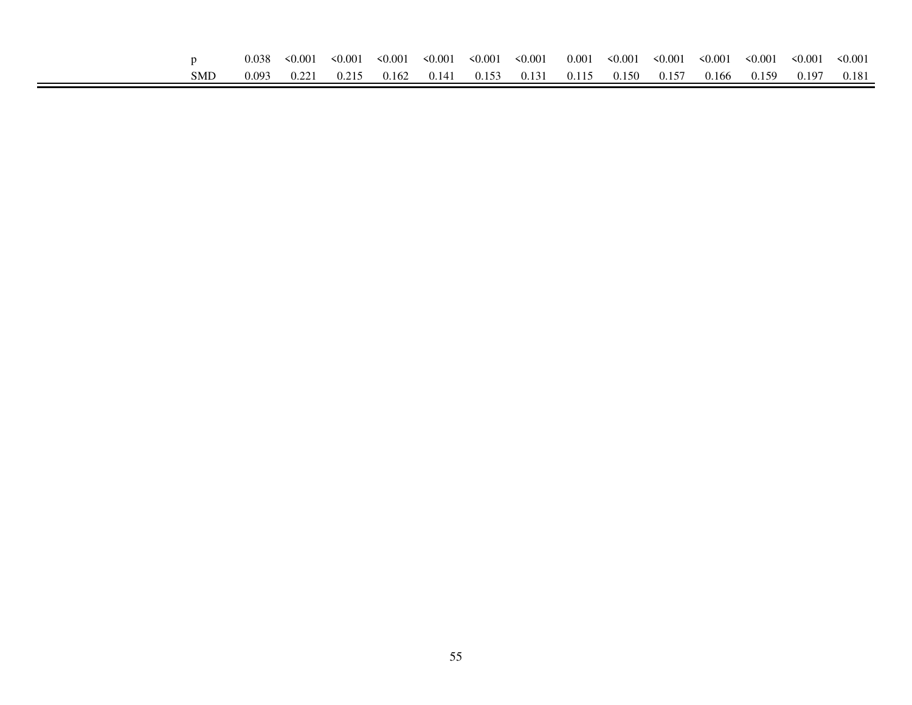| | | | | | | | | | | | | | | |
|---|---|---|---|---|---|---|---|---|---|---|---|---|---|---|
| p | 0.038 | <0.001 | <0.001 | <0.001 | <0.001 | <0.001 | <0.001 | 0.001 | <0.001 | <0.001 | <0.001 | <0.001 | <0.001 | <0.001 |
| SMD | 0.093 | 0.221 | 0.215 | 0.162 | 0.141 | 0.153 | 0.131 | 0.115 | 0.150 | 0.157 | 0.166 | 0.159 | 0.197 | 0.181 |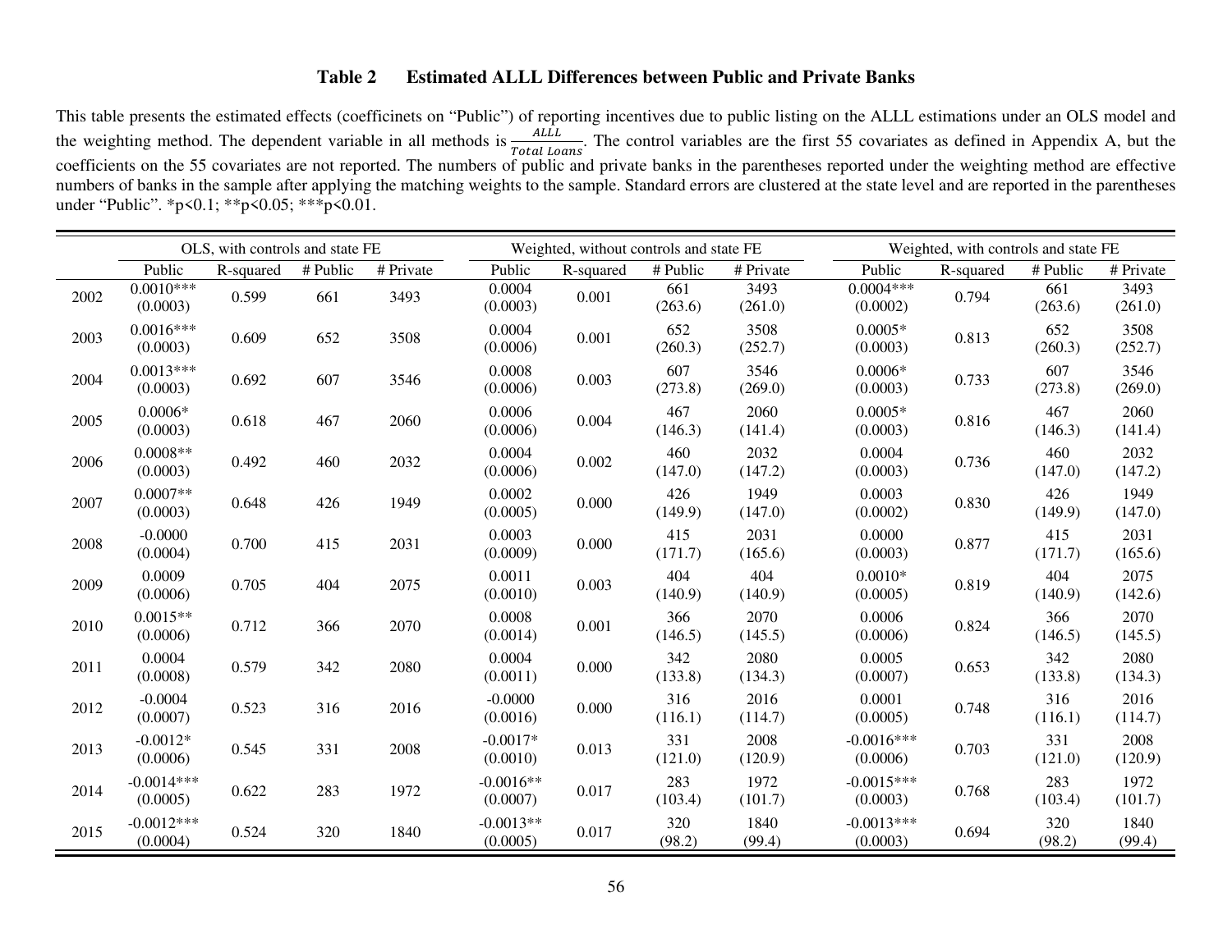**Table 2 Estimated ALLL Differences between Public and Private Banks**

This table presents the estimated effects (coefficinets on "Public") of reporting incentives due to public listing on the ALLL estimations under an OLS model and the weighting method. The dependent variable in all methods is $\frac{ALLL}{Total\ Loans}$. The control variables are the first 55 covariates as defined in Appendix A, but the coefficients on the 55 covariates are not reported. The numbers of public and private banks in the parentheses reported under the weighting method are effective numbers of banks in the sample after applying the matching weights to the sample. Standard errors are clustered at the state level and are reported in the parentheses under "Public". *p<0.1; **p<0.05; ***p<0.01.

| | OLS, with controls and state FE | | | | Weighted, without controls and state FE | | | | Weighted, with controls and state FE | | | |
|---|---|---|---|---|---|---|---|---|---|---|---|---|
| | Public | R-squared | # Public | # Private | Public | R-squared | # Public | # Private | Public | R-squared | # Public | # Private |
| 2002 | 0.0010*** (0.0003) | 0.599 | 661 | 3493 | 0.0004 (0.0003) | 0.001 | 661 (263.6) | 3493 (261.0) | 0.0004*** (0.0002) | 0.794 | 661 (263.6) | 3493 (261.0) |
| 2003 | 0.0016*** (0.0003) | 0.609 | 652 | 3508 | 0.0004 (0.0006) | 0.001 | 652 (260.3) | 3508 (252.7) | 0.0005* (0.0003) | 0.813 | 652 (260.3) | 3508 (252.7) |
| 2004 | 0.0013*** (0.0003) | 0.692 | 607 | 3546 | 0.0008 (0.0006) | 0.003 | 607 (273.8) | 3546 (269.0) | 0.0006* (0.0003) | 0.733 | 607 (273.8) | 3546 (269.0) |
| 2005 | 0.0006* (0.0003) | 0.618 | 467 | 2060 | 0.0006 (0.0006) | 0.004 | 467 (146.3) | 2060 (141.4) | 0.0005* (0.0003) | 0.816 | 467 (146.3) | 2060 (141.4) |
| 2006 | 0.0008** (0.0003) | 0.492 | 460 | 2032 | 0.0004 (0.0006) | 0.002 | 460 (147.0) | 2032 (147.2) | 0.0004 (0.0003) | 0.736 | 460 (147.0) | 2032 (147.2) |
| 2007 | 0.0007** (0.0003) | 0.648 | 426 | 1949 | 0.0002 (0.0005) | 0.000 | 426 (149.9) | 1949 (147.0) | 0.0003 (0.0002) | 0.830 | 426 (149.9) | 1949 (147.0) |
| 2008 | -0.0000 (0.0004) | 0.700 | 415 | 2031 | 0.0003 (0.0009) | 0.000 | 415 (171.7) | 2031 (165.6) | 0.0000 (0.0003) | 0.877 | 415 (171.7) | 2031 (165.6) |
| 2009 | 0.0009 (0.0006) | 0.705 | 404 | 2075 | 0.0011 (0.0010) | 0.003 | 404 (140.9) | 404 (140.9) | 0.0010* (0.0005) | 0.819 | 404 (140.9) | 2075 (142.6) |
| 2010 | 0.0015** (0.0006) | 0.712 | 366 | 2070 | 0.0008 (0.0014) | 0.001 | 366 (146.5) | 2070 (145.5) | 0.0006 (0.0006) | 0.824 | 366 (146.5) | 2070 (145.5) |
| 2011 | 0.0004 (0.0008) | 0.579 | 342 | 2080 | 0.0004 (0.0011) | 0.000 | 342 (133.8) | 2080 (134.3) | 0.0005 (0.0007) | 0.653 | 342 (133.8) | 2080 (134.3) |
| 2012 | -0.0004 (0.0007) | 0.523 | 316 | 2016 | -0.0000 (0.0016) | 0.000 | 316 (116.1) | 2016 (114.7) | 0.0001 (0.0005) | 0.748 | 316 (116.1) | 2016 (114.7) |
| 2013 | -0.0012* (0.0006) | 0.545 | 331 | 2008 | -0.0017* (0.0010) | 0.013 | 331 (121.0) | 2008 (120.9) | -0.0016*** (0.0006) | 0.703 | 331 (121.0) | 2008 (120.9) |
| 2014 | -0.0014*** (0.0005) | 0.622 | 283 | 1972 | -0.0016** (0.0007) | 0.017 | 283 (103.4) | 1972 (101.7) | -0.0015*** (0.0003) | 0.768 | 283 (103.4) | 1972 (101.7) |
| 2015 | -0.0012*** (0.0004) | 0.524 | 320 | 1840 | -0.0013** (0.0005) | 0.017 | 320 (98.2) | 1840 (99.4) | -0.0013*** (0.0003) | 0.694 | 320 (98.2) | 1840 (99.4) |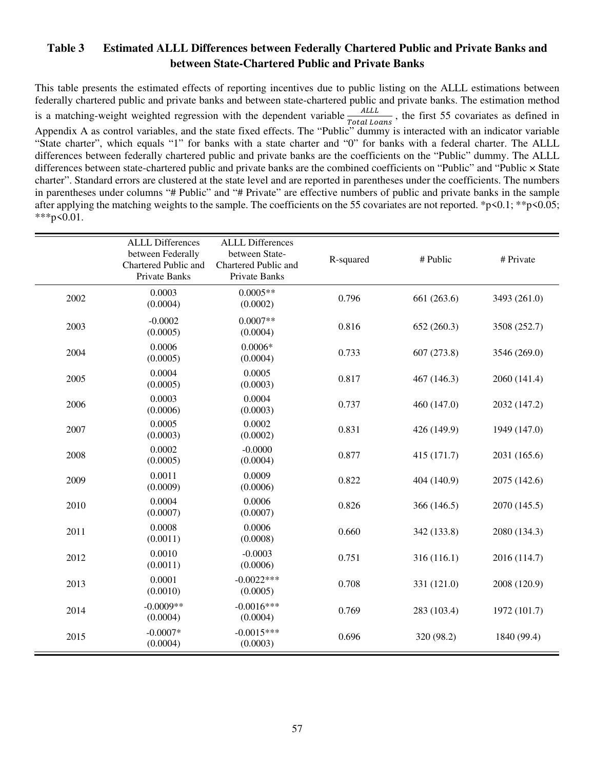**Table 3 Estimated ALLL Differences between Federally Chartered Public and Private Banks and between State-Chartered Public and Private Banks**

This table presents the estimated effects of reporting incentives due to public listing on the ALLL estimations between federally chartered public and private banks and between state-chartered public and private banks. The estimation method is a matching-weight weighted regression with the dependent variable $\frac{ALLL}{Total\ Loans}$, the first 55 covariates as defined in Appendix A as control variables, and the state fixed effects. The "Public" dummy is interacted with an indicator variable "State charter", which equals "1" for banks with a state charter and "0" for banks with a federal charter. The ALLL differences between federally chartered public and private banks are the coefficients on the "Public" dummy. The ALLL differences between state-chartered public and private banks are the combined coefficients on "Public" and "Public × State charter". Standard errors are clustered at the state level and are reported in parentheses under the coefficients. The numbers in parentheses under columns "# Public" and "# Private" are effective numbers of public and private banks in the sample after applying the matching weights to the sample. The coefficients on the 55 covariates are not reported. *p<0.1; **p<0.05; ***p<0.01.

| | ALLL Differences between Federally Chartered Public and Private Banks | ALLL Differences between State-Chartered Public and Private Banks | R-squared | # Public | # Private |
|---|---|---|---|---|---|
| 2002 | 0.0003<br>(0.0004) | 0.0005**<br>(0.0002) | 0.796 | 661 (263.6) | 3493 (261.0) |
| 2003 | -0.0002<br>(0.0005) | 0.0007**<br>(0.0004) | 0.816 | 652 (260.3) | 3508 (252.7) |
| 2004 | 0.0006<br>(0.0005) | 0.0006*<br>(0.0004) | 0.733 | 607 (273.8) | 3546 (269.0) |
| 2005 | 0.0004<br>(0.0005) | 0.0005<br>(0.0003) | 0.817 | 467 (146.3) | 2060 (141.4) |
| 2006 | 0.0003<br>(0.0006) | 0.0004<br>(0.0003) | 0.737 | 460 (147.0) | 2032 (147.2) |
| 2007 | 0.0005<br>(0.0003) | 0.0002<br>(0.0002) | 0.831 | 426 (149.9) | 1949 (147.0) |
| 2008 | 0.0002<br>(0.0005) | -0.0000<br>(0.0004) | 0.877 | 415 (171.7) | 2031 (165.6) |
| 2009 | 0.0011<br>(0.0009) | 0.0009<br>(0.0006) | 0.822 | 404 (140.9) | 2075 (142.6) |
| 2010 | 0.0004<br>(0.0007) | 0.0006<br>(0.0007) | 0.826 | 366 (146.5) | 2070 (145.5) |
| 2011 | 0.0008<br>(0.0011) | 0.0006<br>(0.0008) | 0.660 | 342 (133.8) | 2080 (134.3) |
| 2012 | 0.0010<br>(0.0011) | -0.0003<br>(0.0006) | 0.751 | 316 (116.1) | 2016 (114.7) |
| 2013 | 0.0001<br>(0.0010) | -0.0022***<br>(0.0005) | 0.708 | 331 (121.0) | 2008 (120.9) |
| 2014 | -0.0009**<br>(0.0004) | -0.0016***<br>(0.0004) | 0.769 | 283 (103.4) | 1972 (101.7) |
| 2015 | -0.0007*<br>(0.0004) | -0.0015***<br>(0.0003) | 0.696 | 320 (98.2) | 1840 (99.4) |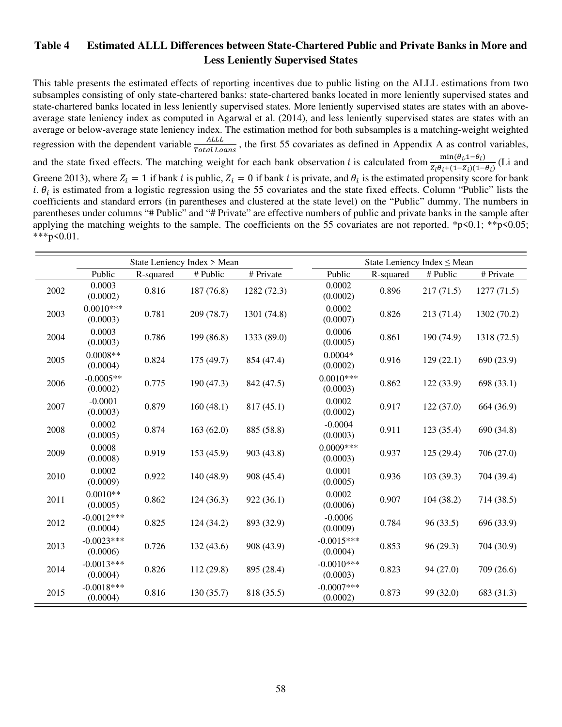## Table 4 Estimated ALLL Differences between State-Chartered Public and Private Banks in More and Less Leniently Supervised States

This table presents the estimated effects of reporting incentives due to public listing on the ALLL estimations from two subsamples consisting of only state-chartered banks: state-chartered banks located in more leniently supervised states and state-chartered banks located in less leniently supervised states. More leniently supervised states are states with an above-average state leniency index as computed in Agarwal et al. (2014), and less leniently supervised states are states with an average or below-average state leniency index. The estimation method for both subsamples is a matching-weight weighted regression with the dependent variable $\frac{ALLL}{Total\ Loans}$, the first 55 covariates as defined in Appendix A as control variables, and the state fixed effects. The matching weight for each bank observation $i$ is calculated from $\frac{\min(\theta_i, 1-\theta_i)}{Z_i\theta_i+(1-Z_i)(1-\theta_i)}$ (Li and Greene 2013), where $Z_i = 1$ if bank $i$ is public, $Z_i = 0$ if bank $i$ is private, and $\theta_i$ is the estimated propensity score for bank $i$. $\theta_i$ is estimated from a logistic regression using the 55 covariates and the state fixed effects. Column "Public" lists the coefficients and standard errors (in parentheses and clustered at the state level) on the "Public" dummy. The numbers in parentheses under columns "# Public" and "# Private" are effective numbers of public and private banks in the sample after applying the matching weights to the sample. The coefficients on the 55 covariates are not reported. *p<0.1; **p<0.05; ***p<0.01.

| | State Leniency Index > Mean | | | | State Leniency Index ≤ Mean | | | |
|---|---|---|---|---|---|---|---|---|
| | Public | R-squared | # Public | # Private | Public | R-squared | # Public | # Private |
| 2002 | 0.0003<br>(0.0002) | 0.816 | 187 (76.8) | 1282 (72.3) | 0.0002<br>(0.0002) | 0.896 | 217 (71.5) | 1277 (71.5) |
| 2003 | 0.0010***<br>(0.0003) | 0.781 | 209 (78.7) | 1301 (74.8) | 0.0002<br>(0.0007) | 0.826 | 213 (71.4) | 1302 (70.2) |
| 2004 | 0.0003<br>(0.0003) | 0.786 | 199 (86.8) | 1333 (89.0) | 0.0006<br>(0.0005) | 0.861 | 190 (74.9) | 1318 (72.5) |
| 2005 | 0.0008**<br>(0.0004) | 0.824 | 175 (49.7) | 854 (47.4) | 0.0004*<br>(0.0002) | 0.916 | 129 (22.1) | 690 (23.9) |
| 2006 | -0.0005**<br>(0.0002) | 0.775 | 190 (47.3) | 842 (47.5) | 0.0010***<br>(0.0003) | 0.862 | 122 (33.9) | 698 (33.1) |
| 2007 | -0.0001<br>(0.0003) | 0.879 | 160 (48.1) | 817 (45.1) | 0.0002<br>(0.0002) | 0.917 | 122 (37.0) | 664 (36.9) |
| 2008 | 0.0002<br>(0.0005) | 0.874 | 163 (62.0) | 885 (58.8) | -0.0004<br>(0.0003) | 0.911 | 123 (35.4) | 690 (34.8) |
| 2009 | 0.0008<br>(0.0008) | 0.919 | 153 (45.9) | 903 (43.8) | 0.0009***<br>(0.0003) | 0.937 | 125 (29.4) | 706 (27.0) |
| 2010 | 0.0002<br>(0.0009) | 0.922 | 140 (48.9) | 908 (45.4) | 0.0001<br>(0.0005) | 0.936 | 103 (39.3) | 704 (39.4) |
| 2011 | 0.0010**<br>(0.0005) | 0.862 | 124 (36.3) | 922 (36.1) | 0.0002<br>(0.0006) | 0.907 | 104 (38.2) | 714 (38.5) |
| 2012 | -0.0012***<br>(0.0004) | 0.825 | 124 (34.2) | 893 (32.9) | -0.0006<br>(0.0009) | 0.784 | 96 (33.5) | 696 (33.9) |
| 2013 | -0.0023***<br>(0.0006) | 0.726 | 132 (43.6) | 908 (43.9) | -0.0015***<br>(0.0004) | 0.853 | 96 (29.3) | 704 (30.9) |
| 2014 | -0.0013***<br>(0.0004) | 0.826 | 112 (29.8) | 895 (28.4) | -0.0010***<br>(0.0003) | 0.823 | 94 (27.0) | 709 (26.6) |
| 2015 | -0.0018***<br>(0.0004) | 0.816 | 130 (35.7) | 818 (35.5) | -0.0007***<br>(0.0002) | 0.873 | 99 (32.0) | 683 (31.3) |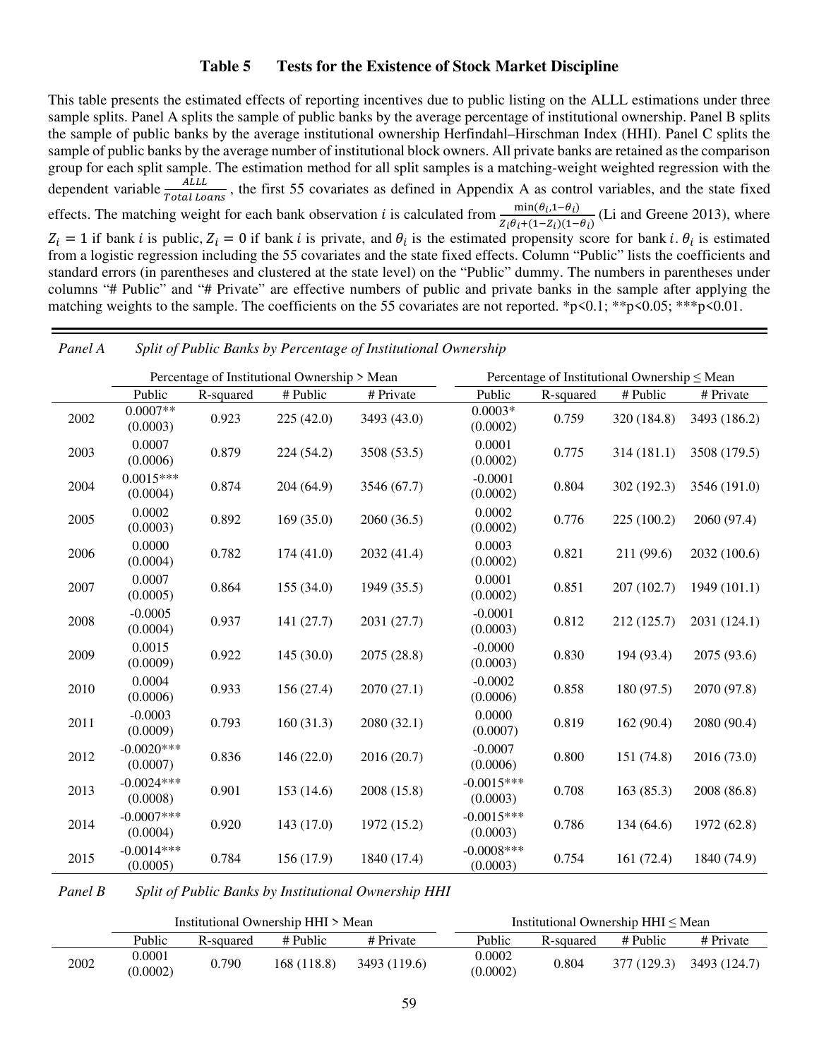### Table 5 Tests for the Existence of Stock Market Discipline

This table presents the estimated effects of reporting incentives due to public listing on the ALLL estimations under three sample splits. Panel A splits the sample of public banks by the average percentage of institutional ownership. Panel B splits the sample of public banks by the average institutional ownership Herfindahl–Hirschman Index (HHI). Panel C splits the sample of public banks by the average number of institutional block owners. All private banks are retained as the comparison group for each split sample. The estimation method for all split samples is a matching-weight weighted regression with the dependent variable $\frac{ALLL}{Total\ Loans}$, the first 55 covariates as defined in Appendix A as control variables, and the state fixed effects. The matching weight for each bank observation $i$ is calculated from $\frac{\min(\theta_i, 1-\theta_i)}{Z_i\theta_i + (1-Z_i)(1-\theta_i)}$ (Li and Greene 2013), where $Z_i = 1$ if bank $i$ is public, $Z_i = 0$ if bank $i$ is private, and $\theta_i$ is the estimated propensity score for bank $i$. $\theta_i$ is estimated from a logistic regression including the 55 covariates and the state fixed effects. Column "Public" lists the coefficients and standard errors (in parentheses and clustered at the state level) on the "Public" dummy. The numbers in parentheses under columns "# Public" and "# Private" are effective numbers of public and private banks in the sample after applying the matching weights to the sample. The coefficients on the 55 covariates are not reported. *p<0.1; **p<0.05; ***p<0.01.

*Panel A Split of Public Banks by Percentage of Institutional Ownership*

| | Percentage of Institutional Ownership > Mean | | | | Percentage of Institutional Ownership ≤ Mean | | | |
|---|---|---|---|---|---|---|---|---|
| | Public | R-squared | # Public | # Private | Public | R-squared | # Public | # Private |
| 2002 | 0.0007** (0.0003) | 0.923 | 225 (42.0) | 3493 (43.0) | 0.0003* (0.0002) | 0.759 | 320 (184.8) | 3493 (186.2) |
| 2003 | 0.0007 (0.0006) | 0.879 | 224 (54.2) | 3508 (53.5) | 0.0001 (0.0002) | 0.775 | 314 (181.1) | 3508 (179.5) |
| 2004 | 0.0015*** (0.0004) | 0.874 | 204 (64.9) | 3546 (67.7) | -0.0001 (0.0002) | 0.804 | 302 (192.3) | 3546 (191.0) |
| 2005 | 0.0002 (0.0003) | 0.892 | 169 (35.0) | 2060 (36.5) | 0.0002 (0.0002) | 0.776 | 225 (100.2) | 2060 (97.4) |
| 2006 | 0.0000 (0.0004) | 0.782 | 174 (41.0) | 2032 (41.4) | 0.0003 (0.0002) | 0.821 | 211 (99.6) | 2032 (100.6) |
| 2007 | 0.0007 (0.0005) | 0.864 | 155 (34.0) | 1949 (35.5) | 0.0001 (0.0002) | 0.851 | 207 (102.7) | 1949 (101.1) |
| 2008 | -0.0005 (0.0004) | 0.937 | 141 (27.7) | 2031 (27.7) | -0.0001 (0.0003) | 0.812 | 212 (125.7) | 2031 (124.1) |
| 2009 | 0.0015 (0.0009) | 0.922 | 145 (30.0) | 2075 (28.8) | -0.0000 (0.0003) | 0.830 | 194 (93.4) | 2075 (93.6) |
| 2010 | 0.0004 (0.0006) | 0.933 | 156 (27.4) | 2070 (27.1) | -0.0002 (0.0006) | 0.858 | 180 (97.5) | 2070 (97.8) |
| 2011 | -0.0003 (0.0009) | 0.793 | 160 (31.3) | 2080 (32.1) | 0.0000 (0.0007) | 0.819 | 162 (90.4) | 2080 (90.4) |
| 2012 | -0.0020*** (0.0007) | 0.836 | 146 (22.0) | 2016 (20.7) | -0.0007 (0.0006) | 0.800 | 151 (74.8) | 2016 (73.0) |
| 2013 | -0.0024*** (0.0008) | 0.901 | 153 (14.6) | 2008 (15.8) | -0.0015*** (0.0003) | 0.708 | 163 (85.3) | 2008 (86.8) |
| 2014 | -0.0007*** (0.0004) | 0.920 | 143 (17.0) | 1972 (15.2) | -0.0015*** (0.0003) | 0.786 | 134 (64.6) | 1972 (62.8) |
| 2015 | -0.0014*** (0.0005) | 0.784 | 156 (17.9) | 1840 (17.4) | -0.0008*** (0.0003) | 0.754 | 161 (72.4) | 1840 (74.9) |

*Panel B Split of Public Banks by Institutional Ownership HHI*

| | Institutional Ownership HHI > Mean | | | | Institutional Ownership HHI ≤ Mean | | | |
|---|---|---|---|---|---|---|---|---|
| | Public | R-squared | # Public | # Private | Public | R-squared | # Public | # Private |
| 2002 | 0.0001 (0.0002) | 0.790 | 168 (118.8) | 3493 (119.6) | 0.0002 (0.0002) | 0.804 | 377 (129.3) | 3493 (124.7) |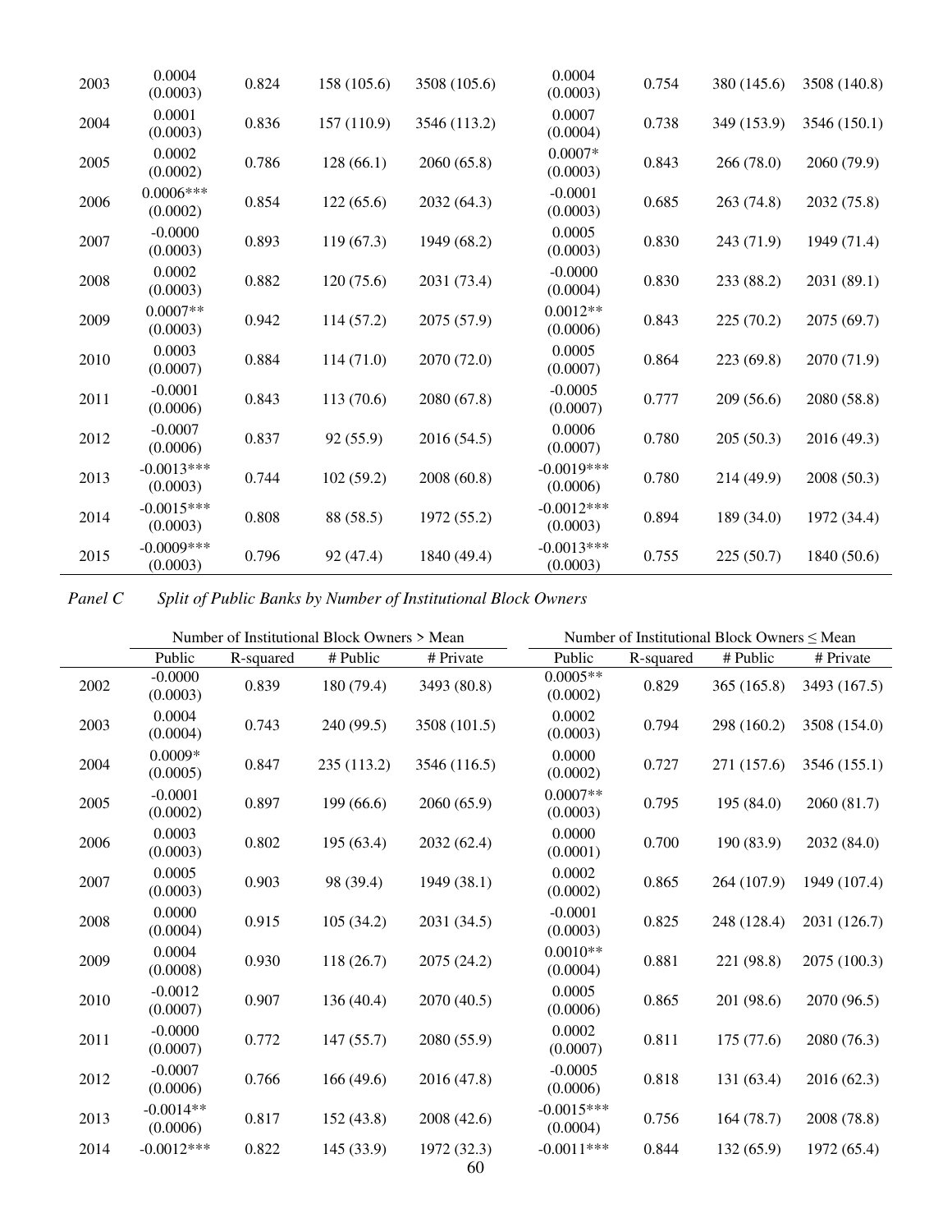| | | | | | | | | |
|---|---|---|---|---|---|---|---|---|
| 2003 | 0.0004<br>(0.0003) | 0.824 | 158 (105.6) | 3508 (105.6) | 0.0004<br>(0.0003) | 0.754 | 380 (145.6) | 3508 (140.8) |
| 2004 | 0.0001<br>(0.0003) | 0.836 | 157 (110.9) | 3546 (113.2) | 0.0007<br>(0.0004) | 0.738 | 349 (153.9) | 3546 (150.1) |
| 2005 | 0.0002<br>(0.0002) | 0.786 | 128 (66.1) | 2060 (65.8) | 0.0007*<br>(0.0003) | 0.843 | 266 (78.0) | 2060 (79.9) |
| 2006 | 0.0006***<br>(0.0002) | 0.854 | 122 (65.6) | 2032 (64.3) | -0.0001<br>(0.0003) | 0.685 | 263 (74.8) | 2032 (75.8) |
| 2007 | -0.0000<br>(0.0003) | 0.893 | 119 (67.3) | 1949 (68.2) | 0.0005<br>(0.0003) | 0.830 | 243 (71.9) | 1949 (71.4) |
| 2008 | 0.0002<br>(0.0003) | 0.882 | 120 (75.6) | 2031 (73.4) | -0.0000<br>(0.0004) | 0.830 | 233 (88.2) | 2031 (89.1) |
| 2009 | 0.0007**<br>(0.0003) | 0.942 | 114 (57.2) | 2075 (57.9) | 0.0012**<br>(0.0006) | 0.843 | 225 (70.2) | 2075 (69.7) |
| 2010 | 0.0003<br>(0.0007) | 0.884 | 114 (71.0) | 2070 (72.0) | 0.0005<br>(0.0007) | 0.864 | 223 (69.8) | 2070 (71.9) |
| 2011 | -0.0001<br>(0.0006) | 0.843 | 113 (70.6) | 2080 (67.8) | -0.0005<br>(0.0007) | 0.777 | 209 (56.6) | 2080 (58.8) |
| 2012 | -0.0007<br>(0.0006) | 0.837 | 92 (55.9) | 2016 (54.5) | 0.0006<br>(0.0007) | 0.780 | 205 (50.3) | 2016 (49.3) |
| 2013 | -0.0013***<br>(0.0003) | 0.744 | 102 (59.2) | 2008 (60.8) | -0.0019***<br>(0.0006) | 0.780 | 214 (49.9) | 2008 (50.3) |
| 2014 | -0.0015***<br>(0.0003) | 0.808 | 88 (58.5) | 1972 (55.2) | -0.0012***<br>(0.0003) | 0.894 | 189 (34.0) | 1972 (34.4) |
| 2015 | -0.0009***<br>(0.0003) | 0.796 | 92 (47.4) | 1840 (49.4) | -0.0013***<br>(0.0003) | 0.755 | 225 (50.7) | 1840 (50.6) |

*Panel C Split of Public Banks by Number of Institutional Block Owners*

| | Number of Institutional Block Owners > Mean | | | | Number of Institutional Block Owners ≤ Mean | | | |
|---|---|---|---|---|---|---|---|---|
| | Public | R-squared | # Public | # Private | Public | R-squared | # Public | # Private |
| 2002 | -0.0000<br>(0.0003) | 0.839 | 180 (79.4) | 3493 (80.8) | 0.0005**<br>(0.0002) | 0.829 | 365 (165.8) | 3493 (167.5) |
| 2003 | 0.0004<br>(0.0004) | 0.743 | 240 (99.5) | 3508 (101.5) | 0.0002<br>(0.0003) | 0.794 | 298 (160.2) | 3508 (154.0) |
| 2004 | 0.0009*<br>(0.0005) | 0.847 | 235 (113.2) | 3546 (116.5) | 0.0000<br>(0.0002) | 0.727 | 271 (157.6) | 3546 (155.1) |
| 2005 | -0.0001<br>(0.0002) | 0.897 | 199 (66.6) | 2060 (65.9) | 0.0007**<br>(0.0003) | 0.795 | 195 (84.0) | 2060 (81.7) |
| 2006 | 0.0003<br>(0.0003) | 0.802 | 195 (63.4) | 2032 (62.4) | 0.0000<br>(0.0001) | 0.700 | 190 (83.9) | 2032 (84.0) |
| 2007 | 0.0005<br>(0.0003) | 0.903 | 98 (39.4) | 1949 (38.1) | 0.0002<br>(0.0002) | 0.865 | 264 (107.9) | 1949 (107.4) |
| 2008 | 0.0000<br>(0.0004) | 0.915 | 105 (34.2) | 2031 (34.5) | -0.0001<br>(0.0003) | 0.825 | 248 (128.4) | 2031 (126.7) |
| 2009 | 0.0004<br>(0.0008) | 0.930 | 118 (26.7) | 2075 (24.2) | 0.0010**<br>(0.0004) | 0.881 | 221 (98.8) | 2075 (100.3) |
| 2010 | -0.0012<br>(0.0007) | 0.907 | 136 (40.4) | 2070 (40.5) | 0.0005<br>(0.0006) | 0.865 | 201 (98.6) | 2070 (96.5) |
| 2011 | -0.0000<br>(0.0007) | 0.772 | 147 (55.7) | 2080 (55.9) | 0.0002<br>(0.0007) | 0.811 | 175 (77.6) | 2080 (76.3) |
| 2012 | -0.0007<br>(0.0006) | 0.766 | 166 (49.6) | 2016 (47.8) | -0.0005<br>(0.0006) | 0.818 | 131 (63.4) | 2016 (62.3) |
| 2013 | -0.0014**<br>(0.0006) | 0.817 | 152 (43.8) | 2008 (42.6) | -0.0015***<br>(0.0004) | 0.756 | 164 (78.7) | 2008 (78.8) |
| 2014 | -0.0012*** | 0.822 | 145 (33.9) | 1972 (32.3) | -0.0011*** | 0.844 | 132 (65.9) | 1972 (65.4) |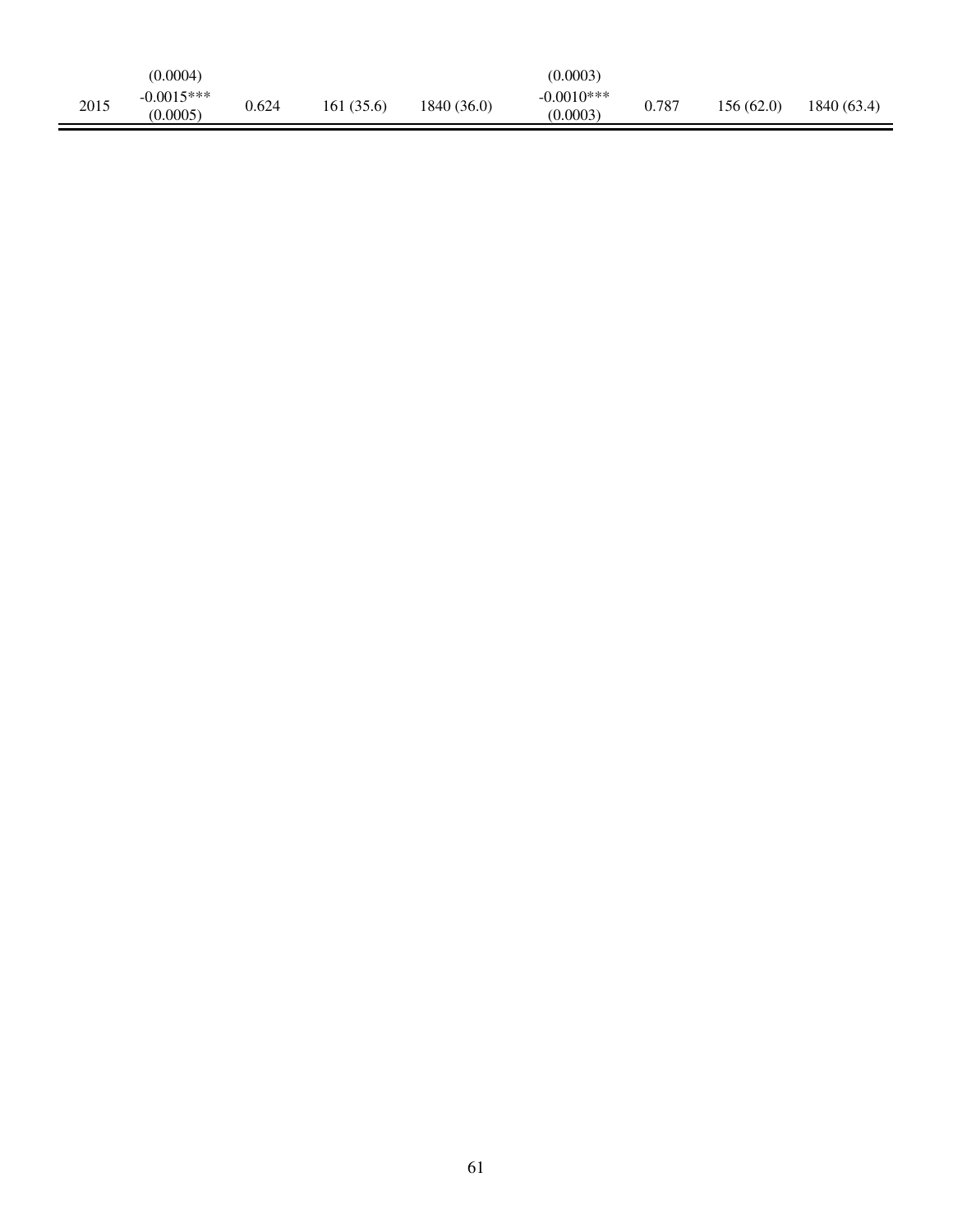|  |  |  |  |  |  |  |  |  |
|---|---|---|---|---|---|---|---|---|
|  | (0.0004) |  |  |  | (0.0003) |  |  |  |
| 2015 | -0.0015*** (0.0005) | 0.624 | 161 (35.6) | 1840 (36.0) | -0.0010*** (0.0003) | 0.787 | 156 (62.0) | 1840 (63.4) |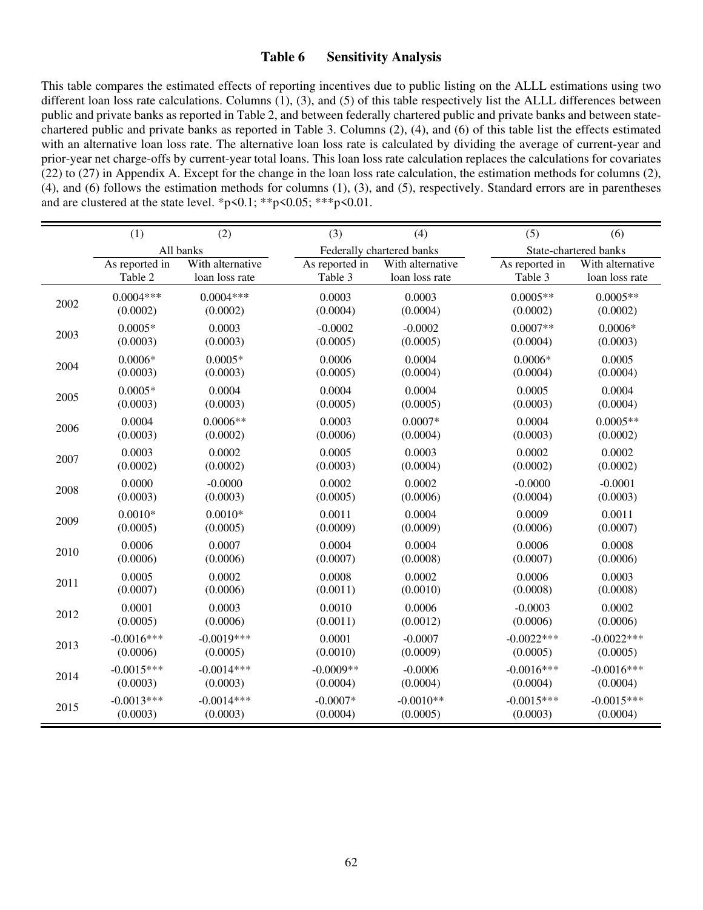## Table 6 Sensitivity Analysis

This table compares the estimated effects of reporting incentives due to public listing on the ALLL estimations using two different loan loss rate calculations. Columns (1), (3), and (5) of this table respectively list the ALLL differences between public and private banks as reported in Table 2, and between federally chartered public and private banks and between state-chartered public and private banks as reported in Table 3. Columns (2), (4), and (6) of this table list the effects estimated with an alternative loan loss rate. The alternative loan loss rate is calculated by dividing the average of current-year and prior-year net charge-offs by current-year total loans. This loan loss rate calculation replaces the calculations for covariates (22) to (27) in Appendix A. Except for the change in the loan loss rate calculation, the estimation methods for columns (2), (4), and (6) follows the estimation methods for columns (1), (3), and (5), respectively. Standard errors are in parentheses and are clustered at the state level. *p<0.1; **p<0.05; ***p<0.01.

| | (1) | (2) | (3) | (4) | (5) | (6) |
|---|---|---|---|---|---|---|
| | All banks | | Federally chartered banks | | State-chartered banks | |
| | As reported in Table 2 | With alternative loan loss rate | As reported in Table 3 | With alternative loan loss rate | As reported in Table 3 | With alternative loan loss rate |
| 2002 | 0.0004*** | 0.0004*** | 0.0003 | 0.0003 | 0.0005** | 0.0005** |
| | (0.0002) | (0.0002) | (0.0004) | (0.0004) | (0.0002) | (0.0002) |
| 2003 | 0.0005* | 0.0003 | -0.0002 | -0.0002 | 0.0007** | 0.0006* |
| | (0.0003) | (0.0003) | (0.0005) | (0.0005) | (0.0004) | (0.0003) |
| 2004 | 0.0006* | 0.0005* | 0.0006 | 0.0004 | 0.0006* | 0.0005 |
| | (0.0003) | (0.0003) | (0.0005) | (0.0004) | (0.0004) | (0.0004) |
| 2005 | 0.0005* | 0.0004 | 0.0004 | 0.0004 | 0.0005 | 0.0004 |
| | (0.0003) | (0.0003) | (0.0005) | (0.0005) | (0.0003) | (0.0004) |
| 2006 | 0.0004 | 0.0006** | 0.0003 | 0.0007* | 0.0004 | 0.0005** |
| | (0.0003) | (0.0002) | (0.0006) | (0.0004) | (0.0003) | (0.0002) |
| 2007 | 0.0003 | 0.0002 | 0.0005 | 0.0003 | 0.0002 | 0.0002 |
| | (0.0002) | (0.0002) | (0.0003) | (0.0004) | (0.0002) | (0.0002) |
| 2008 | 0.0000 | -0.0000 | 0.0002 | 0.0002 | -0.0000 | -0.0001 |
| | (0.0003) | (0.0003) | (0.0005) | (0.0006) | (0.0004) | (0.0003) |
| 2009 | 0.0010* | 0.0010* | 0.0011 | 0.0004 | 0.0009 | 0.0011 |
| | (0.0005) | (0.0005) | (0.0009) | (0.0009) | (0.0006) | (0.0007) |
| 2010 | 0.0006 | 0.0007 | 0.0004 | 0.0004 | 0.0006 | 0.0008 |
| | (0.0006) | (0.0006) | (0.0007) | (0.0008) | (0.0007) | (0.0006) |
| 2011 | 0.0005 | 0.0002 | 0.0008 | 0.0002 | 0.0006 | 0.0003 |
| | (0.0007) | (0.0006) | (0.0011) | (0.0010) | (0.0008) | (0.0008) |
| 2012 | 0.0001 | 0.0003 | 0.0010 | 0.0006 | -0.0003 | 0.0002 |
| | (0.0005) | (0.0006) | (0.0011) | (0.0012) | (0.0006) | (0.0006) |
| 2013 | -0.0016*** | -0.0019*** | 0.0001 | -0.0007 | -0.0022*** | -0.0022*** |
| | (0.0006) | (0.0005) | (0.0010) | (0.0009) | (0.0005) | (0.0005) |
| 2014 | -0.0015*** | -0.0014*** | -0.0009** | -0.0006 | -0.0016*** | -0.0016*** |
| | (0.0003) | (0.0003) | (0.0004) | (0.0004) | (0.0004) | (0.0004) |
| 2015 | -0.0013*** | -0.0014*** | -0.0007* | -0.0010** | -0.0015*** | -0.0015*** |
| | (0.0003) | (0.0003) | (0.0004) | (0.0005) | (0.0003) | (0.0004) |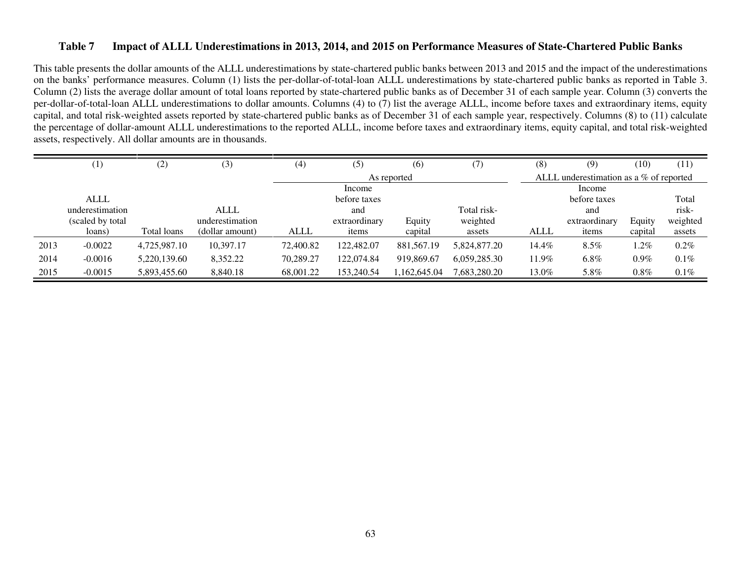### Table 7 Impact of ALLL Underestimations in 2013, 2014, and 2015 on Performance Measures of State-Chartered Public Banks

This table presents the dollar amounts of the ALLL underestimations by state-chartered public banks between 2013 and 2015 and the impact of the underestimations on the banks' performance measures. Column (1) lists the per-dollar-of-total-loan ALLL underestimations by state-chartered public banks as reported in Table 3. Column (2) lists the average dollar amount of total loans reported by state-chartered public banks as of December 31 of each sample year. Column (3) converts the per-dollar-of-total-loan ALLL underestimations to dollar amounts. Columns (4) to (7) list the average ALLL, income before taxes and extraordinary items, equity capital, and total risk-weighted assets reported by state-chartered public banks as of December 31 of each sample year, respectively. Columns (8) to (11) calculate the percentage of dollar-amount ALLL underestimations to the reported ALLL, income before taxes and extraordinary items, equity capital, and total risk-weighted assets, respectively. All dollar amounts are in thousands.

| | (1) | (2) | (3) | (4) | (5) | (6) | (7) | (8) | (9) | (10) | (11) |
|---|---|---|---|---|---|---|---|---|---|---|---|
| | | | | As reported | | | | ALLL underestimation as a % of reported | | | |
| | ALLL underestimation (scaled by total loans) | Total loans | ALLL underestimation (dollar amount) | ALLL | Income before taxes and extraordinary items | Equity capital | Total risk-weighted assets | ALLL | Income before taxes and extraordinary items | Equity capital | Total risk-weighted assets |
| 2013 | -0.0022 | 4,725,987.10 | 10,397.17 | 72,400.82 | 122,482.07 | 881,567.19 | 5,824,877.20 | 14.4% | 8.5% | 1.2% | 0.2% |
| 2014 | -0.0016 | 5,220,139.60 | 8,352.22 | 70,289.27 | 122,074.84 | 919,869.67 | 6,059,285.30 | 11.9% | 6.8% | 0.9% | 0.1% |
| 2015 | -0.0015 | 5,893,455.60 | 8,840.18 | 68,001.22 | 153,240.54 | 1,162,645.04 | 7,683,280.20 | 13.0% | 5.8% | 0.8% | 0.1% |